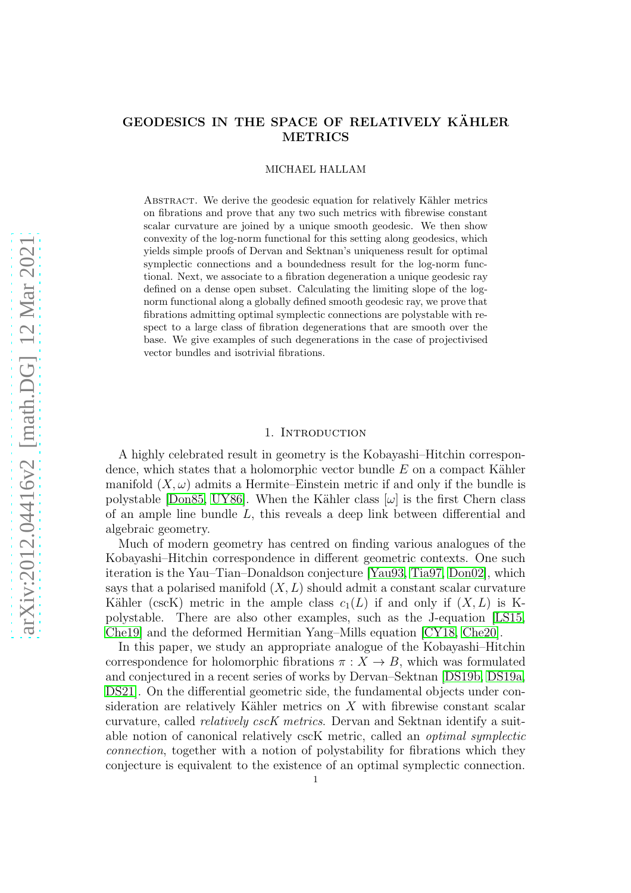# GEODESICS IN THE SPACE OF RELATIVELY KÄHLER METRICS

MICHAEL HALLAM

Abstract. We derive the geodesic equation for relatively Kähler metrics on fibrations and prove that any two such metrics with fibrewise constant scalar curvature are joined by a unique smooth geodesic. We then show convexity of the log-norm functional for this setting along geodesics, which yields simple proofs of Dervan and Sektnan's uniqueness result for optimal symplectic connections and a boundedness result for the log-norm functional. Next, we associate to a fibration degeneration a unique geodesic ray defined on a dense open subset. Calculating the limiting slope of the log-norm functional along a globally defined smooth geodesic ray, we prove that fibrations admitting optimal symplectic connections are polystable with respect to a large class of fibration degenerations that are smooth over the base. We give examples of such degenerations in the case of projectivised vector bundles and isotrivial fibrations.

## 1. Introduction

A highly celebrated result in geometry is the Kobayashi–Hitchin correspondence, which states that a holomorphic vector bundle $E$ on a compact Kähler manifold $(X, \omega)$ admits a Hermite–Einstein metric if and only if the bundle is polystable [Don85, UY86]. When the Kähler class $[\omega]$ is the first Chern class of an ample line bundle $L$, this reveals a deep link between differential and algebraic geometry.

Much of modern geometry has centred on finding various analogues of the Kobayashi–Hitchin correspondence in different geometric contexts. One such iteration is the Yau–Tian–Donaldson conjecture [Yau93, Tia97, Don02], which says that a polarised manifold $(X, L)$ should admit a constant scalar curvature Kähler (cscK) metric in the ample class $c_1(L)$ if and only if $(X, L)$ is K-polystable. There are also other examples, such as the J-equation [LS15, Che19] and the deformed Hermitian Yang–Mills equation [CY18, Che20].

In this paper, we study an appropriate analogue of the Kobayashi–Hitchin correspondence for holomorphic fibrations $\pi : X \to B$, which was formulated and conjectured in a recent series of works by Dervan–Sektnan [DS19b, DS19a, DS21]. On the differential geometric side, the fundamental objects under consideration are relatively Kähler metrics on $X$ with fibrewise constant scalar curvature, called *relatively cscK metrics*. Dervan and Sektnan identify a suitable notion of canonical relatively cscK metric, called an *optimal symplectic connection*, together with a notion of polystability for fibrations which they conjecture is equivalent to the existence of an optimal symplectic connection.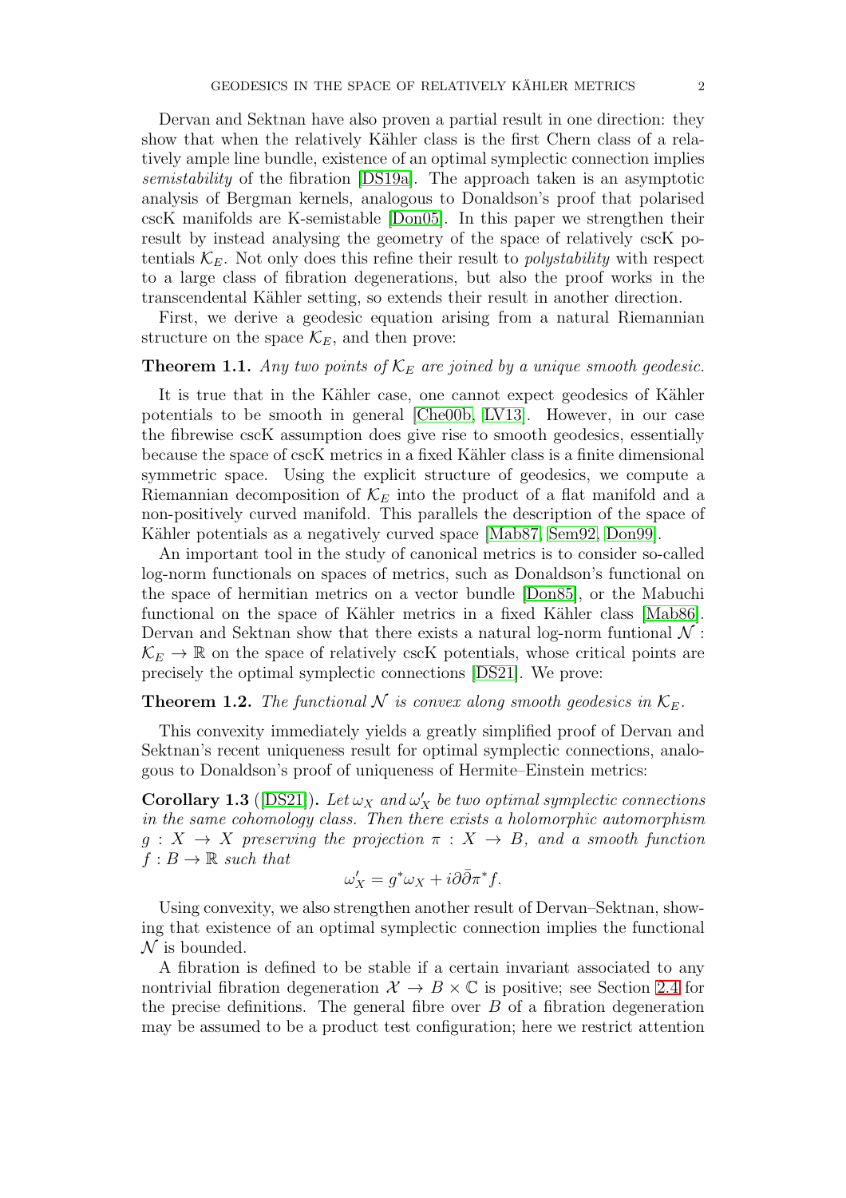Dervan and Sektnan have also proven a partial result in one direction: they show that when the relatively Kähler class is the first Chern class of a relatively ample line bundle, existence of an optimal symplectic connection implies *semistability* of the fibration [DS19a]. The approach taken is an asymptotic analysis of Bergman kernels, analogous to Donaldson's proof that polarised cscK manifolds are K-semistable [Don05]. In this paper we strengthen their result by instead analysing the geometry of the space of relatively cscK potentials $\mathcal{K}_E$. Not only does this refine their result to *polystability* with respect to a large class of fibration degenerations, but also the proof works in the transcendental Kähler setting, so extends their result in another direction.

First, we derive a geodesic equation arising from a natural Riemannian structure on the space $\mathcal{K}_E$, and then prove:

**Theorem 1.1.** *Any two points of $\mathcal{K}_E$ are joined by a unique smooth geodesic.*

It is true that in the Kähler case, one cannot expect geodesics of Kähler potentials to be smooth in general [Che00b, LV13]. However, in our case the fibrewise cscK assumption does give rise to smooth geodesics, essentially because the space of cscK metrics in a fixed Kähler class is a finite dimensional symmetric space. Using the explicit structure of geodesics, we compute a Riemannian decomposition of $\mathcal{K}_E$ into the product of a flat manifold and a non-positively curved manifold. This parallels the description of the space of Kähler potentials as a negatively curved space [Mab87, Sem92, Don99].

An important tool in the study of canonical metrics is to consider so-called log-norm functionals on spaces of metrics, such as Donaldson's functional on the space of hermitian metrics on a vector bundle [Don85], or the Mabuchi functional on the space of Kähler metrics in a fixed Kähler class [Mab86]. Dervan and Sektnan show that there exists a natural log-norm funtional $\mathcal{N} : \mathcal{K}_E \to \mathbb{R}$ on the space of relatively cscK potentials, whose critical points are precisely the optimal symplectic connections [DS21]. We prove:

**Theorem 1.2.** *The functional $\mathcal{N}$ is convex along smooth geodesics in $\mathcal{K}_E$.*

This convexity immediately yields a greatly simplified proof of Dervan and Sektnan's recent uniqueness result for optimal symplectic connections, analogous to Donaldson's proof of uniqueness of Hermite–Einstein metrics:

**Corollary 1.3** ([DS21])**.** *Let $\omega_X$ and $\omega'_X$ be two optimal symplectic connections in the same cohomology class. Then there exists a holomorphic automorphism $g : X \to X$ preserving the projection $\pi : X \to B$, and a smooth function $f : B \to \mathbb{R}$ such that*

$$\omega'_X = g^*\omega_X + i\partial\bar{\partial}\pi^* f.$$

Using convexity, we also strengthen another result of Dervan–Sektnan, showing that existence of an optimal symplectic connection implies the functional $\mathcal{N}$ is bounded.

A fibration is defined to be stable if a certain invariant associated to any nontrivial fibration degeneration $\mathcal{X} \to B \times \mathbb{C}$ is positive; see Section 2.4 for the precise definitions. The general fibre over $B$ of a fibration degeneration may be assumed to be a product test configuration; here we restrict attention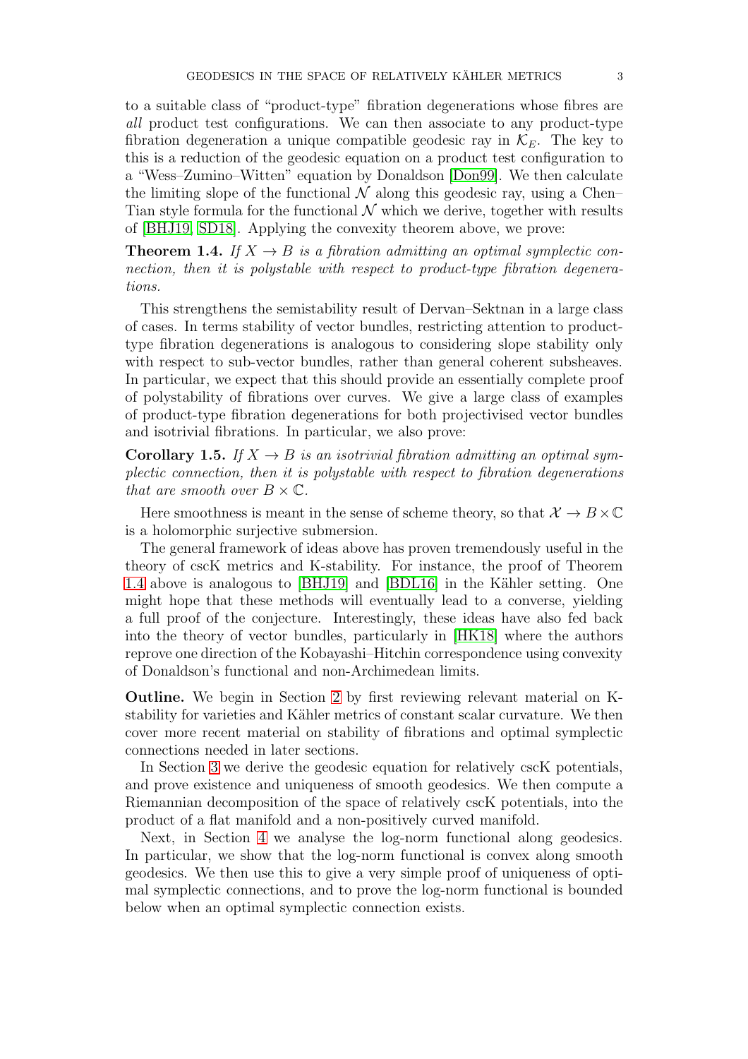to a suitable class of "product-type" fibration degenerations whose fibres are *all* product test configurations. We can then associate to any product-type fibration degeneration a unique compatible geodesic ray in $\mathcal{K}_E$. The key to this is a reduction of the geodesic equation on a product test configuration to a "Wess–Zumino–Witten" equation by Donaldson [Don99]. We then calculate the limiting slope of the functional $\mathcal{N}$ along this geodesic ray, using a Chen–Tian style formula for the functional $\mathcal{N}$ which we derive, together with results of [BHJ19, SD18]. Applying the convexity theorem above, we prove:

**Theorem 1.4.** *If $X \to B$ is a fibration admitting an optimal symplectic connection, then it is polystable with respect to product-type fibration degenerations.*

This strengthens the semistability result of Dervan–Sektnan in a large class of cases. In terms stability of vector bundles, restricting attention to product-type fibration degenerations is analogous to considering slope stability only with respect to sub-vector bundles, rather than general coherent subsheaves. In particular, we expect that this should provide an essentially complete proof of polystability of fibrations over curves. We give a large class of examples of product-type fibration degenerations for both projectivised vector bundles and isotrivial fibrations. In particular, we also prove:

**Corollary 1.5.** *If $X \to B$ is an isotrivial fibration admitting an optimal symplectic connection, then it is polystable with respect to fibration degenerations that are smooth over $B \times \mathbb{C}$.*

Here smoothness is meant in the sense of scheme theory, so that $\mathcal{X} \to B \times \mathbb{C}$ is a holomorphic surjective submersion.

The general framework of ideas above has proven tremendously useful in the theory of cscK metrics and K-stability. For instance, the proof of Theorem 1.4 above is analogous to [BHJ19] and [BDL16] in the Kähler setting. One might hope that these methods will eventually lead to a converse, yielding a full proof of the conjecture. Interestingly, these ideas have also fed back into the theory of vector bundles, particularly in [HK18] where the authors reprove one direction of the Kobayashi–Hitchin correspondence using convexity of Donaldson's functional and non-Archimedean limits.

**Outline.** We begin in Section 2 by first reviewing relevant material on K-stability for varieties and Kähler metrics of constant scalar curvature. We then cover more recent material on stability of fibrations and optimal symplectic connections needed in later sections.

In Section 3 we derive the geodesic equation for relatively cscK potentials, and prove existence and uniqueness of smooth geodesics. We then compute a Riemannian decomposition of the space of relatively cscK potentials, into the product of a flat manifold and a non-positively curved manifold.

Next, in Section 4 we analyse the log-norm functional along geodesics. In particular, we show that the log-norm functional is convex along smooth geodesics. We then use this to give a very simple proof of uniqueness of optimal symplectic connections, and to prove the log-norm functional is bounded below when an optimal symplectic connection exists.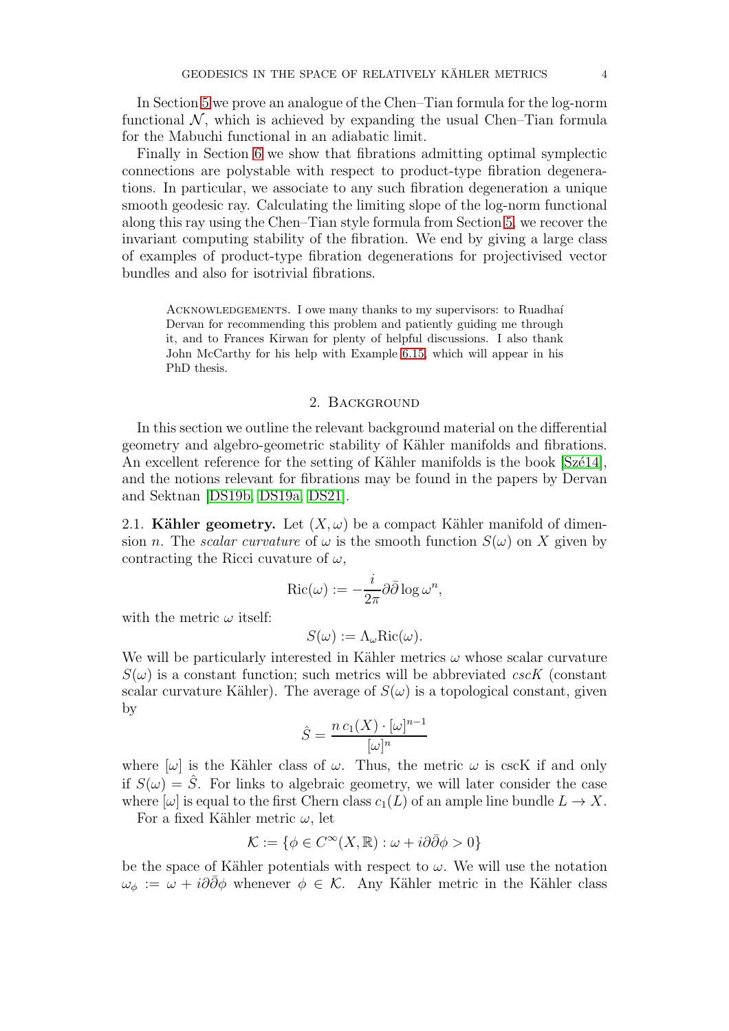In Section 5 we prove an analogue of the Chen–Tian formula for the log-norm functional $\mathcal{N}$, which is achieved by expanding the usual Chen–Tian formula for the Mabuchi functional in an adiabatic limit.

Finally in Section 6 we show that fibrations admitting optimal symplectic connections are polystable with respect to product-type fibration degenerations. In particular, we associate to any such fibration degeneration a unique smooth geodesic ray. Calculating the limiting slope of the log-norm functional along this ray using the Chen–Tian style formula from Section 5, we recover the invariant computing stability of the fibration. We end by giving a large class of examples of product-type fibration degenerations for projectivised vector bundles and also for isotrivial fibrations.

> Acknowledgements. I owe many thanks to my supervisors: to Ruadhaí Dervan for recommending this problem and patiently guiding me through it, and to Frances Kirwan for plenty of helpful discussions. I also thank John McCarthy for his help with Example 6.15, which will appear in his PhD thesis.

## 2. Background

In this section we outline the relevant background material on the differential geometry and algebro-geometric stability of Kähler manifolds and fibrations. An excellent reference for the setting of Kähler manifolds is the book [Szé14], and the notions relevant for fibrations may be found in the papers by Dervan and Sektnan [DS19b, DS19a, DS21].

**2.1. Kähler geometry.** Let $(X, \omega)$ be a compact Kähler manifold of dimension $n$. The *scalar curvature* of $\omega$ is the smooth function $S(\omega)$ on $X$ given by contracting the Ricci cuvature of $\omega$,

$$\mathrm{Ric}(\omega) := -\frac{i}{2\pi}\partial\bar{\partial}\log\omega^n,$$

with the metric $\omega$ itself:

$$S(\omega) := \Lambda_\omega \mathrm{Ric}(\omega).$$

We will be particularly interested in Kähler metrics $\omega$ whose scalar curvature $S(\omega)$ is a constant function; such metrics will be abbreviated *cscK* (constant scalar curvature Kähler). The average of $S(\omega)$ is a topological constant, given by

$$\hat{S} = \frac{n\, c_1(X)\cdot[\omega]^{n-1}}{[\omega]^n}$$

where $[\omega]$ is the Kähler class of $\omega$. Thus, the metric $\omega$ is cscK if and only if $S(\omega) = \hat{S}$. For links to algebraic geometry, we will later consider the case where $[\omega]$ is equal to the first Chern class $c_1(L)$ of an ample line bundle $L \to X$.

For a fixed Kähler metric $\omega$, let

$$\mathcal{K} := \{\phi \in C^\infty(X, \mathbb{R}) : \omega + i\partial\bar{\partial}\phi > 0\}$$

be the space of Kähler potentials with respect to $\omega$. We will use the notation $\omega_\phi := \omega + i\partial\bar{\partial}\phi$ whenever $\phi \in \mathcal{K}$. Any Kähler metric in the Kähler class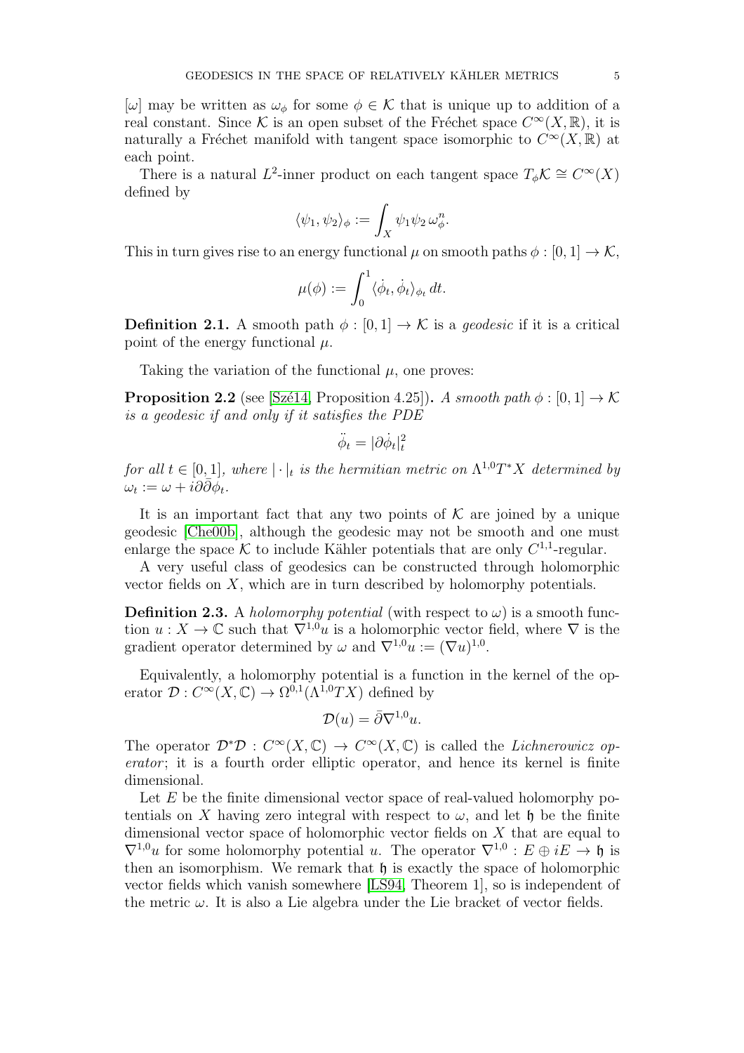$[\omega]$ may be written as $\omega_\phi$ for some $\phi \in \mathcal{K}$ that is unique up to addition of a real constant. Since $\mathcal{K}$ is an open subset of the Fréchet space $C^\infty(X, \mathbb{R})$, it is naturally a Fréchet manifold with tangent space isomorphic to $C^\infty(X, \mathbb{R})$ at each point.

There is a natural $L^2$-inner product on each tangent space $T_\phi\mathcal{K} \cong C^\infty(X)$ defined by

$$\langle \psi_1, \psi_2 \rangle_\phi := \int_X \psi_1 \psi_2 \, \omega_\phi^n.$$

This in turn gives rise to an energy functional $\mu$ on smooth paths $\phi : [0, 1] \to \mathcal{K}$,

$$\mu(\phi) := \int_0^1 \langle \dot{\phi}_t, \dot{\phi}_t \rangle_{\phi_t} \, dt.$$

**Definition 2.1.** A smooth path $\phi : [0, 1] \to \mathcal{K}$ is a *geodesic* if it is a critical point of the energy functional $\mu$.

Taking the variation of the functional $\mu$, one proves:

**Proposition 2.2** (see [Szé14, Proposition 4.25])**.** *A smooth path $\phi : [0, 1] \to \mathcal{K}$ is a geodesic if and only if it satisfies the PDE*

$$\ddot{\phi}_t = |\partial \dot{\phi}_t|_t^2$$

*for all $t \in [0, 1]$, where $|\cdot|_t$ is the hermitian metric on $\Lambda^{1,0}T^*X$ determined by $\omega_t := \omega + i\partial\bar{\partial}\phi_t$.*

It is an important fact that any two points of $\mathcal{K}$ are joined by a unique geodesic [Che00b], although the geodesic may not be smooth and one must enlarge the space $\mathcal{K}$ to include Kähler potentials that are only $C^{1,1}$-regular.

A very useful class of geodesics can be constructed through holomorphic vector fields on $X$, which are in turn described by holomorphy potentials.

**Definition 2.3.** A *holomorphy potential* (with respect to $\omega$) is a smooth function $u : X \to \mathbb{C}$ such that $\nabla^{1,0}u$ is a holomorphic vector field, where $\nabla$ is the gradient operator determined by $\omega$ and $\nabla^{1,0}u := (\nabla u)^{1,0}$.

Equivalently, a holomorphy potential is a function in the kernel of the operator $\mathcal{D} : C^\infty(X, \mathbb{C}) \to \Omega^{0,1}(\Lambda^{1,0}TX)$ defined by

$$\mathcal{D}(u) = \bar{\partial}\nabla^{1,0}u.$$

The operator $\mathcal{D}^*\mathcal{D} : C^\infty(X, \mathbb{C}) \to C^\infty(X, \mathbb{C})$ is called the *Lichnerowicz operator*; it is a fourth order elliptic operator, and hence its kernel is finite dimensional.

Let $E$ be the finite dimensional vector space of real-valued holomorphy potentials on $X$ having zero integral with respect to $\omega$, and let $\mathfrak{h}$ be the finite dimensional vector space of holomorphic vector fields on $X$ that are equal to $\nabla^{1,0}u$ for some holomorphy potential $u$. The operator $\nabla^{1,0} : E \oplus iE \to \mathfrak{h}$ is then an isomorphism. We remark that $\mathfrak{h}$ is exactly the space of holomorphic vector fields which vanish somewhere [LS94, Theorem 1], so is independent of the metric $\omega$. It is also a Lie algebra under the Lie bracket of vector fields.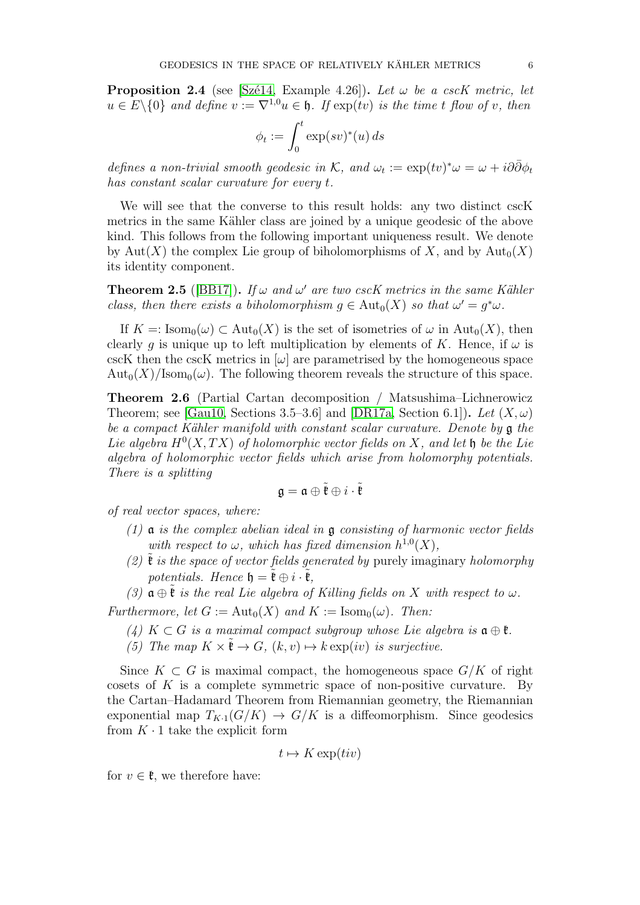**Proposition 2.4** (see [Szé14, Example 4.26])**.** *Let $\omega$ be a cscK metric, let $u \in E \backslash \{0\}$ and define $v := \nabla^{1,0} u \in \mathfrak{h}$. If $\exp(tv)$ is the time $t$ flow of $v$, then*

$$\phi_t := \int_0^t \exp(sv)^*(u)\, ds$$

*defines a non-trivial smooth geodesic in $\mathcal{K}$, and $\omega_t := \exp(tv)^*\omega = \omega + i\partial\bar{\partial}\phi_t$ has constant scalar curvature for every $t$.*

We will see that the converse to this result holds: any two distinct cscK metrics in the same Kähler class are joined by a unique geodesic of the above kind. This follows from the following important uniqueness result. We denote by $\mathrm{Aut}(X)$ the complex Lie group of biholomorphisms of $X$, and by $\mathrm{Aut}_0(X)$ its identity component.

**Theorem 2.5** ([BB17])**.** *If $\omega$ and $\omega'$ are two cscK metrics in the same Kähler class, then there exists a biholomorphism $g \in \mathrm{Aut}_0(X)$ so that $\omega' = g^*\omega$.*

If $K =: \mathrm{Isom}_0(\omega) \subset \mathrm{Aut}_0(X)$ is the set of isometries of $\omega$ in $\mathrm{Aut}_0(X)$, then clearly $g$ is unique up to left multiplication by elements of $K$. Hence, if $\omega$ is cscK then the cscK metrics in $[\omega]$ are parametrised by the homogeneous space $\mathrm{Aut}_0(X)/\mathrm{Isom}_0(\omega)$. The following theorem reveals the structure of this space.

**Theorem 2.6** (Partial Cartan decomposition / Matsushima–Lichnerowicz Theorem; see [Gau10, Sections 3.5–3.6] and [DR17a, Section 6.1])**.** *Let $(X, \omega)$ be a compact Kähler manifold with constant scalar curvature. Denote by $\mathfrak{g}$ the Lie algebra $H^0(X, TX)$ of holomorphic vector fields on $X$, and let $\mathfrak{h}$ be the Lie algebra of holomorphic vector fields which arise from holomorphy potentials. There is a splitting*

$$\mathfrak{g} = \mathfrak{a} \oplus \tilde{\mathfrak{k}} \oplus i \cdot \tilde{\mathfrak{k}}$$

*of real vector spaces, where:*

*(1) $\mathfrak{a}$ is the complex abelian ideal in $\mathfrak{g}$ consisting of harmonic vector fields with respect to $\omega$, which has fixed dimension $h^{1,0}(X)$,*

*(2) $\tilde{\mathfrak{k}}$ is the space of vector fields generated by* purely imaginary *holomorphy potentials. Hence $\mathfrak{h} = \tilde{\mathfrak{k}} \oplus i \cdot \tilde{\mathfrak{k}}$,*

*(3) $\mathfrak{a} \oplus \tilde{\mathfrak{k}}$ is the real Lie algebra of Killing fields on $X$ with respect to $\omega$.*

*Furthermore, let $G := \mathrm{Aut}_0(X)$ and $K := \mathrm{Isom}_0(\omega)$. Then:*

*(4) $K \subset G$ is a maximal compact subgroup whose Lie algebra is $\mathfrak{a} \oplus \mathfrak{k}$.*

*(5) The map $K \times \tilde{\mathfrak{k}} \to G$, $(k, v) \mapsto k \exp(iv)$ is surjective.*

Since $K \subset G$ is maximal compact, the homogeneous space $G/K$ of right cosets of $K$ is a complete symmetric space of non-positive curvature. By the Cartan–Hadamard Theorem from Riemannian geometry, the Riemannian exponential map $T_{K\cdot 1}(G/K) \to G/K$ is a diffeomorphism. Since geodesics from $K \cdot 1$ take the explicit form

$$t \mapsto K \exp(tiv)$$

for $v \in \mathfrak{k}$, we therefore have: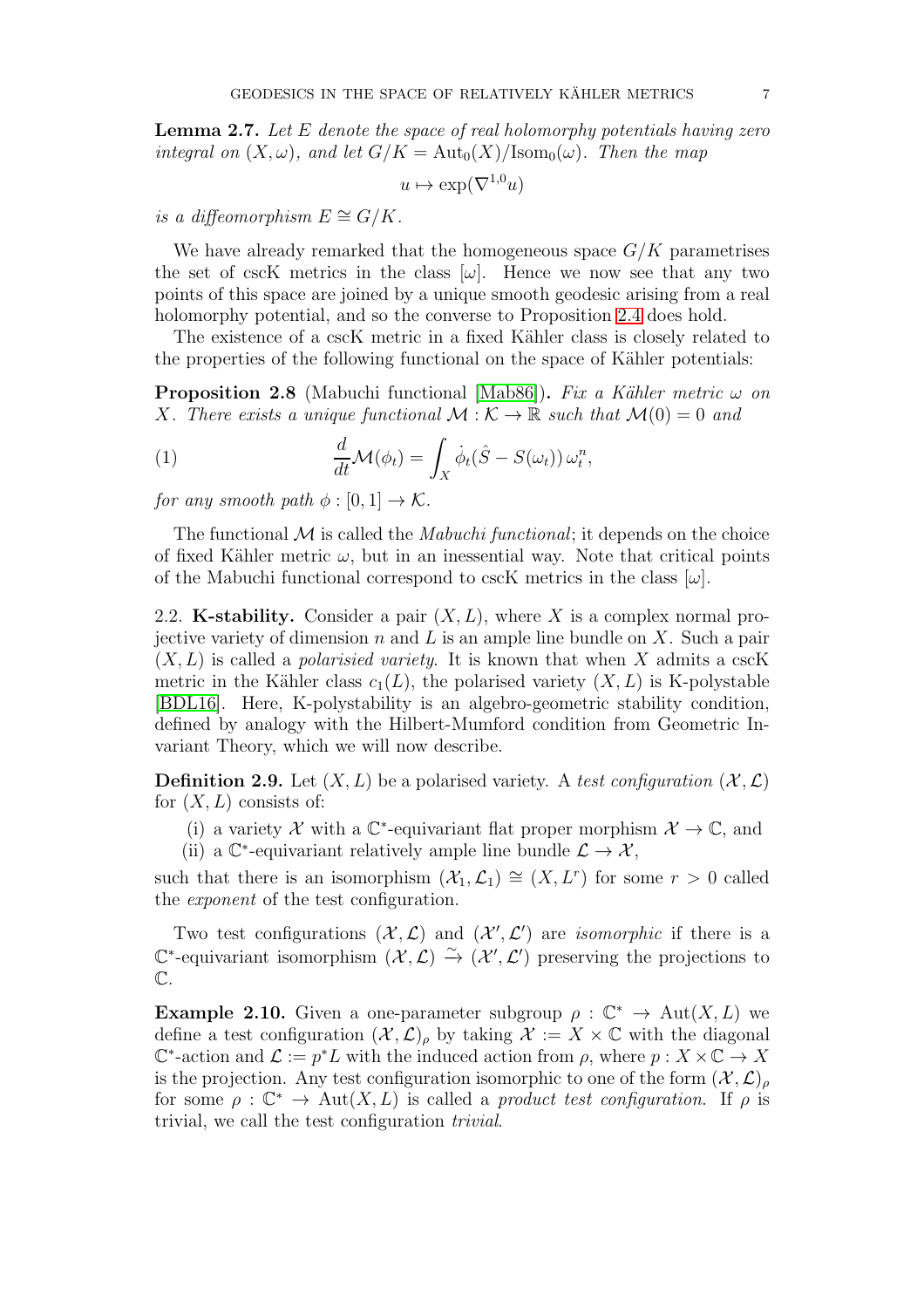**Lemma 2.7.** *Let $E$ denote the space of real holomorphy potentials having zero integral on $(X, \omega)$, and let $G/K = \mathrm{Aut}_0(X)/\mathrm{Isom}_0(\omega)$. Then the map*

$$u \mapsto \exp(\nabla^{1,0} u)$$

*is a diffeomorphism $E \cong G/K$.*

We have already remarked that the homogeneous space $G/K$ parametrises the set of cscK metrics in the class $[\omega]$. Hence we now see that any two points of this space are joined by a unique smooth geodesic arising from a real holomorphy potential, and so the converse to Proposition 2.4 does hold.

The existence of a cscK metric in a fixed Kähler class is closely related to the properties of the following functional on the space of Kähler potentials:

**Proposition 2.8** (Mabuchi functional [Mab86])**.** *Fix a Kähler metric $\omega$ on $X$. There exists a unique functional $\mathcal{M} : \mathcal{K} \to \mathbb{R}$ such that $\mathcal{M}(0) = 0$ and*

$$\frac{d}{dt}\mathcal{M}(\phi_t) = \int_X \dot{\phi}_t(\hat{S} - S(\omega_t))\, \omega_t^n, \tag{1}$$

*for any smooth path $\phi : [0, 1] \to \mathcal{K}$.*

The functional $\mathcal{M}$ is called the *Mabuchi functional*; it depends on the choice of fixed Kähler metric $\omega$, but in an inessential way. Note that critical points of the Mabuchi functional correspond to cscK metrics in the class $[\omega]$.

## 2.2. K-stability.

Consider a pair $(X, L)$, where $X$ is a complex normal projective variety of dimension $n$ and $L$ is an ample line bundle on $X$. Such a pair $(X, L)$ is called a *polarisied variety*. It is known that when $X$ admits a cscK metric in the Kähler class $c_1(L)$, the polarised variety $(X, L)$ is K-polystable [BDL16]. Here, K-polystability is an algebro-geometric stability condition, defined by analogy with the Hilbert-Mumford condition from Geometric Invariant Theory, which we will now describe.

**Definition 2.9.** Let $(X, L)$ be a polarised variety. A *test configuration* $(\mathcal{X}, \mathcal{L})$ for $(X, L)$ consists of:

(i) a variety $\mathcal{X}$ with a $\mathbb{C}^*$-equivariant flat proper morphism $\mathcal{X} \to \mathbb{C}$, and
(ii) a $\mathbb{C}^*$-equivariant relatively ample line bundle $\mathcal{L} \to \mathcal{X}$,

such that there is an isomorphism $(\mathcal{X}_1, \mathcal{L}_1) \cong (X, L^r)$ for some $r > 0$ called the *exponent* of the test configuration.

Two test configurations $(\mathcal{X}, \mathcal{L})$ and $(\mathcal{X}', \mathcal{L}')$ are *isomorphic* if there is a $\mathbb{C}^*$-equivariant isomorphism $(\mathcal{X}, \mathcal{L}) \xrightarrow{\sim} (\mathcal{X}', \mathcal{L}')$ preserving the projections to $\mathbb{C}$.

**Example 2.10.** Given a one-parameter subgroup $\rho : \mathbb{C}^* \to \mathrm{Aut}(X, L)$ we define a test configuration $(\mathcal{X}, \mathcal{L})_\rho$ by taking $\mathcal{X} := X \times \mathbb{C}$ with the diagonal $\mathbb{C}^*$-action and $\mathcal{L} := p^* L$ with the induced action from $\rho$, where $p : X \times \mathbb{C} \to X$ is the projection. Any test configuration isomorphic to one of the form $(\mathcal{X}, \mathcal{L})_\rho$ for some $\rho : \mathbb{C}^* \to \mathrm{Aut}(X, L)$ is called a *product test configuration*. If $\rho$ is trivial, we call the test configuration *trivial*.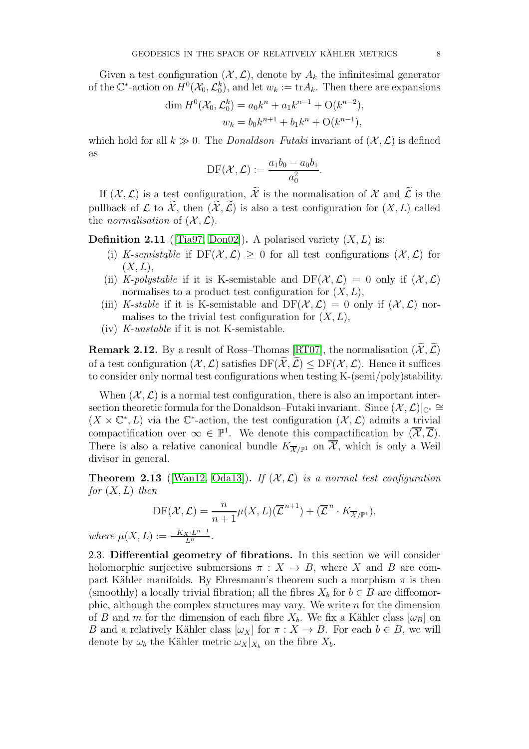Given a test configuration $(\mathcal{X}, \mathcal{L})$, denote by $A_k$ the infinitesimal generator of the $\mathbb{C}^*$-action on $H^0(\mathcal{X}_0, \mathcal{L}_0^k)$, and let $w_k := \mathrm{tr} A_k$. Then there are expansions

$$\dim H^0(\mathcal{X}_0, \mathcal{L}_0^k) = a_0 k^n + a_1 k^{n-1} + \mathrm{O}(k^{n-2}),$$
$$w_k = b_0 k^{n+1} + b_1 k^n + \mathrm{O}(k^{n-1}),$$

which hold for all $k \gg 0$. The *Donaldson–Futaki* invariant of $(\mathcal{X}, \mathcal{L})$ is defined as

$$\mathrm{DF}(\mathcal{X}, \mathcal{L}) := \frac{a_1 b_0 - a_0 b_1}{a_0^2}.$$

If $(\mathcal{X}, \mathcal{L})$ is a test configuration, $\widetilde{\mathcal{X}}$ is the normalisation of $\mathcal{X}$ and $\widetilde{\mathcal{L}}$ is the pullback of $\mathcal{L}$ to $\widetilde{\mathcal{X}}$, then $(\widetilde{\mathcal{X}}, \widetilde{\mathcal{L}})$ is also a test configuration for $(X, L)$ called the *normalisation* of $(\mathcal{X}, \mathcal{L})$.

**Definition 2.11** ([Tia97, Don02])**.** A polarised variety $(X, L)$ is:

- (i) *K-semistable* if $\mathrm{DF}(\mathcal{X}, \mathcal{L}) \geq 0$ for all test configurations $(\mathcal{X}, \mathcal{L})$ for $(X, L)$,
- (ii) *K-polystable* if it is K-semistable and $\mathrm{DF}(\mathcal{X}, \mathcal{L}) = 0$ only if $(\mathcal{X}, \mathcal{L})$ normalises to a product test configuration for $(X, L)$,
- (iii) *K-stable* if it is K-semistable and $\mathrm{DF}(\mathcal{X}, \mathcal{L}) = 0$ only if $(\mathcal{X}, \mathcal{L})$ normalises to the trivial test configuration for $(X, L)$,
- (iv) *K-unstable* if it is not K-semistable.

**Remark 2.12.** By a result of Ross–Thomas [RT07], the normalisation $(\widetilde{\mathcal{X}}, \widetilde{\mathcal{L}})$ of a test configuration $(\mathcal{X}, \mathcal{L})$ satisfies $\mathrm{DF}(\widetilde{\mathcal{X}}, \widetilde{\mathcal{L}}) \leq \mathrm{DF}(\mathcal{X}, \mathcal{L})$. Hence it suffices to consider only normal test configurations when testing K-(semi/poly)stability.

When $(\mathcal{X}, \mathcal{L})$ is a normal test configuration, there is also an important intersection theoretic formula for the Donaldson–Futaki invariant. Since $(\mathcal{X}, \mathcal{L})|_{\mathbb{C}^*} \cong (X \times \mathbb{C}^*, L)$ via the $\mathbb{C}^*$-action, the test configuration $(\mathcal{X}, \mathcal{L})$ admits a trivial compactification over $\infty \in \mathbb{P}^1$. We denote this compactification by $(\overline{\mathcal{X}}, \overline{\mathcal{L}})$. There is also a relative canonical bundle $K_{\overline{\mathcal{X}}/\mathbb{P}^1}$ on $\overline{\mathcal{X}}$, which is only a Weil divisor in general.

**Theorem 2.13** ([Wan12, Oda13])**.** *If $(\mathcal{X}, \mathcal{L})$ is a normal test configuration for $(X, L)$ then*

$$\mathrm{DF}(\mathcal{X}, \mathcal{L}) = \frac{n}{n+1} \mu(X, L) (\overline{\mathcal{L}}^{n+1}) + (\overline{\mathcal{L}}^n \cdot K_{\overline{\mathcal{X}}/\mathbb{P}^1}),$$

*where* $\mu(X, L) := \frac{-K_X \cdot L^{n-1}}{L^n}$.

## 2.3. Differential geometry of fibrations.

In this section we will consider holomorphic surjective submersions $\pi : X \to B$, where $X$ and $B$ are compact Kähler manifolds. By Ehresmann's theorem such a morphism $\pi$ is then (smoothly) a locally trivial fibration; all the fibres $X_b$ for $b \in B$ are diffeomorphic, although the complex structures may vary. We write $n$ for the dimension of $B$ and $m$ for the dimension of each fibre $X_b$. We fix a Kähler class $[\omega_B]$ on $B$ and a relatively Kähler class $[\omega_X]$ for $\pi : X \to B$. For each $b \in B$, we will denote by $\omega_b$ the Kähler metric $\omega_X|_{X_b}$ on the fibre $X_b$.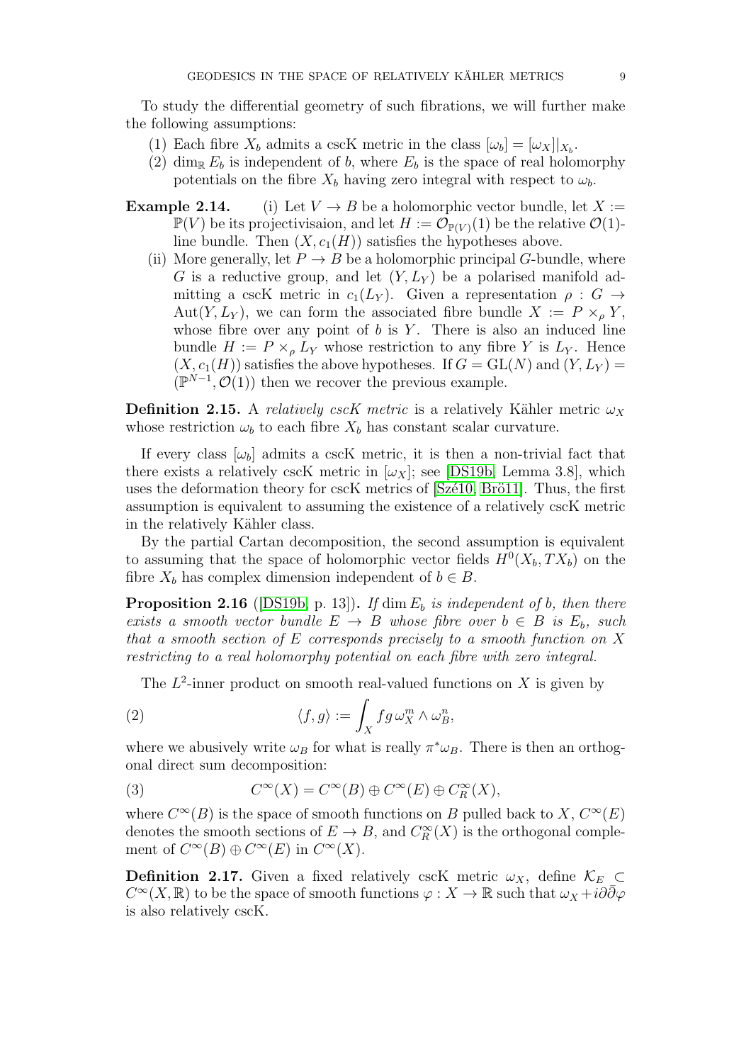To study the differential geometry of such fibrations, we will further make the following assumptions:

1. Each fibre $X_b$ admits a cscK metric in the class $[\omega_b] = [\omega_X]|_{X_b}$.
2. $\dim_{\mathbb{R}} E_b$ is independent of $b$, where $E_b$ is the space of real holomorphy potentials on the fibre $X_b$ having zero integral with respect to $\omega_b$.

**Example 2.14.** (i) Let $V \to B$ be a holomorphic vector bundle, let $X := \mathbb{P}(V)$ be its projectivisaion, and let $H := \mathcal{O}_{\mathbb{P}(V)}(1)$ be the relative $\mathcal{O}(1)$-line bundle. Then $(X, c_1(H))$ satisfies the hypotheses above.

(ii) More generally, let $P \to B$ be a holomorphic principal $G$-bundle, where $G$ is a reductive group, and let $(Y, L_Y)$ be a polarised manifold admitting a cscK metric in $c_1(L_Y)$. Given a representation $\rho : G \to \mathrm{Aut}(Y, L_Y)$, we can form the associated fibre bundle $X := P \times_\rho Y$, whose fibre over any point of $b$ is $Y$. There is also an induced line bundle $H := P \times_\rho L_Y$ whose restriction to any fibre $Y$ is $L_Y$. Hence $(X, c_1(H))$ satisfies the above hypotheses. If $G = \mathrm{GL}(N)$ and $(Y, L_Y) = (\mathbb{P}^{N-1}, \mathcal{O}(1))$ then we recover the previous example.

**Definition 2.15.** A *relatively cscK metric* is a relatively Kähler metric $\omega_X$ whose restriction $\omega_b$ to each fibre $X_b$ has constant scalar curvature.

If every class $[\omega_b]$ admits a cscK metric, it is then a non-trivial fact that there exists a relatively cscK metric in $[\omega_X]$; see [DS19b, Lemma 3.8], which uses the deformation theory for cscK metrics of [Szé10, Brö11]. Thus, the first assumption is equivalent to assuming the existence of a relatively cscK metric in the relatively Kähler class.

By the partial Cartan decomposition, the second assumption is equivalent to assuming that the space of holomorphic vector fields $H^0(X_b, TX_b)$ on the fibre $X_b$ has complex dimension independent of $b \in B$.

**Proposition 2.16** ([DS19b, p. 13])**.** *If $\dim E_b$ is independent of $b$, then there exists a smooth vector bundle $E \to B$ whose fibre over $b \in B$ is $E_b$, such that a smooth section of $E$ corresponds precisely to a smooth function on $X$ restricting to a real holomorphy potential on each fibre with zero integral.*

The $L^2$-inner product on smooth real-valued functions on $X$ is given by

$$\langle f, g \rangle := \int_X fg\, \omega_X^m \wedge \omega_B^n, \tag{2}$$

where we abusively write $\omega_B$ for what is really $\pi^*\omega_B$. There is then an orthogonal direct sum decomposition:

$$C^\infty(X) = C^\infty(B) \oplus C^\infty(E) \oplus C^\infty_R(X), \tag{3}$$

where $C^\infty(B)$ is the space of smooth functions on $B$ pulled back to $X$, $C^\infty(E)$ denotes the smooth sections of $E \to B$, and $C^\infty_R(X)$ is the orthogonal complement of $C^\infty(B) \oplus C^\infty(E)$ in $C^\infty(X)$.

**Definition 2.17.** Given a fixed relatively cscK metric $\omega_X$, define $\mathcal{K}_E \subset C^\infty(X, \mathbb{R})$ to be the space of smooth functions $\varphi : X \to \mathbb{R}$ such that $\omega_X + i\partial\bar{\partial}\varphi$ is also relatively cscK.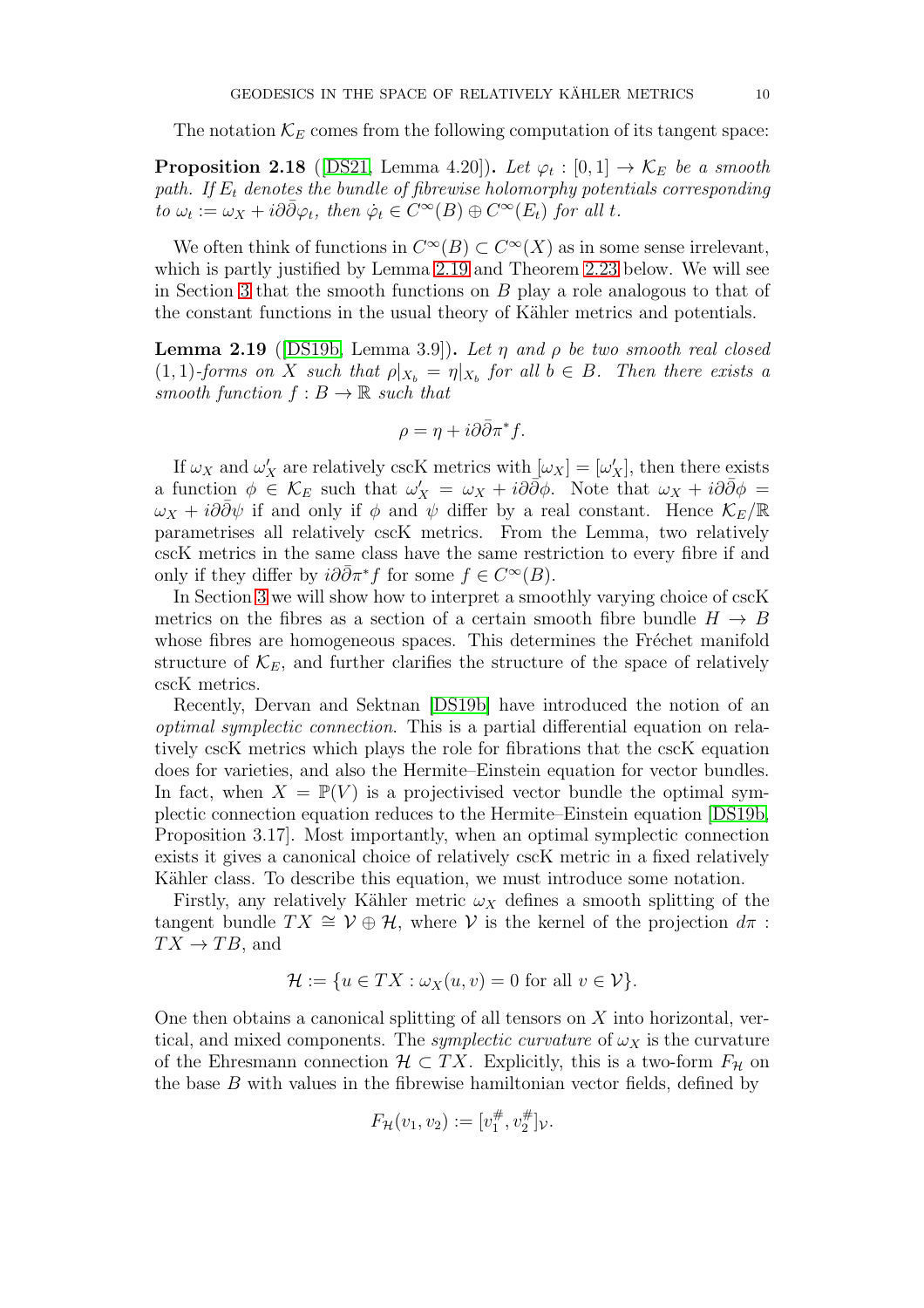The notation $\mathcal{K}_E$ comes from the following computation of its tangent space:

**Proposition 2.18** ([DS21, Lemma 4.20]). *Let $\varphi_t : [0,1] \to \mathcal{K}_E$ be a smooth path. If $E_t$ denotes the bundle of fibrewise holomorphy potentials corresponding to $\omega_t := \omega_X + i\partial\bar{\partial}\varphi_t$, then $\dot{\varphi}_t \in C^\infty(B) \oplus C^\infty(E_t)$ for all $t$.*

We often think of functions in $C^\infty(B) \subset C^\infty(X)$ as in some sense irrelevant, which is partly justified by Lemma 2.19 and Theorem 2.23 below. We will see in Section 3 that the smooth functions on $B$ play a role analogous to that of the constant functions in the usual theory of Kähler metrics and potentials.

**Lemma 2.19** ([DS19b, Lemma 3.9]). *Let $\eta$ and $\rho$ be two smooth real closed $(1,1)$-forms on $X$ such that $\rho|_{X_b} = \eta|_{X_b}$ for all $b \in B$. Then there exists a smooth function $f : B \to \mathbb{R}$ such that*

$$\rho = \eta + i\partial\bar{\partial}\pi^* f.$$

If $\omega_X$ and $\omega_X'$ are relatively cscK metrics with $[\omega_X] = [\omega_X']$, then there exists a function $\phi \in \mathcal{K}_E$ such that $\omega_X' = \omega_X + i\partial\bar{\partial}\phi$. Note that $\omega_X + i\partial\bar{\partial}\phi = \omega_X + i\partial\bar{\partial}\psi$ if and only if $\phi$ and $\psi$ differ by a real constant. Hence $\mathcal{K}_E/\mathbb{R}$ parametrises all relatively cscK metrics. From the Lemma, two relatively cscK metrics in the same class have the same restriction to every fibre if and only if they differ by $i\partial\bar{\partial}\pi^* f$ for some $f \in C^\infty(B)$.

In Section 3 we will show how to interpret a smoothly varying choice of cscK metrics on the fibres as a section of a certain smooth fibre bundle $H \to B$ whose fibres are homogeneous spaces. This determines the Fréchet manifold structure of $\mathcal{K}_E$, and further clarifies the structure of the space of relatively cscK metrics.

Recently, Dervan and Sektnan [DS19b] have introduced the notion of an *optimal symplectic connection*. This is a partial differential equation on relatively cscK metrics which plays the role for fibrations that the cscK equation does for varieties, and also the Hermite–Einstein equation for vector bundles. In fact, when $X = \mathbb{P}(V)$ is a projectivised vector bundle the optimal symplectic connection equation reduces to the Hermite–Einstein equation [DS19b, Proposition 3.17]. Most importantly, when an optimal symplectic connection exists it gives a canonical choice of relatively cscK metric in a fixed relatively Kähler class. To describe this equation, we must introduce some notation.

Firstly, any relatively Kähler metric $\omega_X$ defines a smooth splitting of the tangent bundle $TX \cong \mathcal{V} \oplus \mathcal{H}$, where $\mathcal{V}$ is the kernel of the projection $d\pi : TX \to TB$, and

$$\mathcal{H} := \{u \in TX : \omega_X(u, v) = 0 \text{ for all } v \in \mathcal{V}\}.$$

One then obtains a canonical splitting of all tensors on $X$ into horizontal, vertical, and mixed components. The *symplectic curvature* of $\omega_X$ is the curvature of the Ehresmann connection $\mathcal{H} \subset TX$. Explicitly, this is a two-form $F_\mathcal{H}$ on the base $B$ with values in the fibrewise hamiltonian vector fields, defined by

$$F_\mathcal{H}(v_1, v_2) := [v_1^\#, v_2^\#]_\mathcal{V}.$$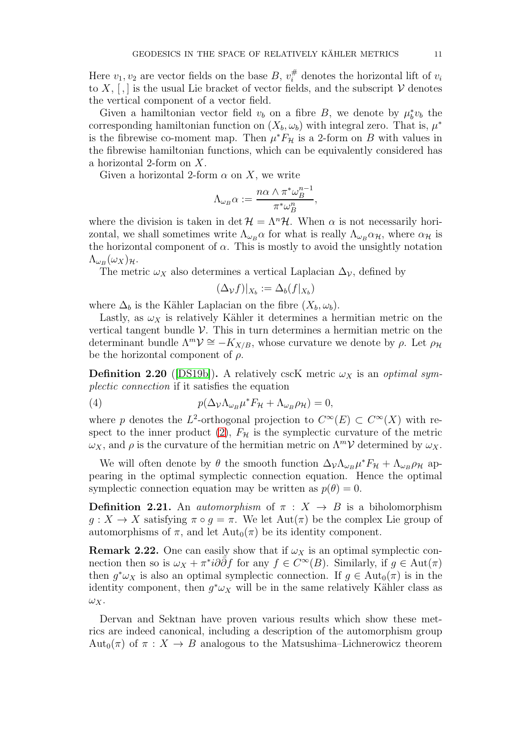Here $v_1, v_2$ are vector fields on the base $B$, $v_i^\#$ denotes the horizontal lift of $v_i$ to $X$, $[,]$ is the usual Lie bracket of vector fields, and the subscript $\mathcal{V}$ denotes the vertical component of a vector field.

Given a hamiltonian vector field $v_b$ on a fibre $B$, we denote by $\mu_b^* v_b$ the corresponding hamiltonian function on $(X_b, \omega_b)$ with integral zero. That is, $\mu^*$ is the fibrewise co-moment map. Then $\mu^* F_{\mathcal{H}}$ is a 2-form on $B$ with values in the fibrewise hamiltonian functions, which can be equivalently considered has a horizontal 2-form on $X$.

Given a horizontal 2-form $\alpha$ on $X$, we write

$$\Lambda_{\omega_B} \alpha := \frac{n\alpha \wedge \pi^*\omega_B^{n-1}}{\pi^*\omega_B^n},$$

where the division is taken in $\det \mathcal{H} = \Lambda^n \mathcal{H}$. When $\alpha$ is not necessarily horizontal, we shall sometimes write $\Lambda_{\omega_B}\alpha$ for what is really $\Lambda_{\omega_B}\alpha_{\mathcal{H}}$, where $\alpha_{\mathcal{H}}$ is the horizontal component of $\alpha$. This is mostly to avoid the unsightly notation $\Lambda_{\omega_B}(\omega_X)_{\mathcal{H}}$.

The metric $\omega_X$ also determines a vertical Laplacian $\Delta_{\mathcal{V}}$, defined by

$$(\Delta_{\mathcal{V}} f)|_{X_b} := \Delta_b(f|_{X_b})$$

where $\Delta_b$ is the Kähler Laplacian on the fibre $(X_b, \omega_b)$.

Lastly, as $\omega_X$ is relatively Kähler it determines a hermitian metric on the vertical tangent bundle $\mathcal{V}$. This in turn determines a hermitian metric on the determinant bundle $\Lambda^m \mathcal{V} \cong -K_{X/B}$, whose curvature we denote by $\rho$. Let $\rho_{\mathcal{H}}$ be the horizontal component of $\rho$.

**Definition 2.20** ([DS19b])**.** A relatively cscK metric $\omega_X$ is an *optimal symplectic connection* if it satisfies the equation

$$p(\Delta_{\mathcal{V}} \Lambda_{\omega_B} \mu^* F_{\mathcal{H}} + \Lambda_{\omega_B} \rho_{\mathcal{H}}) = 0, \tag{4}$$

where $p$ denotes the $L^2$-orthogonal projection to $C^\infty(E) \subset C^\infty(X)$ with respect to the inner product (2), $F_{\mathcal{H}}$ is the symplectic curvature of the metric $\omega_X$, and $\rho$ is the curvature of the hermitian metric on $\Lambda^m \mathcal{V}$ determined by $\omega_X$.

We will often denote by $\theta$ the smooth function $\Delta_{\mathcal{V}} \Lambda_{\omega_B} \mu^* F_{\mathcal{H}} + \Lambda_{\omega_B} \rho_{\mathcal{H}}$ appearing in the optimal symplectic connection equation. Hence the optimal symplectic connection equation may be written as $p(\theta) = 0$.

**Definition 2.21.** An *automorphism* of $\pi : X \to B$ is a biholomorphism $g : X \to X$ satisfying $\pi \circ g = \pi$. We let $\mathrm{Aut}(\pi)$ be the complex Lie group of automorphisms of $\pi$, and let $\mathrm{Aut}_0(\pi)$ be its identity component.

**Remark 2.22.** One can easily show that if $\omega_X$ is an optimal symplectic connection then so is $\omega_X + \pi^* i\partial\bar{\partial} f$ for any $f \in C^\infty(B)$. Similarly, if $g \in \mathrm{Aut}(\pi)$ then $g^*\omega_X$ is also an optimal symplectic connection. If $g \in \mathrm{Aut}_0(\pi)$ is in the identity component, then $g^*\omega_X$ will be in the same relatively Kähler class as $\omega_X$.

Dervan and Sektnan have proven various results which show these metrics are indeed canonical, including a description of the automorphism group $\mathrm{Aut}_0(\pi)$ of $\pi : X \to B$ analogous to the Matsushima–Lichnerowicz theorem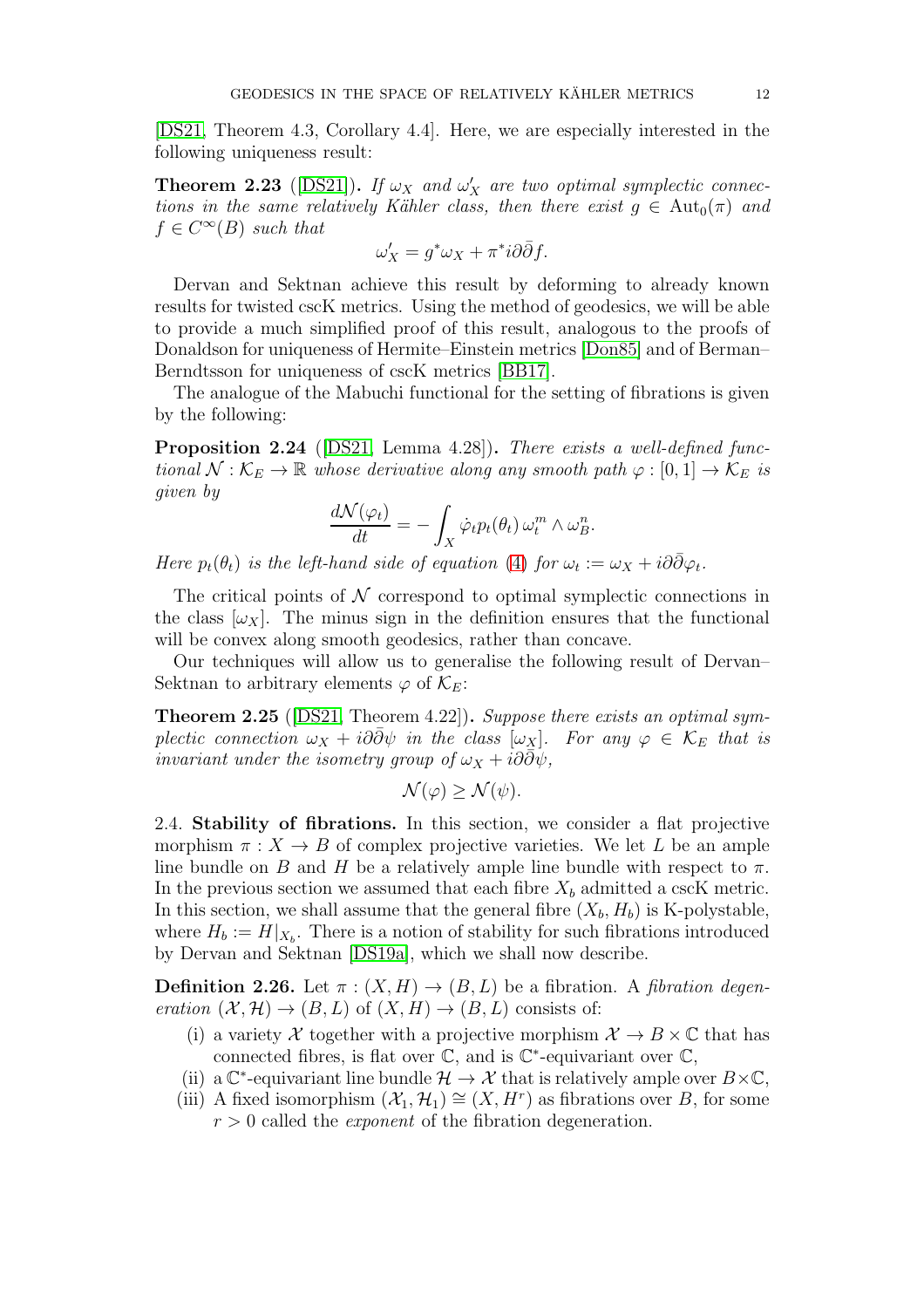[DS21, Theorem 4.3, Corollary 4.4]. Here, we are especially interested in the following uniqueness result:

**Theorem 2.23** ([DS21]). *If $\omega_X$ and $\omega_X'$ are two optimal symplectic connections in the same relatively Kähler class, then there exist $g \in \mathrm{Aut}_0(\pi)$ and $f \in C^\infty(B)$ such that*

$$\omega_X' = g^*\omega_X + \pi^* i\partial\bar{\partial} f.$$

Dervan and Sektnan achieve this result by deforming to already known results for twisted cscK metrics. Using the method of geodesics, we will be able to provide a much simplified proof of this result, analogous to the proofs of Donaldson for uniqueness of Hermite–Einstein metrics [Don85] and of Berman–Berndtsson for uniqueness of cscK metrics [BB17].

The analogue of the Mabuchi functional for the setting of fibrations is given by the following:

**Proposition 2.24** ([DS21, Lemma 4.28]). *There exists a well-defined functional $\mathcal{N} : \mathcal{K}_E \to \mathbb{R}$ whose derivative along any smooth path $\varphi : [0, 1] \to \mathcal{K}_E$ is given by*

$$\frac{d\mathcal{N}(\varphi_t)}{dt} = -\int_X \dot{\varphi}_t p_t(\theta_t)\, \omega_t^m \wedge \omega_B^n.$$

*Here $p_t(\theta_t)$ is the left-hand side of equation (4) for $\omega_t := \omega_X + i\partial\bar{\partial}\varphi_t$.*

The critical points of $\mathcal{N}$ correspond to optimal symplectic connections in the class $[\omega_X]$. The minus sign in the definition ensures that the functional will be convex along smooth geodesics, rather than concave.

Our techniques will allow us to generalise the following result of Dervan–Sektnan to arbitrary elements $\varphi$ of $\mathcal{K}_E$:

**Theorem 2.25** ([DS21, Theorem 4.22]). *Suppose there exists an optimal symplectic connection $\omega_X + i\partial\bar{\partial}\psi$ in the class $[\omega_X]$. For any $\varphi \in \mathcal{K}_E$ that is invariant under the isometry group of $\omega_X + i\partial\bar{\partial}\psi$,*

$$\mathcal{N}(\varphi) \geq \mathcal{N}(\psi).$$

2.4. **Stability of fibrations.** In this section, we consider a flat projective morphism $\pi : X \to B$ of complex projective varieties. We let $L$ be an ample line bundle on $B$ and $H$ be a relatively ample line bundle with respect to $\pi$. In the previous section we assumed that each fibre $X_b$ admitted a cscK metric. In this section, we shall assume that the general fibre $(X_b, H_b)$ is K-polystable, where $H_b := H|_{X_b}$. There is a notion of stability for such fibrations introduced by Dervan and Sektnan [DS19a], which we shall now describe.

**Definition 2.26.** Let $\pi : (X, H) \to (B, L)$ be a fibration. A *fibration degeneration* $(\mathcal{X}, \mathcal{H}) \to (B, L)$ of $(X, H) \to (B, L)$ consists of:

(i) a variety $\mathcal{X}$ together with a projective morphism $\mathcal{X} \to B \times \mathbb{C}$ that has connected fibres, is flat over $\mathbb{C}$, and is $\mathbb{C}^*$-equivariant over $\mathbb{C}$,
(ii) a $\mathbb{C}^*$-equivariant line bundle $\mathcal{H} \to \mathcal{X}$ that is relatively ample over $B \times \mathbb{C}$,
(iii) A fixed isomorphism $(\mathcal{X}_1, \mathcal{H}_1) \cong (X, H^r)$ as fibrations over $B$, for some $r > 0$ called the *exponent* of the fibration degeneration.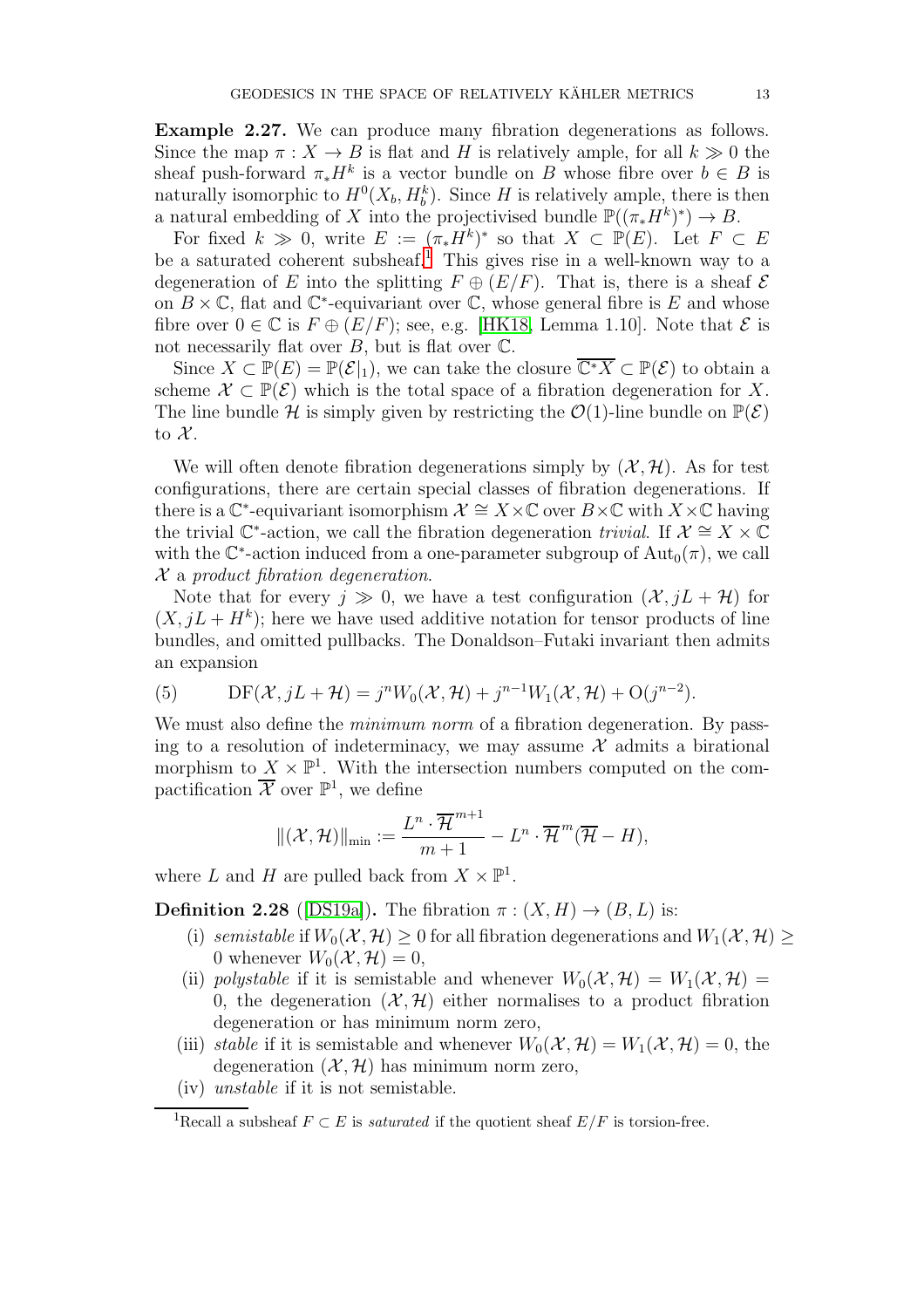**Example 2.27.** We can produce many fibration degenerations as follows. Since the map $\pi : X \to B$ is flat and $H$ is relatively ample, for all $k \gg 0$ the sheaf push-forward $\pi_* H^k$ is a vector bundle on $B$ whose fibre over $b \in B$ is naturally isomorphic to $H^0(X_b, H_b^k)$. Since $H$ is relatively ample, there is then a natural embedding of $X$ into the projectivised bundle $\mathbb{P}((\pi_* H^k)^*) \to B$.

For fixed $k \gg 0$, write $E := (\pi_* H^k)^*$ so that $X \subset \mathbb{P}(E)$. Let $F \subset E$ be a saturated coherent subsheaf.[1] This gives rise in a well-known way to a degeneration of $E$ into the splitting $F \oplus (E/F)$. That is, there is a sheaf $\mathcal{E}$ on $B \times \mathbb{C}$, flat and $\mathbb{C}^*$-equivariant over $\mathbb{C}$, whose general fibre is $E$ and whose fibre over $0 \in \mathbb{C}$ is $F \oplus (E/F)$; see, e.g. [HK18, Lemma 1.10]. Note that $\mathcal{E}$ is not necessarily flat over $B$, but is flat over $\mathbb{C}$.

Since $X \subset \mathbb{P}(E) = \mathbb{P}(\mathcal{E}|_1)$, we can take the closure $\overline{\mathbb{C}^* X} \subset \mathbb{P}(\mathcal{E})$ to obtain a scheme $\mathcal{X} \subset \mathbb{P}(\mathcal{E})$ which is the total space of a fibration degeneration for $X$. The line bundle $\mathcal{H}$ is simply given by restricting the $\mathcal{O}(1)$-line bundle on $\mathbb{P}(\mathcal{E})$ to $\mathcal{X}$.

We will often denote fibration degenerations simply by $(\mathcal{X}, \mathcal{H})$. As for test configurations, there are certain special classes of fibration degenerations. If there is a $\mathbb{C}^*$-equivariant isomorphism $\mathcal{X} \cong X \times \mathbb{C}$ over $B \times \mathbb{C}$ with $X \times \mathbb{C}$ having the trivial $\mathbb{C}^*$-action, we call the fibration degeneration *trivial*. If $\mathcal{X} \cong X \times \mathbb{C}$ with the $\mathbb{C}^*$-action induced from a one-parameter subgroup of $\mathrm{Aut}_0(\pi)$, we call $\mathcal{X}$ a *product fibration degeneration*.

Note that for every $j \gg 0$, we have a test configuration $(\mathcal{X}, jL + \mathcal{H})$ for $(X, jL + H^k)$; here we have used additive notation for tensor products of line bundles, and omitted pullbacks. The Donaldson–Futaki invariant then admits an expansion

$$\mathrm{DF}(\mathcal{X}, jL + \mathcal{H}) = j^n W_0(\mathcal{X}, \mathcal{H}) + j^{n-1} W_1(\mathcal{X}, \mathcal{H}) + \mathrm{O}(j^{n-2}). \tag{5}$$

We must also define the *minimum norm* of a fibration degeneration. By passing to a resolution of indeterminacy, we may assume $\mathcal{X}$ admits a birational morphism to $X \times \mathbb{P}^1$. With the intersection numbers computed on the compactification $\overline{\mathcal{X}}$ over $\mathbb{P}^1$, we define

$$\|(\mathcal{X}, \mathcal{H})\|_{\min} := \frac{L^n \cdot \overline{\mathcal{H}}^{m+1}}{m+1} - L^n \cdot \overline{\mathcal{H}}^m (\overline{\mathcal{H}} - H),$$

where $L$ and $H$ are pulled back from $X \times \mathbb{P}^1$.

**Definition 2.28** ([DS19a]). The fibration $\pi : (X, H) \to (B, L)$ is:

- (i) *semistable* if $W_0(\mathcal{X}, \mathcal{H}) \geq 0$ for all fibration degenerations and $W_1(\mathcal{X}, \mathcal{H}) \geq 0$ whenever $W_0(\mathcal{X}, \mathcal{H}) = 0$,
- (ii) *polystable* if it is semistable and whenever $W_0(\mathcal{X}, \mathcal{H}) = W_1(\mathcal{X}, \mathcal{H}) = 0$, the degeneration $(\mathcal{X}, \mathcal{H})$ either normalises to a product fibration degeneration or has minimum norm zero,
- (iii) *stable* if it is semistable and whenever $W_0(\mathcal{X}, \mathcal{H}) = W_1(\mathcal{X}, \mathcal{H}) = 0$, the degeneration $(\mathcal{X}, \mathcal{H})$ has minimum norm zero,
- (iv) *unstable* if it is not semistable.

[1] Recall a subsheaf $F \subset E$ is *saturated* if the quotient sheaf $E/F$ is torsion-free.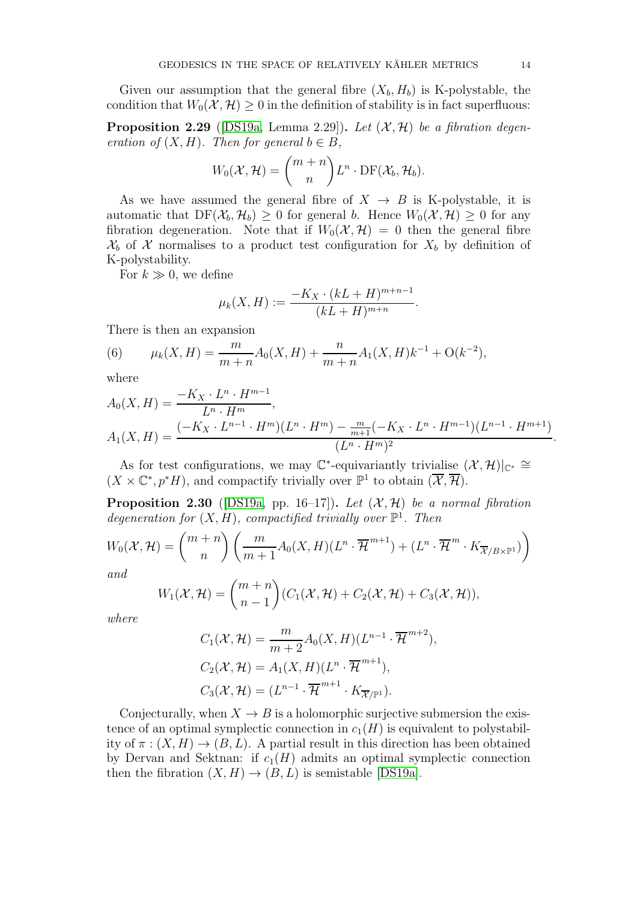Given our assumption that the general fibre $(X_b, H_b)$ is K-polystable, the condition that $W_0(\mathcal{X}, \mathcal{H}) \geq 0$ in the definition of stability is in fact superfluous:

**Proposition 2.29** ([DS19a, Lemma 2.29]). *Let $(\mathcal{X}, \mathcal{H})$ be a fibration degeneration of $(X, H)$. Then for general $b \in B$,*

$$W_0(\mathcal{X}, \mathcal{H}) = \binom{m+n}{n} L^n \cdot \mathrm{DF}(\mathcal{X}_b, \mathcal{H}_b).$$

As we have assumed the general fibre of $X \to B$ is K-polystable, it is automatic that $\mathrm{DF}(\mathcal{X}_b, \mathcal{H}_b) \geq 0$ for general $b$. Hence $W_0(\mathcal{X}, \mathcal{H}) \geq 0$ for any fibration degeneration. Note that if $W_0(\mathcal{X}, \mathcal{H}) = 0$ then the general fibre $\mathcal{X}_b$ of $\mathcal{X}$ normalises to a product test configuration for $X_b$ by definition of K-polystability.

For $k \gg 0$, we define

$$\mu_k(X, H) := \frac{-K_X \cdot (kL + H)^{m+n-1}}{(kL + H)^{m+n}}.$$

There is then an expansion

$$\mu_k(X, H) = \frac{m}{m+n} A_0(X, H) + \frac{n}{m+n} A_1(X, H) k^{-1} + \mathrm{O}(k^{-2}), \tag{6}$$

where

$$A_0(X, H) = \frac{-K_X \cdot L^n \cdot H^{m-1}}{L^n \cdot H^m},$$

$$A_1(X, H) = \frac{(-K_X \cdot L^{n-1} \cdot H^m)(L^n \cdot H^m) - \frac{m}{m+1}(-K_X \cdot L^n \cdot H^{m-1})(L^{n-1} \cdot H^{m+1})}{(L^n \cdot H^m)^2}.$$

As for test configurations, we may $\mathbb{C}^*$-equivariantly trivialise $(\mathcal{X}, \mathcal{H})|_{\mathbb{C}^*} \cong (X \times \mathbb{C}^*, p^*H)$, and compactify trivially over $\mathbb{P}^1$ to obtain $(\overline{\mathcal{X}}, \overline{\mathcal{H}})$.

**Proposition 2.30** ([DS19a, pp. 16–17]). *Let $(\mathcal{X}, \mathcal{H})$ be a normal fibration degeneration for $(X, H)$, compactified trivially over $\mathbb{P}^1$. Then*

$$W_0(\mathcal{X}, \mathcal{H}) = \binom{m+n}{n} \left( \frac{m}{m+1} A_0(X, H)(L^n \cdot \overline{\mathcal{H}}^{m+1}) + (L^n \cdot \overline{\mathcal{H}}^m \cdot K_{\overline{\mathcal{X}}/B \times \mathbb{P}^1}) \right)$$

*and*

$$W_1(\mathcal{X}, \mathcal{H}) = \binom{m+n}{n-1} (C_1(\mathcal{X}, \mathcal{H}) + C_2(\mathcal{X}, \mathcal{H}) + C_3(\mathcal{X}, \mathcal{H})),$$

*where*

$$C_1(\mathcal{X}, \mathcal{H}) = \frac{m}{m+2} A_0(X, H)(L^{n-1} \cdot \overline{\mathcal{H}}^{m+2}),$$

$$C_2(\mathcal{X}, \mathcal{H}) = A_1(X, H)(L^n \cdot \overline{\mathcal{H}}^{m+1}),$$

$$C_3(\mathcal{X}, \mathcal{H}) = (L^{n-1} \cdot \overline{\mathcal{H}}^{m+1} \cdot K_{\overline{\mathcal{X}}/\mathbb{P}^1}).$$

Conjecturally, when $X \to B$ is a holomorphic surjective submersion the existence of an optimal symplectic connection in $c_1(H)$ is equivalent to polystability of $\pi : (X, H) \to (B, L)$. A partial result in this direction has been obtained by Dervan and Sektnan: if $c_1(H)$ admits an optimal symplectic connection then the fibration $(X, H) \to (B, L)$ is semistable [DS19a].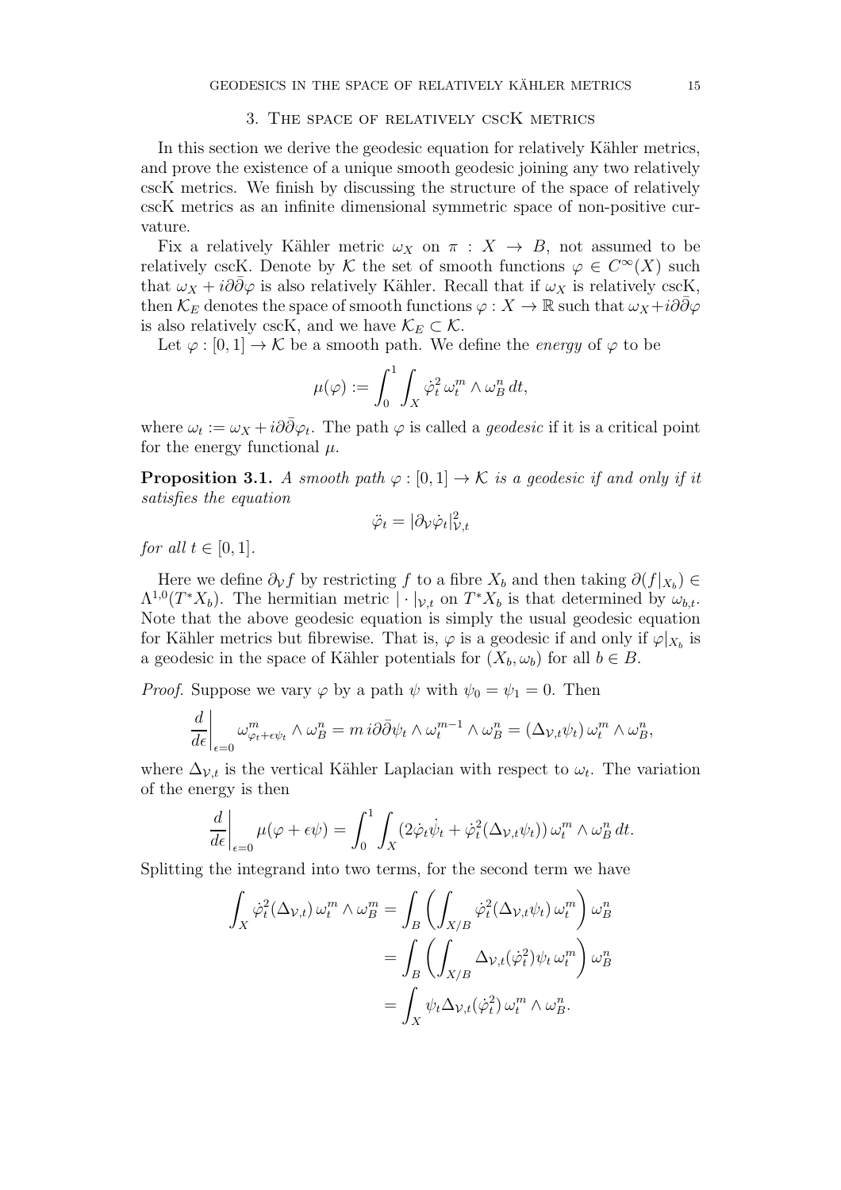## 3. The space of relatively cscK metrics

In this section we derive the geodesic equation for relatively Kähler metrics, and prove the existence of a unique smooth geodesic joining any two relatively cscK metrics. We finish by discussing the structure of the space of relatively cscK metrics as an infinite dimensional symmetric space of non-positive curvature.

Fix a relatively Kähler metric $\omega_X$ on $\pi : X \to B$, not assumed to be relatively cscK. Denote by $\mathcal{K}$ the set of smooth functions $\varphi \in C^\infty(X)$ such that $\omega_X + i\partial\bar{\partial}\varphi$ is also relatively Kähler. Recall that if $\omega_X$ is relatively cscK, then $\mathcal{K}_E$ denotes the space of smooth functions $\varphi : X \to \mathbb{R}$ such that $\omega_X + i\partial\bar{\partial}\varphi$ is also relatively cscK, and we have $\mathcal{K}_E \subset \mathcal{K}$.

Let $\varphi : [0,1] \to \mathcal{K}$ be a smooth path. We define the *energy* of $\varphi$ to be

$$\mu(\varphi) := \int_0^1 \int_X \dot{\varphi}_t^2 \, \omega_t^m \wedge \omega_B^n \, dt,$$

where $\omega_t := \omega_X + i\partial\bar{\partial}\varphi_t$. The path $\varphi$ is called a *geodesic* if it is a critical point for the energy functional $\mu$.

**Proposition 3.1.** *A smooth path $\varphi : [0,1] \to \mathcal{K}$ is a geodesic if and only if it satisfies the equation*

$$\ddot{\varphi}_t = |\partial_{\mathcal{V}} \dot{\varphi}_t|^2_{\mathcal{V},t}$$

*for all $t \in [0,1]$.*

Here we define $\partial_{\mathcal{V}} f$ by restricting $f$ to a fibre $X_b$ and then taking $\partial(f|_{X_b}) \in \Lambda^{1,0}(T^*X_b)$. The hermitian metric $|\cdot|_{\mathcal{V},t}$ on $T^*X_b$ is that determined by $\omega_{b,t}$. Note that the above geodesic equation is simply the usual geodesic equation for Kähler metrics but fibrewise. That is, $\varphi$ is a geodesic if and only if $\varphi|_{X_b}$ is a geodesic in the space of Kähler potentials for $(X_b, \omega_b)$ for all $b \in B$.

*Proof.* Suppose we vary $\varphi$ by a path $\psi$ with $\psi_0 = \psi_1 = 0$. Then

$$\left.\frac{d}{d\epsilon}\right|_{\epsilon=0} \omega^m_{\varphi_t + \epsilon\psi_t} \wedge \omega_B^n = m \, i\partial\bar{\partial}\psi_t \wedge \omega_t^{m-1} \wedge \omega_B^n = (\Delta_{\mathcal{V},t}\psi_t) \, \omega_t^m \wedge \omega_B^n,$$

where $\Delta_{\mathcal{V},t}$ is the vertical Kähler Laplacian with respect to $\omega_t$. The variation of the energy is then

$$\left.\frac{d}{d\epsilon}\right|_{\epsilon=0} \mu(\varphi + \epsilon\psi) = \int_0^1 \int_X (2\dot{\varphi}_t\dot{\psi}_t + \dot{\varphi}_t^2(\Delta_{\mathcal{V},t}\psi_t)) \, \omega_t^m \wedge \omega_B^n \, dt.$$

Splitting the integrand into two terms, for the second term we have

$$\begin{aligned}
\int_X \dot{\varphi}_t^2(\Delta_{\mathcal{V},t}) \, \omega_t^m \wedge \omega_B^m &= \int_B \left( \int_{X/B} \dot{\varphi}_t^2(\Delta_{\mathcal{V},t}\psi_t) \, \omega_t^m \right) \omega_B^n \\
&= \int_B \left( \int_{X/B} \Delta_{\mathcal{V},t}(\dot{\varphi}_t^2)\psi_t \, \omega_t^m \right) \omega_B^n \\
&= \int_X \psi_t \Delta_{\mathcal{V},t}(\dot{\varphi}_t^2) \, \omega_t^m \wedge \omega_B^n.
\end{aligned}$$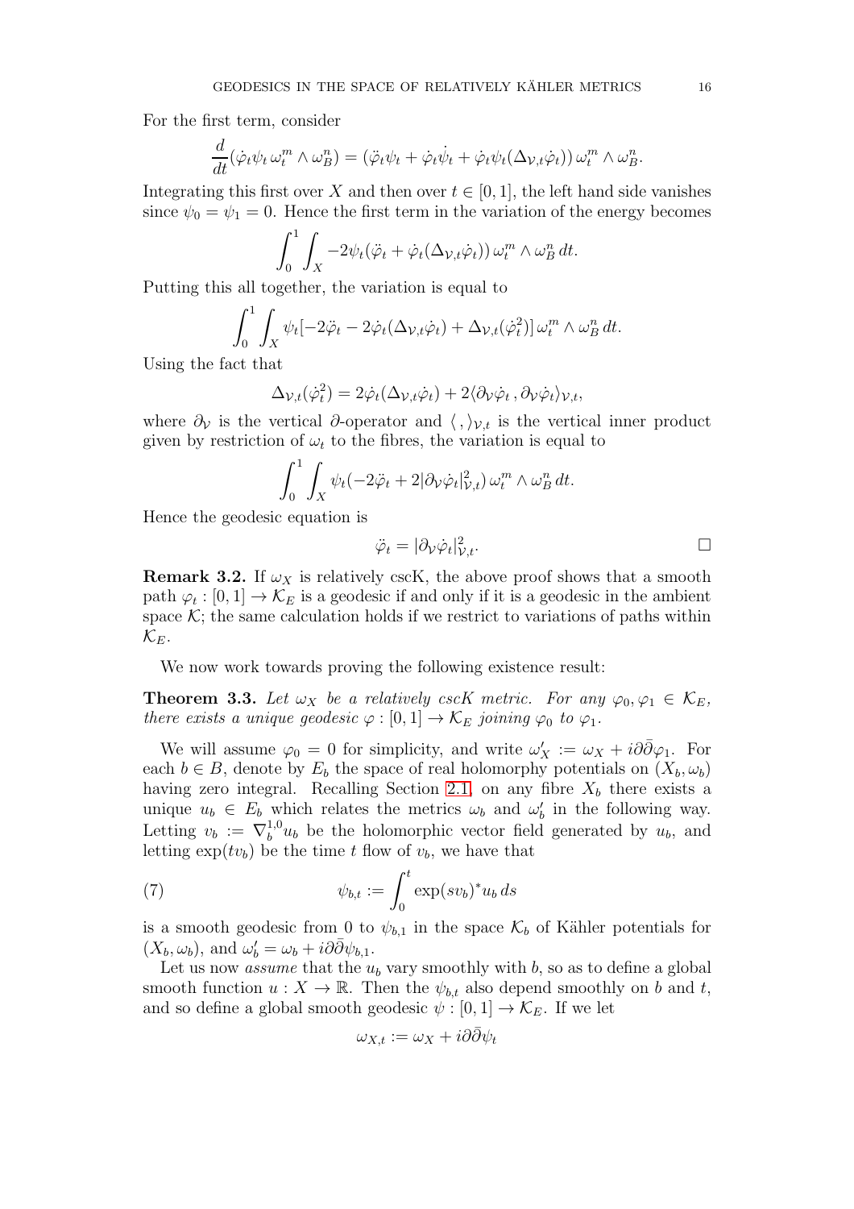For the first term, consider

$$\frac{d}{dt}(\dot\varphi_t\psi_t\,\omega_t^m\wedge\omega_B^n) = (\ddot\varphi_t\psi_t + \dot\varphi_t\dot{\psi}_t + \dot\varphi_t\psi_t(\Delta_{\mathcal{V},t}\dot\varphi_t))\,\omega_t^m\wedge\omega_B^n.$$

Integrating this first over $X$ and then over $t\in[0,1]$, the left hand side vanishes since $\psi_0=\psi_1=0$. Hence the first term in the variation of the energy becomes

$$\int_0^1\int_X -2\psi_t(\ddot\varphi_t + \dot\varphi_t(\Delta_{\mathcal{V},t}\dot\varphi_t))\,\omega_t^m\wedge\omega_B^n\,dt.$$

Putting this all together, the variation is equal to

$$\int_0^1\int_X \psi_t[-2\ddot\varphi_t - 2\dot\varphi_t(\Delta_{\mathcal{V},t}\dot\varphi_t) + \Delta_{\mathcal{V},t}(\dot\varphi_t^2)]\,\omega_t^m\wedge\omega_B^n\,dt.$$

Using the fact that

$$\Delta_{\mathcal{V},t}(\dot\varphi_t^2) = 2\dot\varphi_t(\Delta_{\mathcal{V},t}\dot\varphi_t) + 2\langle\partial_{\mathcal{V}}\dot\varphi_t\,,\partial_{\mathcal{V}}\dot\varphi_t\rangle_{\mathcal{V},t},$$

where $\partial_{\mathcal{V}}$ is the vertical $\partial$-operator and $\langle\,,\rangle_{\mathcal{V},t}$ is the vertical inner product given by restriction of $\omega_t$ to the fibres, the variation is equal to

$$\int_0^1\int_X \psi_t(-2\ddot\varphi_t + 2|\partial_{\mathcal{V}}\dot\varphi_t|^2_{\mathcal{V},t})\,\omega_t^m\wedge\omega_B^n\,dt.$$

Hence the geodesic equation is

$$\ddot\varphi_t = |\partial_{\mathcal{V}}\dot\varphi_t|^2_{\mathcal{V},t}.$$

□

**Remark 3.2.** If $\omega_X$ is relatively cscK, the above proof shows that a smooth path $\varphi_t:[0,1]\to\mathcal{K}_E$ is a geodesic if and only if it is a geodesic in the ambient space $\mathcal{K}$; the same calculation holds if we restrict to variations of paths within $\mathcal{K}_E$.

We now work towards proving the following existence result:

**Theorem 3.3.** *Let $\omega_X$ be a relatively cscK metric. For any $\varphi_0,\varphi_1\in\mathcal{K}_E$, there exists a unique geodesic $\varphi:[0,1]\to\mathcal{K}_E$ joining $\varphi_0$ to $\varphi_1$.*

We will assume $\varphi_0=0$ for simplicity, and write $\omega_X' := \omega_X + i\partial\bar\partial\varphi_1$. For each $b\in B$, denote by $E_b$ the space of real holomorphy potentials on $(X_b,\omega_b)$ having zero integral. Recalling Section 2.1, on any fibre $X_b$ there exists a unique $u_b\in E_b$ which relates the metrics $\omega_b$ and $\omega_b'$ in the following way. Letting $v_b := \nabla_b^{1,0}u_b$ be the holomorphic vector field generated by $u_b$, and letting $\exp(tv_b)$ be the time $t$ flow of $v_b$, we have that

$$\psi_{b,t} := \int_0^t \exp(sv_b)^*u_b\,ds \tag{7}$$

is a smooth geodesic from 0 to $\psi_{b,1}$ in the space $\mathcal{K}_b$ of Kähler potentials for $(X_b,\omega_b)$, and $\omega_b' = \omega_b + i\partial\bar\partial\psi_{b,1}$.

Let us now *assume* that the $u_b$ vary smoothly with $b$, so as to define a global smooth function $u:X\to\mathbb{R}$. Then the $\psi_{b,t}$ also depend smoothly on $b$ and $t$, and so define a global smooth geodesic $\psi:[0,1]\to\mathcal{K}_E$. If we let

$$\omega_{X,t} := \omega_X + i\partial\bar\partial\psi_t$$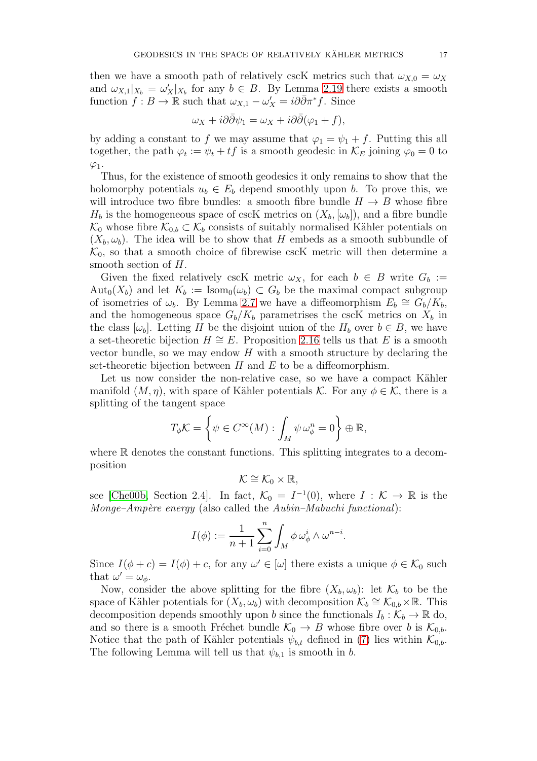then we have a smooth path of relatively cscK metrics such that $\omega_{X,0} = \omega_X$ and $\omega_{X,1}|_{X_b} = \omega'_X|_{X_b}$ for any $b \in B$. By Lemma 2.19 there exists a smooth function $f : B \to \mathbb{R}$ such that $\omega_{X,1} - \omega'_X = i\partial\bar{\partial}\pi^* f$. Since

$$\omega_X + i\partial\bar{\partial}\psi_1 = \omega_X + i\partial\bar{\partial}(\varphi_1 + f),$$

by adding a constant to $f$ we may assume that $\varphi_1 = \psi_1 + f$. Putting this all together, the path $\varphi_t := \psi_t + tf$ is a smooth geodesic in $\mathcal{K}_E$ joining $\varphi_0 = 0$ to $\varphi_1$.

Thus, for the existence of smooth geodesics it only remains to show that the holomorphy potentials $u_b \in E_b$ depend smoothly upon $b$. To prove this, we will introduce two fibre bundles: a smooth fibre bundle $H \to B$ whose fibre $H_b$ is the homogeneous space of cscK metrics on $(X_b, [\omega_b])$, and a fibre bundle $\mathcal{K}_0$ whose fibre $\mathcal{K}_{0,b} \subset \mathcal{K}_b$ consists of suitably normalised Kähler potentials on $(X_b, \omega_b)$. The idea will be to show that $H$ embeds as a smooth subbundle of $\mathcal{K}_0$, so that a smooth choice of fibrewise cscK metric will then determine a smooth section of $H$.

Given the fixed relatively cscK metric $\omega_X$, for each $b \in B$ write $G_b := \mathrm{Aut}_0(X_b)$ and let $K_b := \mathrm{Isom}_0(\omega_b) \subset G_b$ be the maximal compact subgroup of isometries of $\omega_b$. By Lemma 2.7 we have a diffeomorphism $E_b \cong G_b/K_b$, and the homogeneous space $G_b/K_b$ parametrises the cscK metrics on $X_b$ in the class $[\omega_b]$. Letting $H$ be the disjoint union of the $H_b$ over $b \in B$, we have a set-theoretic bijection $H \cong E$. Proposition 2.16 tells us that $E$ is a smooth vector bundle, so we may endow $H$ with a smooth structure by declaring the set-theoretic bijection between $H$ and $E$ to be a diffeomorphism.

Let us now consider the non-relative case, so we have a compact Kähler manifold $(M, \eta)$, with space of Kähler potentials $\mathcal{K}$. For any $\phi \in \mathcal{K}$, there is a splitting of the tangent space

$$T_\phi \mathcal{K} = \left\{ \psi \in C^\infty(M) : \int_M \psi \, \omega_\phi^n = 0 \right\} \oplus \mathbb{R},$$

where $\mathbb{R}$ denotes the constant functions. This splitting integrates to a decomposition

$$\mathcal{K} \cong \mathcal{K}_0 \times \mathbb{R},$$

see [Che00b, Section 2.4]. In fact, $\mathcal{K}_0 = I^{-1}(0)$, where $I : \mathcal{K} \to \mathbb{R}$ is the *Monge–Ampère energy* (also called the *Aubin–Mabuchi functional*):

$$I(\phi) := \frac{1}{n+1} \sum_{i=0}^{n} \int_M \phi \, \omega_\phi^i \wedge \omega^{n-i}.$$

Since $I(\phi + c) = I(\phi) + c$, for any $\omega' \in [\omega]$ there exists a unique $\phi \in \mathcal{K}_0$ such that $\omega' = \omega_\phi$.

Now, consider the above splitting for the fibre $(X_b, \omega_b)$: let $\mathcal{K}_b$ to be the space of Kähler potentials for $(X_b, \omega_b)$ with decomposition $\mathcal{K}_b \cong \mathcal{K}_{0,b} \times \mathbb{R}$. This decomposition depends smoothly upon $b$ since the functionals $I_b : \mathcal{K}_b \to \mathbb{R}$ do, and so there is a smooth Fréchet bundle $\mathcal{K}_0 \to B$ whose fibre over $b$ is $\mathcal{K}_{0,b}$. Notice that the path of Kähler potentials $\psi_{b,t}$ defined in (7) lies within $\mathcal{K}_{0,b}$. The following Lemma will tell us that $\psi_{b,1}$ is smooth in $b$.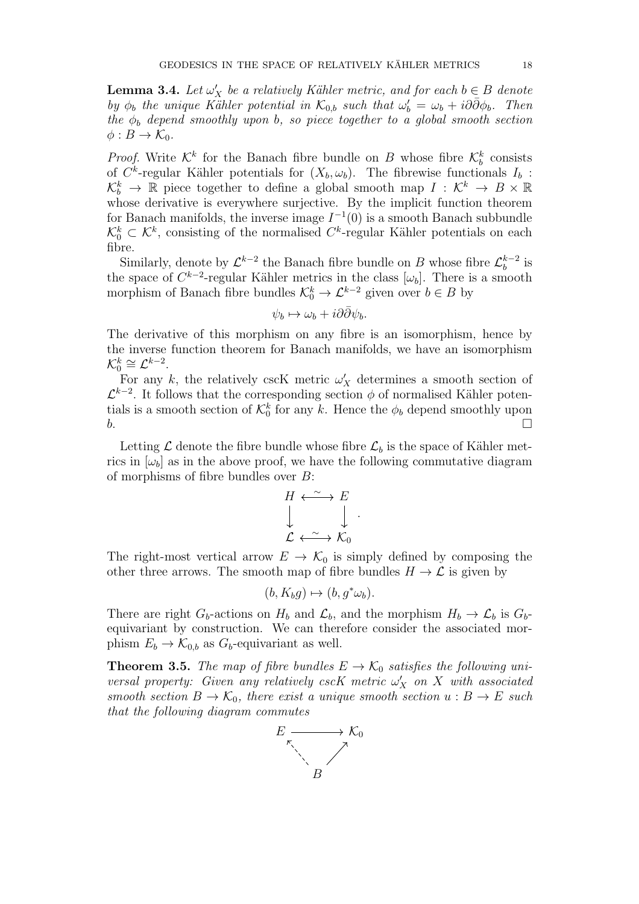**Lemma 3.4.** *Let $\omega'_X$ be a relatively Kähler metric, and for each $b \in B$ denote by $\phi_b$ the unique Kähler potential in $\mathcal{K}_{0,b}$ such that $\omega'_b = \omega_b + i\partial\bar{\partial}\phi_b$. Then the $\phi_b$ depend smoothly upon $b$, so piece together to a global smooth section $\phi : B \to \mathcal{K}_0$.*

*Proof.* Write $\mathcal{K}^k$ for the Banach fibre bundle on $B$ whose fibre $\mathcal{K}^k_b$ consists of $C^k$-regular Kähler potentials for $(X_b, \omega_b)$. The fibrewise functionals $I_b : \mathcal{K}^k_b \to \mathbb{R}$ piece together to define a global smooth map $I : \mathcal{K}^k \to B \times \mathbb{R}$ whose derivative is everywhere surjective. By the implicit function theorem for Banach manifolds, the inverse image $I^{-1}(0)$ is a smooth Banach subbundle $\mathcal{K}^k_0 \subset \mathcal{K}^k$, consisting of the normalised $C^k$-regular Kähler potentials on each fibre.

Similarly, denote by $\mathcal{L}^{k-2}$ the Banach fibre bundle on $B$ whose fibre $\mathcal{L}^{k-2}_b$ is the space of $C^{k-2}$-regular Kähler metrics in the class $[\omega_b]$. There is a smooth morphism of Banach fibre bundles $\mathcal{K}^k_0 \to \mathcal{L}^{k-2}$ given over $b \in B$ by

$$\psi_b \mapsto \omega_b + i\partial\bar{\partial}\psi_b.$$

The derivative of this morphism on any fibre is an isomorphism, hence by the inverse function theorem for Banach manifolds, we have an isomorphism $\mathcal{K}^k_0 \cong \mathcal{L}^{k-2}$.

For any $k$, the relatively cscK metric $\omega'_X$ determines a smooth section of $\mathcal{L}^{k-2}$. It follows that the corresponding section $\phi$ of normalised Kähler potentials is a smooth section of $\mathcal{K}^k_0$ for any $k$. Hence the $\phi_b$ depend smoothly upon $b$. $\square$

Letting $\mathcal{L}$ denote the fibre bundle whose fibre $\mathcal{L}_b$ is the space of Kähler metrics in $[\omega_b]$ as in the above proof, we have the following commutative diagram of morphisms of fibre bundles over $B$:

$$\begin{array}{ccc} H & \xleftrightarrow{\sim} & E \\ \downarrow & & \downarrow \\ \mathcal{L} & \xleftrightarrow{\sim} & \mathcal{K}_0 \end{array}.$$

The right-most vertical arrow $E \to \mathcal{K}_0$ is simply defined by composing the other three arrows. The smooth map of fibre bundles $H \to \mathcal{L}$ is given by

$$(b, K_b g) \mapsto (b, g^*\omega_b).$$

There are right $G_b$-actions on $H_b$ and $\mathcal{L}_b$, and the morphism $H_b \to \mathcal{L}_b$ is $G_b$-equivariant by construction. We can therefore consider the associated morphism $E_b \to \mathcal{K}_{0,b}$ as $G_b$-equivariant as well.

**Theorem 3.5.** *The map of fibre bundles $E \to \mathcal{K}_0$ satisfies the following universal property: Given any relatively cscK metric $\omega'_X$ on $X$ with associated smooth section $B \to \mathcal{K}_0$, there exist a unique smooth section $u : B \to E$ such that the following diagram commutes*

$$\begin{array}{ccc} E & \longrightarrow & \mathcal{K}_0 \\ & \nwarrow \quad \nearrow & \\ & B & \end{array}$$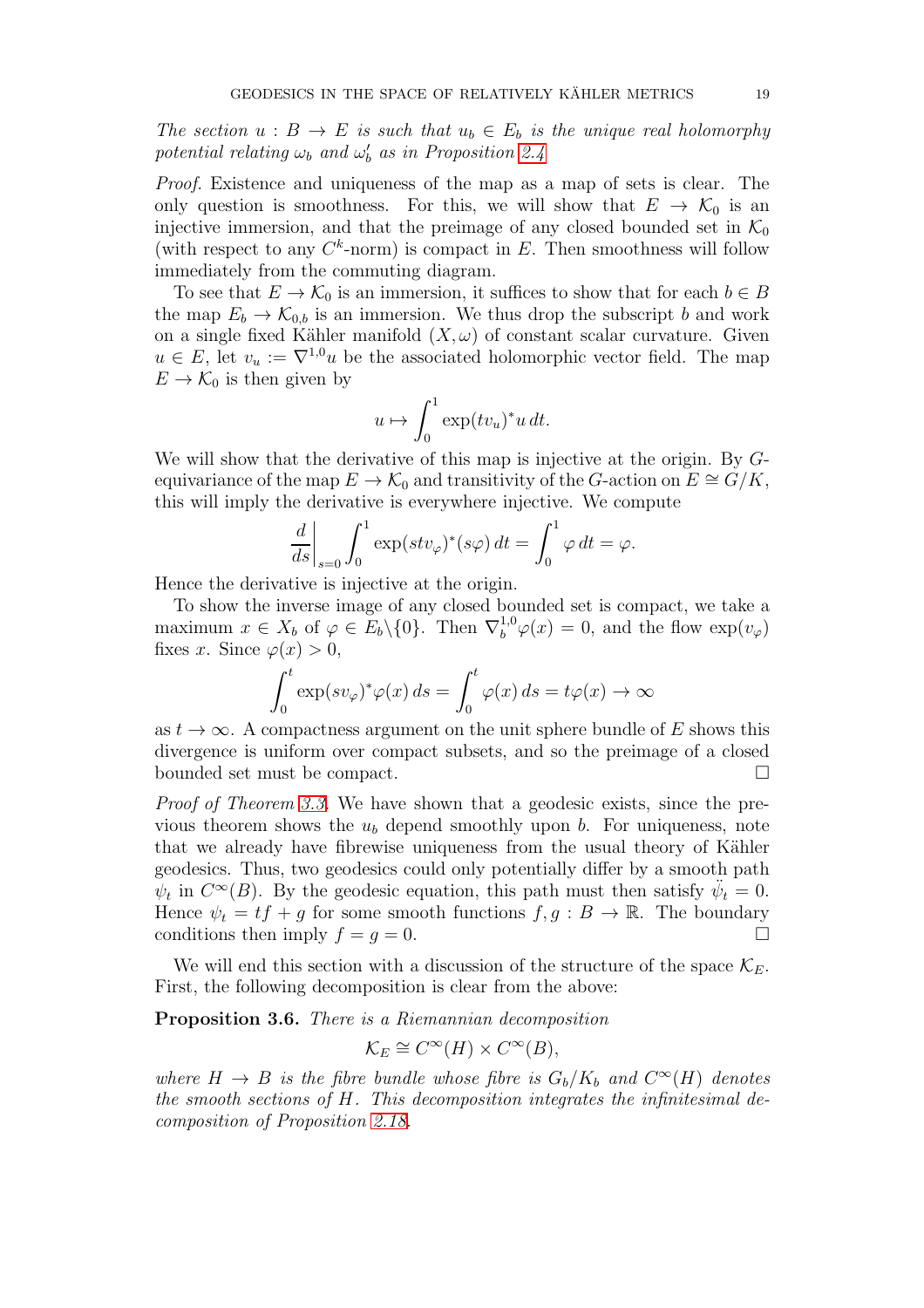*The section $u : B \to E$ is such that $u_b \in E_b$ is the unique real holomorphy potential relating $\omega_b$ and $\omega'_b$ as in Proposition 2.4.*

*Proof.* Existence and uniqueness of the map as a map of sets is clear. The only question is smoothness. For this, we will show that $E \to \mathcal{K}_0$ is an injective immersion, and that the preimage of any closed bounded set in $\mathcal{K}_0$ (with respect to any $C^k$-norm) is compact in $E$. Then smoothness will follow immediately from the commuting diagram.

To see that $E \to \mathcal{K}_0$ is an immersion, it suffices to show that for each $b \in B$ the map $E_b \to \mathcal{K}_{0,b}$ is an immersion. We thus drop the subscript $b$ and work on a single fixed Kähler manifold $(X, \omega)$ of constant scalar curvature. Given $u \in E$, let $v_u := \nabla^{1,0} u$ be the associated holomorphic vector field. The map $E \to \mathcal{K}_0$ is then given by

$$u \mapsto \int_0^1 \exp(tv_u)^* u \, dt.$$

We will show that the derivative of this map is injective at the origin. By $G$-equivariance of the map $E \to \mathcal{K}_0$ and transitivity of the $G$-action on $E \cong G/K$, this will imply the derivative is everywhere injective. We compute

$$\left.\frac{d}{ds}\right|_{s=0} \int_0^1 \exp(stv_\varphi)^*(s\varphi) \, dt = \int_0^1 \varphi \, dt = \varphi.$$

Hence the derivative is injective at the origin.

To show the inverse image of any closed bounded set is compact, we take a maximum $x \in X_b$ of $\varphi \in E_b \backslash \{0\}$. Then $\nabla_b^{1,0} \varphi(x) = 0$, and the flow $\exp(v_\varphi)$ fixes $x$. Since $\varphi(x) > 0$,

$$\int_0^t \exp(sv_\varphi)^* \varphi(x) \, ds = \int_0^t \varphi(x) \, ds = t\varphi(x) \to \infty$$

as $t \to \infty$. A compactness argument on the unit sphere bundle of $E$ shows this divergence is uniform over compact subsets, and so the preimage of a closed bounded set must be compact. $\square$

*Proof of Theorem 3.3.* We have shown that a geodesic exists, since the previous theorem shows the $u_b$ depend smoothly upon $b$. For uniqueness, note that we already have fibrewise uniqueness from the usual theory of Kähler geodesics. Thus, two geodesics could only potentially differ by a smooth path $\psi_t$ in $C^\infty(B)$. By the geodesic equation, this path must then satisfy $\ddot{\psi}_t = 0$. Hence $\psi_t = tf + g$ for some smooth functions $f, g : B \to \mathbb{R}$. The boundary conditions then imply $f = g = 0$. $\square$

We will end this section with a discussion of the structure of the space $\mathcal{K}_E$. First, the following decomposition is clear from the above:

**Proposition 3.6.** *There is a Riemannian decomposition*

$$\mathcal{K}_E \cong C^\infty(H) \times C^\infty(B),$$

*where $H \to B$ is the fibre bundle whose fibre is $G_b/K_b$ and $C^\infty(H)$ denotes the smooth sections of $H$. This decomposition integrates the infinitesimal decomposition of Proposition 2.18.*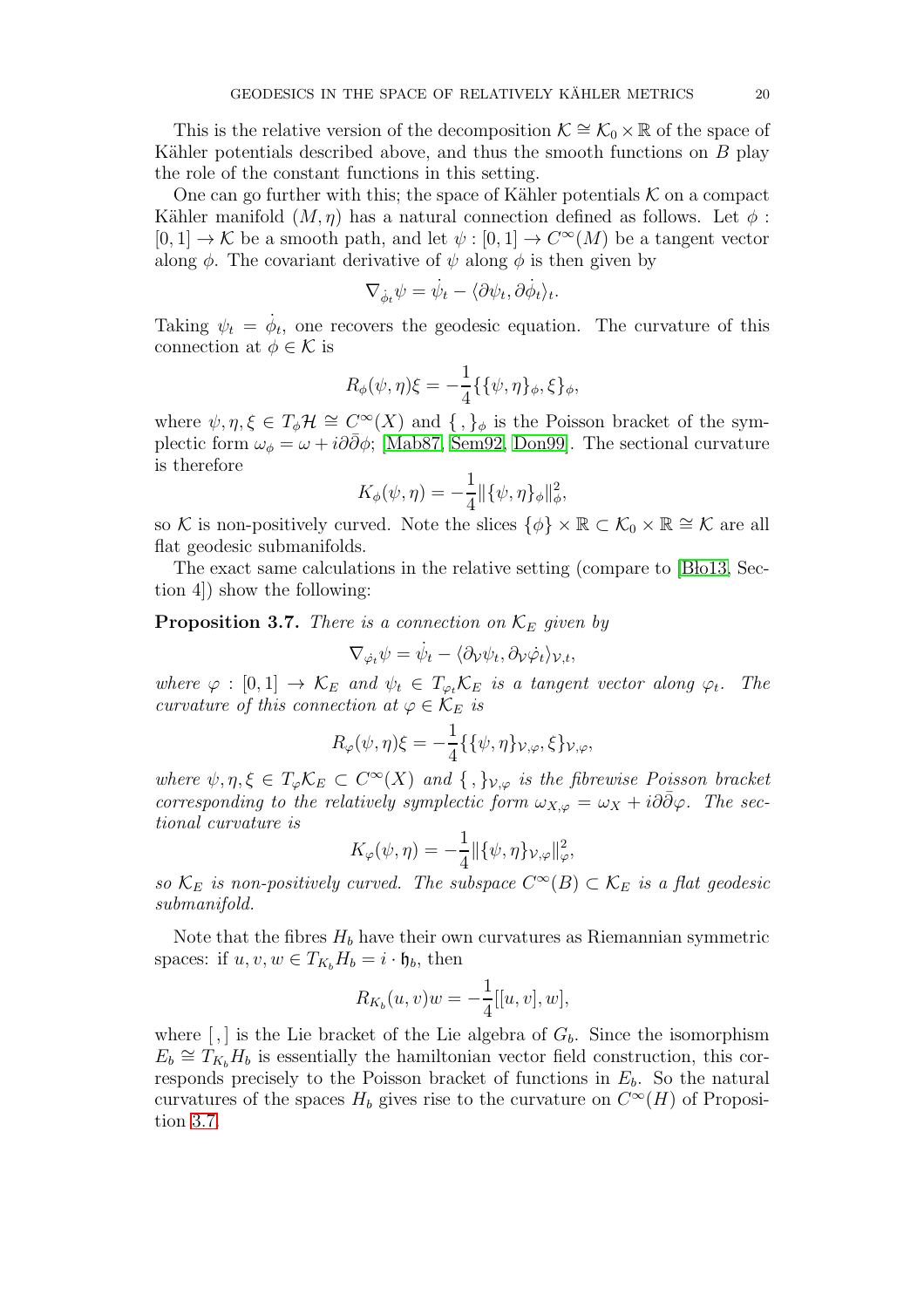This is the relative version of the decomposition $\mathcal{K} \cong \mathcal{K}_0 \times \mathbb{R}$ of the space of Kähler potentials described above, and thus the smooth functions on $B$ play the role of the constant functions in this setting.

One can go further with this; the space of Kähler potentials $\mathcal{K}$ on a compact Kähler manifold $(M, \eta)$ has a natural connection defined as follows. Let $\phi : [0,1] \to \mathcal{K}$ be a smooth path, and let $\psi : [0,1] \to C^\infty(M)$ be a tangent vector along $\phi$. The covariant derivative of $\psi$ along $\phi$ is then given by

$$\nabla_{\dot{\phi}_t} \psi = \dot{\psi}_t - \langle \partial \psi_t, \partial \dot{\phi}_t \rangle_t.$$

Taking $\psi_t = \dot{\phi}_t$, one recovers the geodesic equation. The curvature of this connection at $\phi \in \mathcal{K}$ is

$$R_\phi(\psi, \eta)\xi = -\frac{1}{4}\{\{\psi, \eta\}_\phi, \xi\}_\phi,$$

where $\psi, \eta, \xi \in T_\phi \mathcal{H} \cong C^\infty(X)$ and $\{\,,\}_\phi$ is the Poisson bracket of the symplectic form $\omega_\phi = \omega + i\partial\bar{\partial}\phi$; [Mab87, Sem92, Don99]. The sectional curvature is therefore

$$K_\phi(\psi, \eta) = -\frac{1}{4}\|\{\psi, \eta\}_\phi\|_\phi^2,$$

so $\mathcal{K}$ is non-positively curved. Note the slices $\{\phi\} \times \mathbb{R} \subset \mathcal{K}_0 \times \mathbb{R} \cong \mathcal{K}$ are all flat geodesic submanifolds.

The exact same calculations in the relative setting (compare to [Bło13, Section 4]) show the following:

**Proposition 3.7.** *There is a connection on $\mathcal{K}_E$ given by*

$$\nabla_{\dot{\varphi}_t} \psi = \dot{\psi}_t - \langle \partial_{\mathcal{V}} \psi_t, \partial_{\mathcal{V}} \dot{\varphi}_t \rangle_{\mathcal{V},t},$$

*where $\varphi : [0,1] \to \mathcal{K}_E$ and $\psi_t \in T_{\varphi_t}\mathcal{K}_E$ is a tangent vector along $\varphi_t$. The curvature of this connection at $\varphi \in \mathcal{K}_E$ is*

$$R_\varphi(\psi, \eta)\xi = -\frac{1}{4}\{\{\psi, \eta\}_{\mathcal{V},\varphi}, \xi\}_{\mathcal{V},\varphi},$$

*where $\psi, \eta, \xi \in T_\varphi \mathcal{K}_E \subset C^\infty(X)$ and $\{\,,\}_{\mathcal{V},\varphi}$ is the fibrewise Poisson bracket corresponding to the relatively symplectic form $\omega_{X,\varphi} = \omega_X + i\partial\bar{\partial}\varphi$. The sectional curvature is*

$$K_\varphi(\psi, \eta) = -\frac{1}{4}\|\{\psi, \eta\}_{\mathcal{V},\varphi}\|_\varphi^2,$$

*so $\mathcal{K}_E$ is non-positively curved. The subspace $C^\infty(B) \subset \mathcal{K}_E$ is a flat geodesic submanifold.*

Note that the fibres $H_b$ have their own curvatures as Riemannian symmetric spaces: if $u, v, w \in T_{K_b} H_b = i \cdot \mathfrak{h}_b$, then

$$R_{K_b}(u, v)w = -\frac{1}{4}[[u, v], w],$$

where $[\,,]$ is the Lie bracket of the Lie algebra of $G_b$. Since the isomorphism $E_b \cong T_{K_b} H_b$ is essentially the hamiltonian vector field construction, this corresponds precisely to the Poisson bracket of functions in $E_b$. So the natural curvatures of the spaces $H_b$ gives rise to the curvature on $C^\infty(H)$ of Proposition 3.7.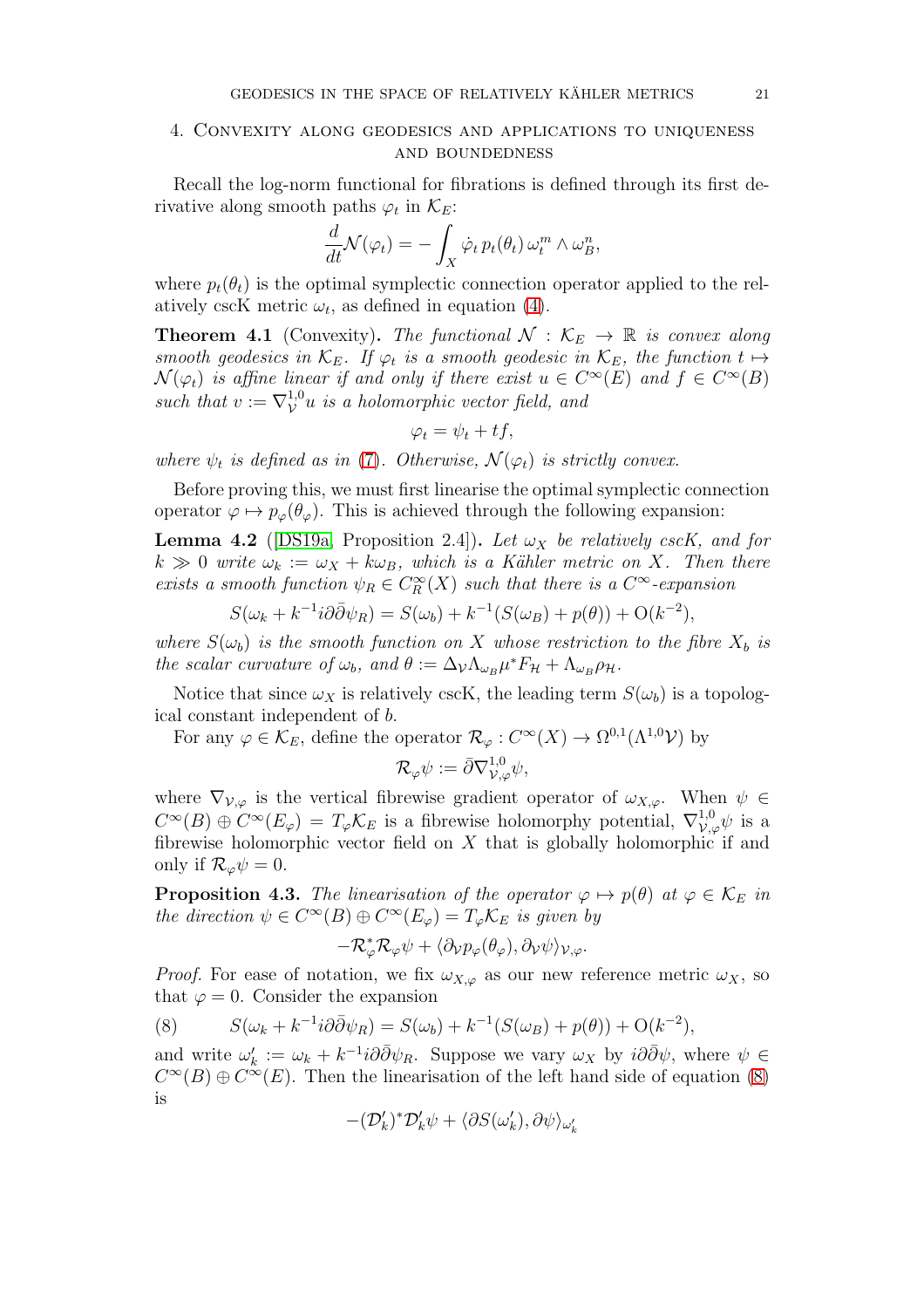## 4. Convexity along geodesics and applications to uniqueness and boundedness

Recall the log-norm functional for fibrations is defined through its first derivative along smooth paths $\varphi_t$ in $\mathcal{K}_E$:

$$\frac{d}{dt}\mathcal{N}(\varphi_t) = -\int_X \dot{\varphi}_t \, p_t(\theta_t) \, \omega_t^m \wedge \omega_B^n,$$

where $p_t(\theta_t)$ is the optimal symplectic connection operator applied to the relatively cscK metric $\omega_t$, as defined in equation (4).

**Theorem 4.1** (Convexity)**.** *The functional $\mathcal{N} : \mathcal{K}_E \to \mathbb{R}$ is convex along smooth geodesics in $\mathcal{K}_E$. If $\varphi_t$ is a smooth geodesic in $\mathcal{K}_E$, the function $t \mapsto \mathcal{N}(\varphi_t)$ is affine linear if and only if there exist $u \in C^\infty(E)$ and $f \in C^\infty(B)$ such that $v := \nabla^{1,0}_{\mathcal{V}} u$ is a holomorphic vector field, and*

$$\varphi_t = \psi_t + tf,$$

*where $\psi_t$ is defined as in (7). Otherwise, $\mathcal{N}(\varphi_t)$ is strictly convex.*

Before proving this, we must first linearise the optimal symplectic connection operator $\varphi \mapsto p_\varphi(\theta_\varphi)$. This is achieved through the following expansion:

**Lemma 4.2** ([DS19a, Proposition 2.4])**.** *Let $\omega_X$ be relatively cscK, and for $k \gg 0$ write $\omega_k := \omega_X + k\omega_B$, which is a Kähler metric on $X$. Then there exists a smooth function $\psi_R \in C^\infty_R(X)$ such that there is a $C^\infty$-expansion*

$$S(\omega_k + k^{-1} i\partial\bar{\partial}\psi_R) = S(\omega_b) + k^{-1}(S(\omega_B) + p(\theta)) + \mathrm{O}(k^{-2}),$$

*where $S(\omega_b)$ is the smooth function on $X$ whose restriction to the fibre $X_b$ is the scalar curvature of $\omega_b$, and $\theta := \Delta_{\mathcal{V}} \Lambda_{\omega_B} \mu^* F_{\mathcal{H}} + \Lambda_{\omega_B} \rho_{\mathcal{H}}$.*

Notice that since $\omega_X$ is relatively cscK, the leading term $S(\omega_b)$ is a topological constant independent of $b$.

For any $\varphi \in \mathcal{K}_E$, define the operator $\mathcal{R}_\varphi : C^\infty(X) \to \Omega^{0,1}(\Lambda^{1,0}\mathcal{V})$ by

$$\mathcal{R}_\varphi \psi := \bar{\partial} \nabla^{1,0}_{\mathcal{V},\varphi} \psi,$$

where $\nabla_{\mathcal{V},\varphi}$ is the vertical fibrewise gradient operator of $\omega_{X,\varphi}$. When $\psi \in C^\infty(B) \oplus C^\infty(E_\varphi) = T_\varphi \mathcal{K}_E$ is a fibrewise holomorphy potential, $\nabla^{1,0}_{\mathcal{V},\varphi}\psi$ is a fibrewise holomorphic vector field on $X$ that is globally holomorphic if and only if $\mathcal{R}_\varphi \psi = 0$.

**Proposition 4.3.** *The linearisation of the operator $\varphi \mapsto p(\theta)$ at $\varphi \in \mathcal{K}_E$ in the direction $\psi \in C^\infty(B) \oplus C^\infty(E_\varphi) = T_\varphi \mathcal{K}_E$ is given by*

$$-\mathcal{R}^*_\varphi \mathcal{R}_\varphi \psi + \langle \partial_{\mathcal{V}} p_\varphi(\theta_\varphi), \partial_{\mathcal{V}} \psi \rangle_{\mathcal{V},\varphi}.$$

*Proof.* For ease of notation, we fix $\omega_{X,\varphi}$ as our new reference metric $\omega_X$, so that $\varphi = 0$. Consider the expansion

$$S(\omega_k + k^{-1} i\partial\bar{\partial}\psi_R) = S(\omega_b) + k^{-1}(S(\omega_B) + p(\theta)) + \mathrm{O}(k^{-2}), \tag{8}$$

and write $\omega'_k := \omega_k + k^{-1} i\partial\bar{\partial}\psi_R$. Suppose we vary $\omega_X$ by $i\partial\bar{\partial}\psi$, where $\psi \in C^\infty(B) \oplus C^\infty(E)$. Then the linearisation of the left hand side of equation (8) is

$$-(\mathcal{D}'_k)^* \mathcal{D}'_k \psi + \langle \partial S(\omega'_k), \partial \psi \rangle_{\omega'_k}$$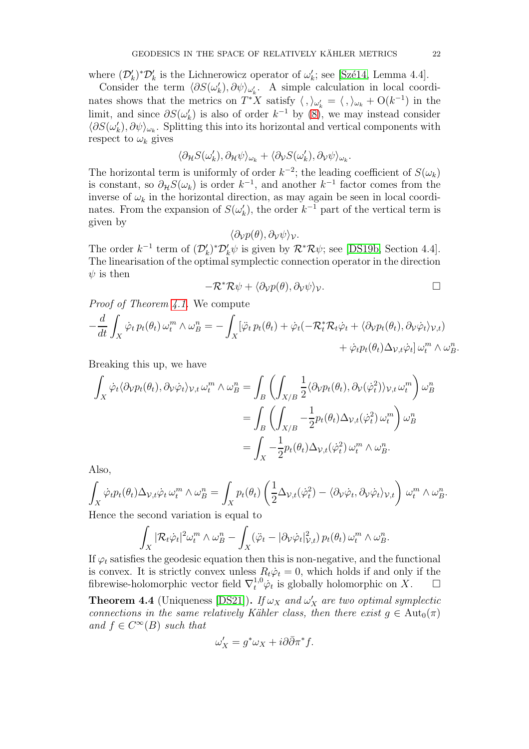where $(\mathcal{D}'_k)^*\mathcal{D}'_k$ is the Lichnerowicz operator of $\omega'_k$; see [Szé14, Lemma 4.4].

Consider the term $\langle \partial S(\omega'_k), \partial\psi\rangle_{\omega'_k}$. A simple calculation in local coordinates shows that the metrics on $T^*X$ satisfy $\langle\,,\rangle_{\omega'_k} = \langle\,,\rangle_{\omega_k} + \mathrm{O}(k^{-1})$ in the limit, and since $\partial S(\omega'_k)$ is also of order $k^{-1}$ by (8), we may instead consider $\langle \partial S(\omega'_k), \partial\psi\rangle_{\omega_k}$. Splitting this into its horizontal and vertical components with respect to $\omega_k$ gives

$$\langle \partial_{\mathcal{H}} S(\omega'_k), \partial_{\mathcal{H}}\psi\rangle_{\omega_k} + \langle \partial_{\mathcal{V}} S(\omega'_k), \partial_{\mathcal{V}}\psi\rangle_{\omega_k}.$$

The horizontal term is uniformly of order $k^{-2}$; the leading coefficient of $S(\omega_k)$ is constant, so $\partial_{\mathcal{H}} S(\omega_k)$ is order $k^{-1}$, and another $k^{-1}$ factor comes from the inverse of $\omega_k$ in the horizontal direction, as may again be seen in local coordinates. From the expansion of $S(\omega'_k)$, the order $k^{-1}$ part of the vertical term is given by

$$\langle \partial_{\mathcal{V}} p(\theta), \partial_{\mathcal{V}}\psi\rangle_{\mathcal{V}}.$$

The order $k^{-1}$ term of $(\mathcal{D}'_k)^*\mathcal{D}'_k\psi$ is given by $\mathcal{R}^*\mathcal{R}\psi$; see [DS19b, Section 4.4]. The linearisation of the optimal symplectic connection operator in the direction $\psi$ is then

$$-\mathcal{R}^*\mathcal{R}\psi + \langle \partial_{\mathcal{V}} p(\theta), \partial_{\mathcal{V}}\psi\rangle_{\mathcal{V}}. \qquad \square$$

*Proof of Theorem 4.1.* We compute

$$-\frac{d}{dt}\int_X \dot\varphi_t\, p_t(\theta_t)\, \omega_t^m \wedge \omega_B^n = -\int_X [\ddot\varphi_t\, p_t(\theta_t) + \dot\varphi_t(-\mathcal{R}_t^*\mathcal{R}_t\dot\varphi_t + \langle \partial_{\mathcal{V}} p_t(\theta_t), \partial_{\mathcal{V}}\dot\varphi_t\rangle_{\mathcal{V},t}) + \dot\varphi_t p_t(\theta_t)\Delta_{\mathcal{V},t}\dot\varphi_t]\,\omega_t^m \wedge \omega_B^n.$$

Breaking this up, we have

$$\begin{aligned}
\int_X \dot\varphi_t \langle \partial_{\mathcal{V}} p_t(\theta_t), \partial_{\mathcal{V}}\dot\varphi_t\rangle_{\mathcal{V},t}\, \omega_t^m \wedge \omega_B^n &= \int_B \left( \int_{X/B} \frac{1}{2}\langle \partial_{\mathcal{V}} p_t(\theta_t), \partial_{\mathcal{V}}(\dot\varphi_t^2)\rangle_{\mathcal{V},t}\, \omega_t^m \right)\omega_B^n \\
&= \int_B \left( \int_{X/B} -\frac{1}{2} p_t(\theta_t)\Delta_{\mathcal{V},t}(\dot\varphi_t^2)\, \omega_t^m \right)\omega_B^n \\
&= \int_X -\frac{1}{2} p_t(\theta_t)\Delta_{\mathcal{V},t}(\dot\varphi_t^2)\, \omega_t^m \wedge \omega_B^n.
\end{aligned}$$

Also,

$$\int_X \dot\varphi_t p_t(\theta_t)\Delta_{\mathcal{V},t}\dot\varphi_t\, \omega_t^m \wedge \omega_B^n = \int_X p_t(\theta_t)\left(\frac{1}{2}\Delta_{\mathcal{V},t}(\dot\varphi_t^2) - \langle \partial_{\mathcal{V}}\dot\varphi_t, \partial_{\mathcal{V}}\dot\varphi_t\rangle_{\mathcal{V},t}\right)\omega_t^m \wedge \omega_B^n.$$

Hence the second variation is equal to

$$\int_X |\mathcal{R}_t\dot\varphi_t|^2 \omega_t^m \wedge \omega_B^n - \int_X (\ddot\varphi_t - |\partial_{\mathcal{V}}\dot\varphi_t|^2_{\mathcal{V},t})\, p_t(\theta_t)\, \omega_t^m \wedge \omega_B^n.$$

If $\varphi_t$ satisfies the geodesic equation then this is non-negative, and the functional is convex. It is strictly convex unless $R_t\dot\varphi_t = 0$, which holds if and only if the fibrewise-holomorphic vector field $\nabla_t^{1,0}\dot\varphi_t$ is globally holomorphic on $X$. $\square$

**Theorem 4.4** (Uniqueness [DS21]). *If $\omega_X$ and $\omega'_X$ are two optimal symplectic connections in the same relatively Kähler class, then there exist $g \in \mathrm{Aut}_0(\pi)$ and $f \in C^\infty(B)$ such that*

$$\omega'_X = g^*\omega_X + i\partial\bar\partial\pi^* f.$$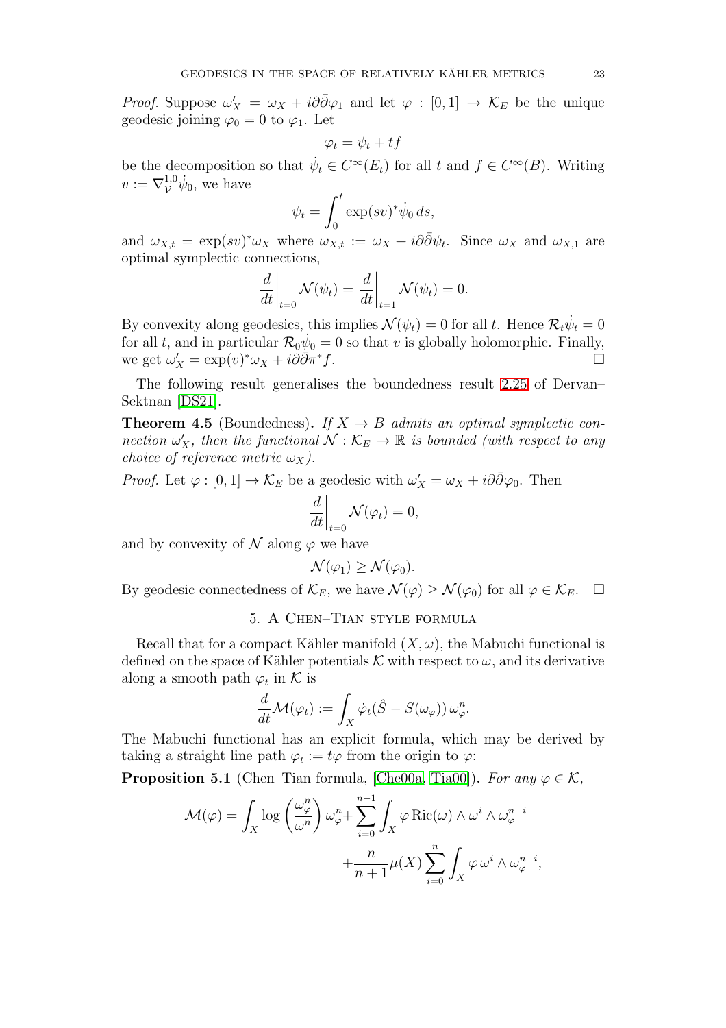*Proof.* Suppose $\omega_X' = \omega_X + i\partial\bar{\partial}\varphi_1$ and let $\varphi : [0,1] \to \mathcal{K}_E$ be the unique geodesic joining $\varphi_0 = 0$ to $\varphi_1$. Let

$$\varphi_t = \psi_t + tf$$

be the decomposition so that $\dot{\psi}_t \in C^\infty(E_t)$ for all $t$ and $f \in C^\infty(B)$. Writing $v := \nabla^{1,0}_{\mathcal{V}} \dot{\psi}_0$, we have

$$\psi_t = \int_0^t \exp(sv)^* \dot{\psi}_0 \, ds,$$

and $\omega_{X,t} = \exp(sv)^* \omega_X$ where $\omega_{X,t} := \omega_X + i\partial\bar{\partial}\psi_t$. Since $\omega_X$ and $\omega_{X,1}$ are optimal symplectic connections,

$$\left.\frac{d}{dt}\right|_{t=0} \mathcal{N}(\psi_t) = \left.\frac{d}{dt}\right|_{t=1} \mathcal{N}(\psi_t) = 0.$$

By convexity along geodesics, this implies $\mathcal{N}(\psi_t) = 0$ for all $t$. Hence $\mathcal{R}_t \dot{\psi}_t = 0$ for all $t$, and in particular $\mathcal{R}_0 \dot{\psi}_0 = 0$ so that $v$ is globally holomorphic. Finally, we get $\omega_X' = \exp(v)^* \omega_X + i\partial\bar{\partial}\pi^* f$. □

The following result generalises the boundedness result 2.25 of Dervan–Sektnan [DS21].

**Theorem 4.5** (Boundedness)**.** *If $X \to B$ admits an optimal symplectic connection $\omega_X'$, then the functional $\mathcal{N} : \mathcal{K}_E \to \mathbb{R}$ is bounded (with respect to any choice of reference metric $\omega_X$).*

*Proof.* Let $\varphi : [0,1] \to \mathcal{K}_E$ be a geodesic with $\omega_X' = \omega_X + i\partial\bar{\partial}\varphi_0$. Then

$$\left.\frac{d}{dt}\right|_{t=0} \mathcal{N}(\varphi_t) = 0,$$

and by convexity of $\mathcal{N}$ along $\varphi$ we have

$$\mathcal{N}(\varphi_1) \geq \mathcal{N}(\varphi_0).$$

By geodesic connectedness of $\mathcal{K}_E$, we have $\mathcal{N}(\varphi) \geq \mathcal{N}(\varphi_0)$ for all $\varphi \in \mathcal{K}_E$. □

## 5. A Chen–Tian style formula

Recall that for a compact Kähler manifold $(X, \omega)$, the Mabuchi functional is defined on the space of Kähler potentials $\mathcal{K}$ with respect to $\omega$, and its derivative along a smooth path $\varphi_t$ in $\mathcal{K}$ is

$$\frac{d}{dt}\mathcal{M}(\varphi_t) := \int_X \dot{\varphi}_t (\hat{S} - S(\omega_\varphi))\, \omega_\varphi^n.$$

The Mabuchi functional has an explicit formula, which may be derived by taking a straight line path $\varphi_t := t\varphi$ from the origin to $\varphi$:

**Proposition 5.1** (Chen–Tian formula, [Che00a, Tia00])**.** *For any $\varphi \in \mathcal{K}$,*

$$\mathcal{M}(\varphi) = \int_X \log\left(\frac{\omega_\varphi^n}{\omega^n}\right) \omega_\varphi^n + \sum_{i=0}^{n-1} \int_X \varphi \operatorname{Ric}(\omega) \wedge \omega^i \wedge \omega_\varphi^{n-i}$$
$$+ \frac{n}{n+1}\mu(X) \sum_{i=0}^{n} \int_X \varphi\, \omega^i \wedge \omega_\varphi^{n-i},$$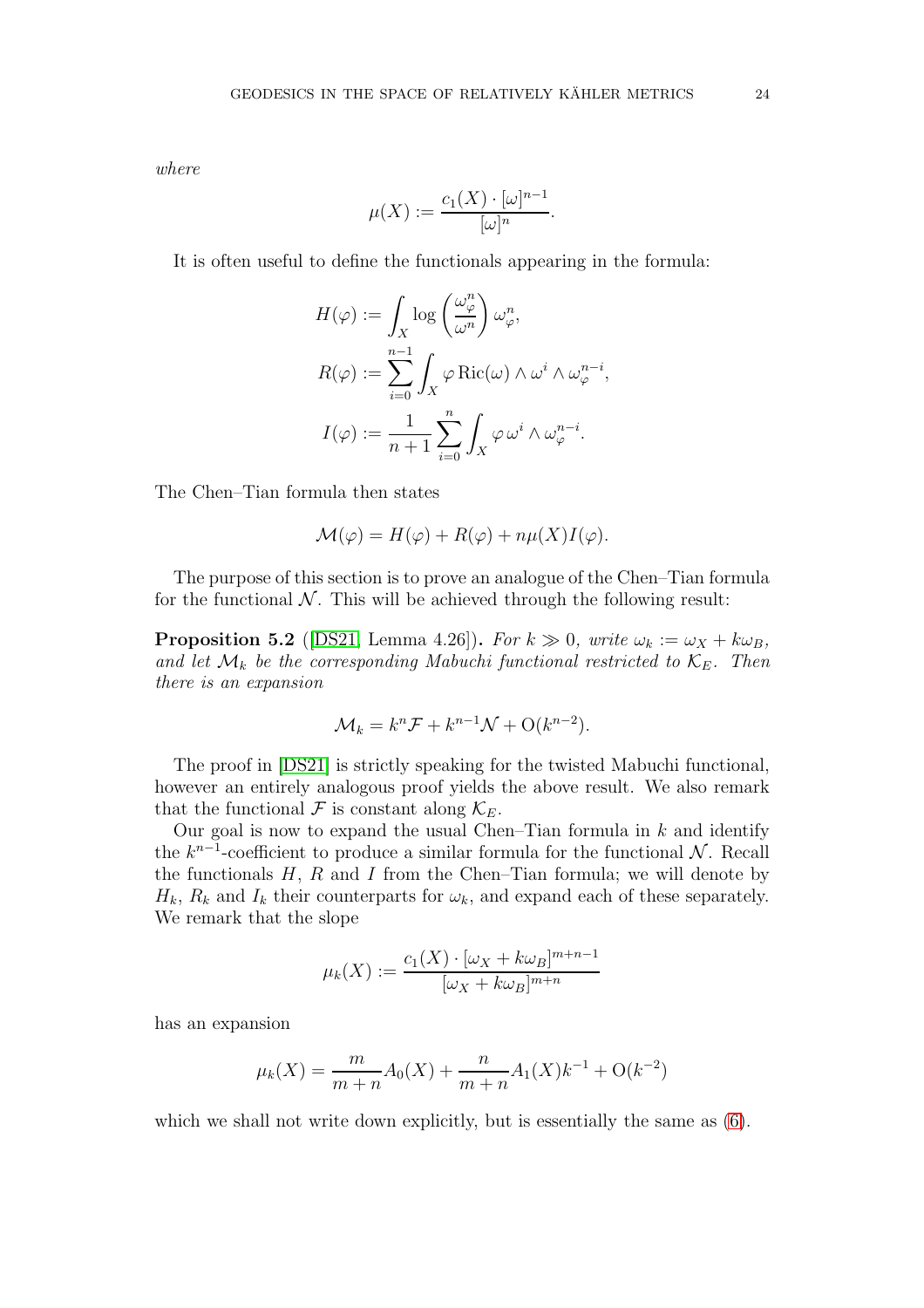*where*

$$\mu(X) := \frac{c_1(X) \cdot [\omega]^{n-1}}{[\omega]^n}.$$

It is often useful to define the functionals appearing in the formula:

$$\begin{aligned}
H(\varphi) &:= \int_X \log\left(\frac{\omega_\varphi^n}{\omega^n}\right) \omega_\varphi^n, \\
R(\varphi) &:= \sum_{i=0}^{n-1} \int_X \varphi \, \mathrm{Ric}(\omega) \wedge \omega^i \wedge \omega_\varphi^{n-i}, \\
I(\varphi) &:= \frac{1}{n+1} \sum_{i=0}^{n} \int_X \varphi \, \omega^i \wedge \omega_\varphi^{n-i}.
\end{aligned}$$

The Chen–Tian formula then states

$$\mathcal{M}(\varphi) = H(\varphi) + R(\varphi) + n\mu(X) I(\varphi).$$

The purpose of this section is to prove an analogue of the Chen–Tian formula for the functional $\mathcal{N}$. This will be achieved through the following result:

**Proposition 5.2** ([DS21, Lemma 4.26])**.** *For $k \gg 0$, write $\omega_k := \omega_X + k\omega_B$, and let $\mathcal{M}_k$ be the corresponding Mabuchi functional restricted to $\mathcal{K}_E$. Then there is an expansion*

$$\mathcal{M}_k = k^n \mathcal{F} + k^{n-1} \mathcal{N} + \mathrm{O}(k^{n-2}).$$

The proof in [DS21] is strictly speaking for the twisted Mabuchi functional, however an entirely analogous proof yields the above result. We also remark that the functional $\mathcal{F}$ is constant along $\mathcal{K}_E$.

Our goal is now to expand the usual Chen–Tian formula in $k$ and identify the $k^{n-1}$-coefficient to produce a similar formula for the functional $\mathcal{N}$. Recall the functionals $H$, $R$ and $I$ from the Chen–Tian formula; we will denote by $H_k$, $R_k$ and $I_k$ their counterparts for $\omega_k$, and expand each of these separately. We remark that the slope

$$\mu_k(X) := \frac{c_1(X) \cdot [\omega_X + k\omega_B]^{m+n-1}}{[\omega_X + k\omega_B]^{m+n}}$$

has an expansion

$$\mu_k(X) = \frac{m}{m+n} A_0(X) + \frac{n}{m+n} A_1(X) k^{-1} + \mathrm{O}(k^{-2})$$

which we shall not write down explicitly, but is essentially the same as (6).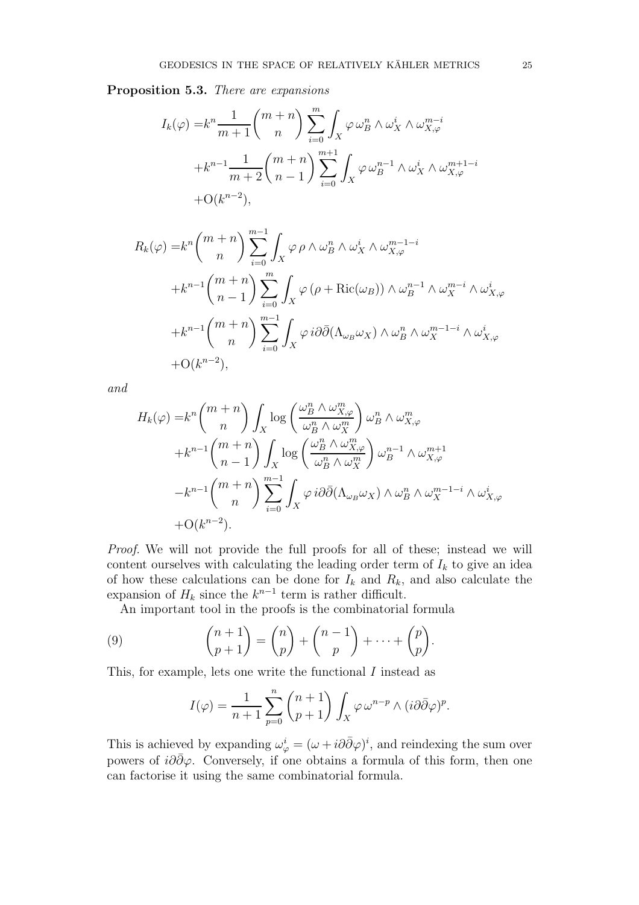**Proposition 5.3.** *There are expansions*

$$
\begin{aligned}
I_k(\varphi) =& k^n \frac{1}{m+1}\binom{m+n}{n} \sum_{i=0}^{m} \int_X \varphi\, \omega_B^n \wedge \omega_X^i \wedge \omega_{X,\varphi}^{m-i} \\
&+ k^{n-1} \frac{1}{m+2}\binom{m+n}{n-1} \sum_{i=0}^{m+1} \int_X \varphi\, \omega_B^{n-1} \wedge \omega_X^i \wedge \omega_{X,\varphi}^{m+1-i} \\
&+ \mathrm{O}(k^{n-2}),
\end{aligned}
$$

$$
\begin{aligned}
R_k(\varphi) =& k^n \binom{m+n}{n} \sum_{i=0}^{m-1} \int_X \varphi\, \rho \wedge \omega_B^n \wedge \omega_X^i \wedge \omega_{X,\varphi}^{m-1-i} \\
&+ k^{n-1} \binom{m+n}{n-1} \sum_{i=0}^{m} \int_X \varphi\, (\rho + \mathrm{Ric}(\omega_B)) \wedge \omega_B^{n-1} \wedge \omega_X^{m-i} \wedge \omega_{X,\varphi}^{i} \\
&+ k^{n-1} \binom{m+n}{n} \sum_{i=0}^{m-1} \int_X \varphi\, i\partial\bar{\partial}(\Lambda_{\omega_B}\omega_X) \wedge \omega_B^n \wedge \omega_X^{m-1-i} \wedge \omega_{X,\varphi}^{i} \\
&+ \mathrm{O}(k^{n-2}),
\end{aligned}
$$

*and*

$$
\begin{aligned}
H_k(\varphi) =& k^n \binom{m+n}{n} \int_X \log\left(\frac{\omega_B^n \wedge \omega_{X,\varphi}^m}{\omega_B^n \wedge \omega_X^m}\right) \omega_B^n \wedge \omega_{X,\varphi}^m \\
&+ k^{n-1} \binom{m+n}{n-1} \int_X \log\left(\frac{\omega_B^n \wedge \omega_{X,\varphi}^m}{\omega_B^n \wedge \omega_X^m}\right) \omega_B^{n-1} \wedge \omega_{X,\varphi}^{m+1} \\
&- k^{n-1} \binom{m+n}{n} \sum_{i=0}^{m-1} \int_X \varphi\, i\partial\bar{\partial}(\Lambda_{\omega_B}\omega_X) \wedge \omega_B^n \wedge \omega_X^{m-1-i} \wedge \omega_{X,\varphi}^{i} \\
&+ \mathrm{O}(k^{n-2}).
\end{aligned}
$$

*Proof.* We will not provide the full proofs for all of these; instead we will content ourselves with calculating the leading order term of $I_k$ to give an idea of how these calculations can be done for $I_k$ and $R_k$, and also calculate the expansion of $H_k$ since the $k^{n-1}$ term is rather difficult.

An important tool in the proofs is the combinatorial formula

$$
\binom{n+1}{p+1} = \binom{n}{p} + \binom{n-1}{p} + \cdots + \binom{p}{p}. \tag{9}
$$

This, for example, lets one write the functional $I$ instead as

$$
I(\varphi) = \frac{1}{n+1} \sum_{p=0}^{n} \binom{n+1}{p+1} \int_X \varphi\, \omega^{n-p} \wedge (i\partial\bar{\partial}\varphi)^p.
$$

This is achieved by expanding $\omega_\varphi^i = (\omega + i\partial\bar{\partial}\varphi)^i$, and reindexing the sum over powers of $i\partial\bar{\partial}\varphi$. Conversely, if one obtains a formula of this form, then one can factorise it using the same combinatorial formula.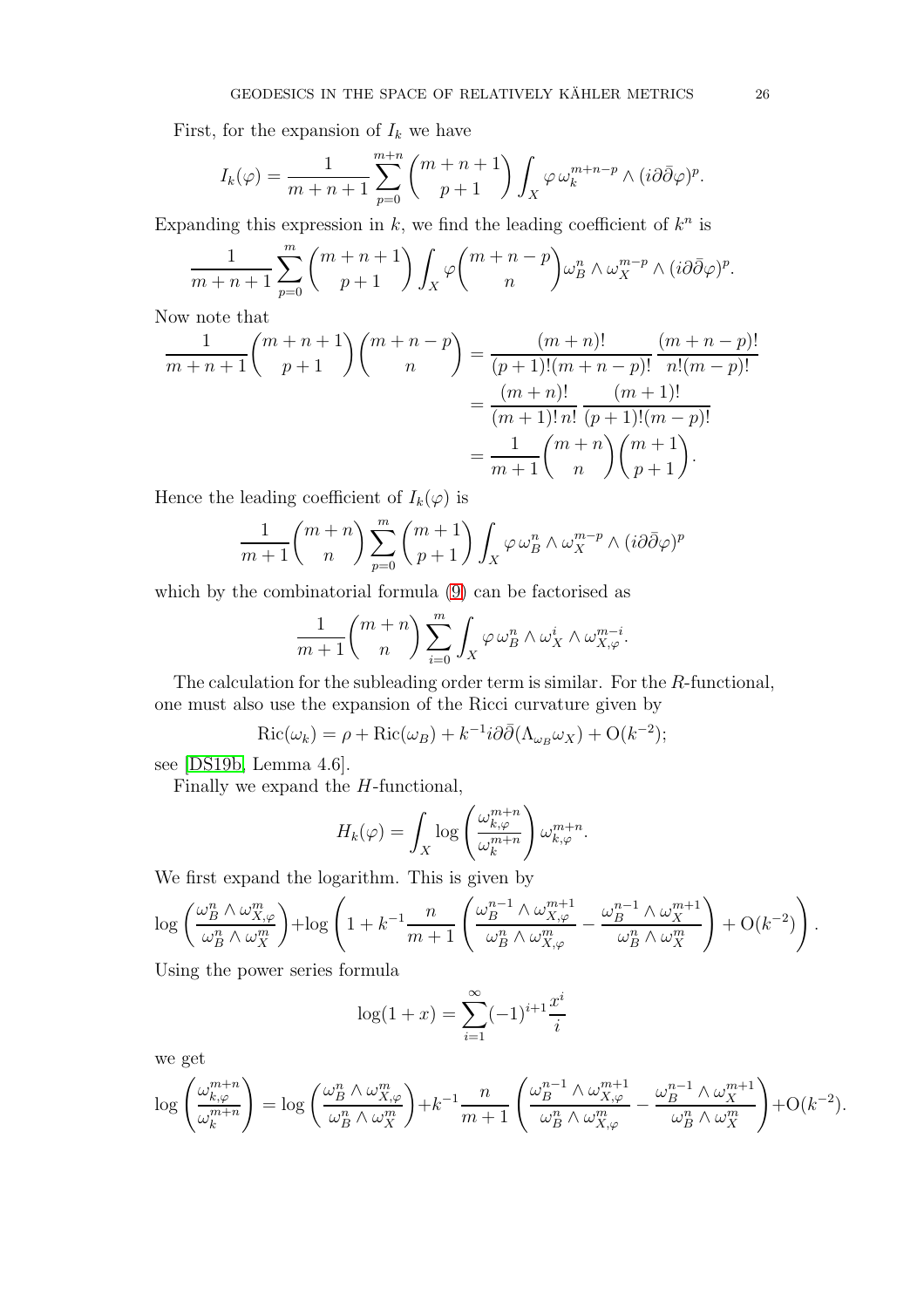First, for the expansion of $I_k$ we have

$$I_k(\varphi) = \frac{1}{m+n+1} \sum_{p=0}^{m+n} \binom{m+n+1}{p+1} \int_X \varphi \, \omega_k^{m+n-p} \wedge (i\partial\bar{\partial}\varphi)^p.$$

Expanding this expression in $k$, we find the leading coefficient of $k^n$ is

$$\frac{1}{m+n+1} \sum_{p=0}^{m} \binom{m+n+1}{p+1} \int_X \varphi \binom{m+n-p}{n} \omega_B^n \wedge \omega_X^{m-p} \wedge (i\partial\bar{\partial}\varphi)^p.$$

Now note that

$$\begin{aligned}
\frac{1}{m+n+1}\binom{m+n+1}{p+1}\binom{m+n-p}{n} &= \frac{(m+n)!}{(p+1)!(m+n-p)!} \, \frac{(m+n-p)!}{n!(m-p)!} \\
&= \frac{(m+n)!}{(m+1)!\, n!} \, \frac{(m+1)!}{(p+1)!(m-p)!} \\
&= \frac{1}{m+1}\binom{m+n}{n}\binom{m+1}{p+1}.
\end{aligned}$$

Hence the leading coefficient of $I_k(\varphi)$ is

$$\frac{1}{m+1}\binom{m+n}{n} \sum_{p=0}^{m} \binom{m+1}{p+1} \int_X \varphi \, \omega_B^n \wedge \omega_X^{m-p} \wedge (i\partial\bar{\partial}\varphi)^p$$

which by the combinatorial formula (9) can be factorised as

$$\frac{1}{m+1}\binom{m+n}{n} \sum_{i=0}^{m} \int_X \varphi \, \omega_B^n \wedge \omega_X^i \wedge \omega_{X,\varphi}^{m-i}.$$

The calculation for the subleading order term is similar. For the $R$-functional, one must also use the expansion of the Ricci curvature given by

$$\mathrm{Ric}(\omega_k) = \rho + \mathrm{Ric}(\omega_B) + k^{-1} i\partial\bar{\partial}(\Lambda_{\omega_B}\omega_X) + \mathrm{O}(k^{-2});$$

see [DS19b, Lemma 4.6].

Finally we expand the $H$-functional,

$$H_k(\varphi) = \int_X \log\left(\frac{\omega_{k,\varphi}^{m+n}}{\omega_k^{m+n}}\right) \omega_{k,\varphi}^{m+n}.$$

We first expand the logarithm. This is given by

$$\log\left(\frac{\omega_B^n \wedge \omega_{X,\varphi}^m}{\omega_B^n \wedge \omega_X^m}\right) + \log\left(1 + k^{-1}\frac{n}{m+1}\left(\frac{\omega_B^{n-1}\wedge\omega_{X,\varphi}^{m+1}}{\omega_B^n \wedge \omega_{X,\varphi}^m} - \frac{\omega_B^{n-1}\wedge\omega_X^{m+1}}{\omega_B^n\wedge\omega_X^m}\right) + \mathrm{O}(k^{-2})\right).$$

Using the power series formula

$$\log(1+x) = \sum_{i=1}^{\infty} (-1)^{i+1}\frac{x^i}{i}$$

we get

$$\log\left(\frac{\omega_{k,\varphi}^{m+n}}{\omega_k^{m+n}}\right) = \log\left(\frac{\omega_B^n \wedge \omega_{X,\varphi}^m}{\omega_B^n \wedge \omega_X^m}\right) + k^{-1}\frac{n}{m+1}\left(\frac{\omega_B^{n-1}\wedge\omega_{X,\varphi}^{m+1}}{\omega_B^n\wedge\omega_{X,\varphi}^m} - \frac{\omega_B^{n-1}\wedge\omega_X^{m+1}}{\omega_B^n\wedge\omega_X^m}\right) + \mathrm{O}(k^{-2}).$$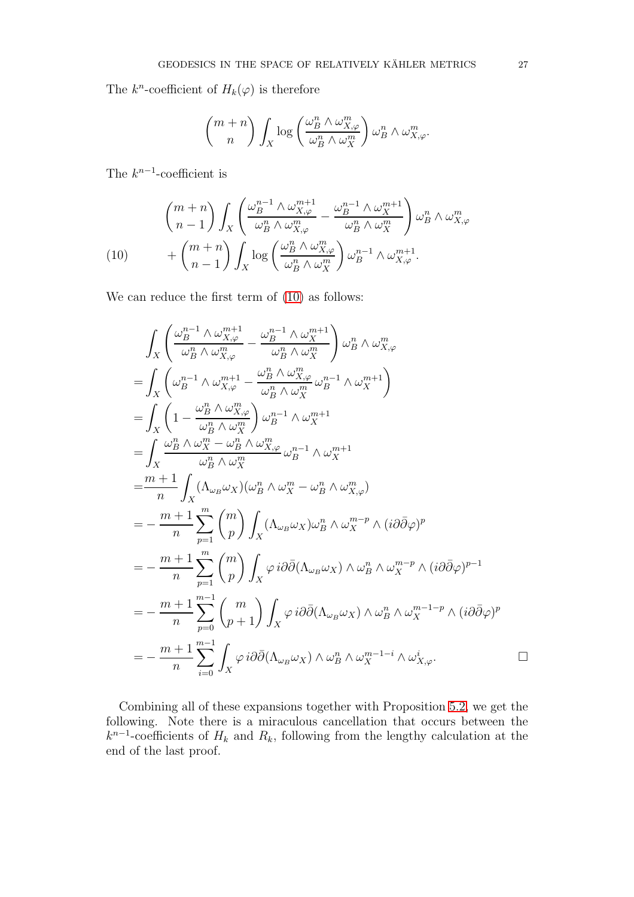The $k^n$-coefficient of $H_k(\varphi)$ is therefore

$$\binom{m+n}{n}\int_X \log\left(\frac{\omega_B^n\wedge\omega_{X,\varphi}^m}{\omega_B^n\wedge\omega_X^m}\right)\omega_B^n\wedge\omega_{X,\varphi}^m.$$

The $k^{n-1}$-coefficient is

$$\begin{aligned}
&\binom{m+n}{n-1}\int_X\left(\frac{\omega_B^{n-1}\wedge\omega_{X,\varphi}^{m+1}}{\omega_B^n\wedge\omega_{X,\varphi}^m}-\frac{\omega_B^{n-1}\wedge\omega_X^{m+1}}{\omega_B^n\wedge\omega_X^m}\right)\omega_B^n\wedge\omega_{X,\varphi}^m\\
&+\binom{m+n}{n-1}\int_X\log\left(\frac{\omega_B^n\wedge\omega_{X,\varphi}^m}{\omega_B^n\wedge\omega_X^m}\right)\omega_B^{n-1}\wedge\omega_{X,\varphi}^{m+1}.
\end{aligned}\tag{10}$$

We can reduce the first term of (10) as follows:

$$\begin{aligned}
&\int_X\left(\frac{\omega_B^{n-1}\wedge\omega_{X,\varphi}^{m+1}}{\omega_B^n\wedge\omega_{X,\varphi}^m}-\frac{\omega_B^{n-1}\wedge\omega_X^{m+1}}{\omega_B^n\wedge\omega_X^m}\right)\omega_B^n\wedge\omega_{X,\varphi}^m\\
=&\int_X\left(\omega_B^{n-1}\wedge\omega_{X,\varphi}^{m+1}-\frac{\omega_B^n\wedge\omega_{X,\varphi}^m}{\omega_B^n\wedge\omega_X^m}\,\omega_B^{n-1}\wedge\omega_X^{m+1}\right)\\
=&\int_X\left(1-\frac{\omega_B^n\wedge\omega_{X,\varphi}^m}{\omega_B^n\wedge\omega_X^m}\right)\omega_B^{n-1}\wedge\omega_X^{m+1}\\
=&\int_X\frac{\omega_B^n\wedge\omega_X^m-\omega_B^n\wedge\omega_{X,\varphi}^m}{\omega_B^n\wedge\omega_X^m}\,\omega_B^{n-1}\wedge\omega_X^{m+1}\\
=&\frac{m+1}{n}\int_X(\Lambda_{\omega_B}\omega_X)(\omega_B^n\wedge\omega_X^m-\omega_B^n\wedge\omega_{X,\varphi}^m)\\
=&-\frac{m+1}{n}\sum_{p=1}^m\binom{m}{p}\int_X(\Lambda_{\omega_B}\omega_X)\omega_B^n\wedge\omega_X^{m-p}\wedge(i\partial\bar\partial\varphi)^p\\
=&-\frac{m+1}{n}\sum_{p=1}^m\binom{m}{p}\int_X\varphi\, i\partial\bar\partial(\Lambda_{\omega_B}\omega_X)\wedge\omega_B^n\wedge\omega_X^{m-p}\wedge(i\partial\bar\partial\varphi)^{p-1}\\
=&-\frac{m+1}{n}\sum_{p=0}^{m-1}\binom{m}{p+1}\int_X\varphi\, i\partial\bar\partial(\Lambda_{\omega_B}\omega_X)\wedge\omega_B^n\wedge\omega_X^{m-1-p}\wedge(i\partial\bar\partial\varphi)^{p}\\
=&-\frac{m+1}{n}\sum_{i=0}^{m-1}\int_X\varphi\, i\partial\bar\partial(\Lambda_{\omega_B}\omega_X)\wedge\omega_B^n\wedge\omega_X^{m-1-i}\wedge\omega_{X,\varphi}^{i}.
\end{aligned}$$

□

Combining all of these expansions together with Proposition 5.2, we get the following. Note there is a miraculous cancellation that occurs between the $k^{n-1}$-coefficients of $H_k$ and $R_k$, following from the lengthy calculation at the end of the last proof.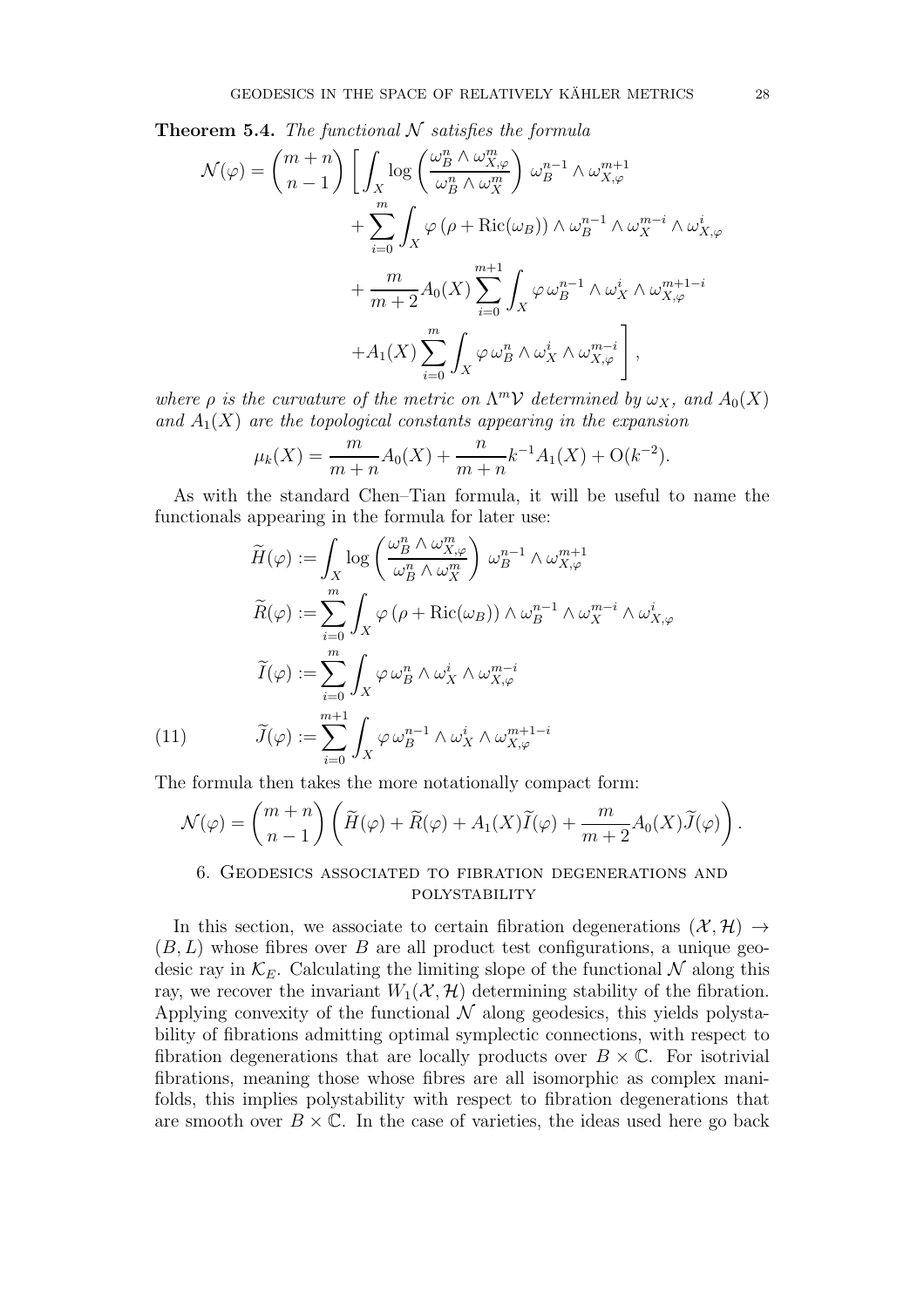**Theorem 5.4.** *The functional $\mathcal{N}$ satisfies the formula*

$$\begin{aligned}
\mathcal{N}(\varphi) = \binom{m+n}{n-1} \Bigg[ & \int_X \log\left( \frac{\omega_B^n \wedge \omega_{X,\varphi}^m}{\omega_B^n \wedge \omega_X^m} \right) \omega_B^{n-1} \wedge \omega_{X,\varphi}^{m+1} \\
& + \sum_{i=0}^{m} \int_X \varphi \left( \rho + \mathrm{Ric}(\omega_B) \right) \wedge \omega_B^{n-1} \wedge \omega_X^{m-i} \wedge \omega_{X,\varphi}^{i} \\
& + \frac{m}{m+2} A_0(X) \sum_{i=0}^{m+1} \int_X \varphi\, \omega_B^{n-1} \wedge \omega_X^{i} \wedge \omega_{X,\varphi}^{m+1-i} \\
& + A_1(X) \sum_{i=0}^{m} \int_X \varphi\, \omega_B^{n} \wedge \omega_X^{i} \wedge \omega_{X,\varphi}^{m-i} \Bigg],
\end{aligned}$$

*where $\rho$ is the curvature of the metric on $\Lambda^m \mathcal{V}$ determined by $\omega_X$, and $A_0(X)$ and $A_1(X)$ are the topological constants appearing in the expansion*

$$\mu_k(X) = \frac{m}{m+n} A_0(X) + \frac{n}{m+n} k^{-1} A_1(X) + \mathrm{O}(k^{-2}).$$

As with the standard Chen–Tian formula, it will be useful to name the functionals appearing in the formula for later use:

$$\begin{aligned}
\widetilde{H}(\varphi) &:= \int_X \log\left( \frac{\omega_B^n \wedge \omega_{X,\varphi}^m}{\omega_B^n \wedge \omega_X^m} \right) \omega_B^{n-1} \wedge \omega_{X,\varphi}^{m+1} \\
\widetilde{R}(\varphi) &:= \sum_{i=0}^{m} \int_X \varphi \left( \rho + \mathrm{Ric}(\omega_B) \right) \wedge \omega_B^{n-1} \wedge \omega_X^{m-i} \wedge \omega_{X,\varphi}^{i} \\
\widetilde{I}(\varphi) &:= \sum_{i=0}^{m} \int_X \varphi\, \omega_B^{n} \wedge \omega_X^{i} \wedge \omega_{X,\varphi}^{m-i} \\
\widetilde{J}(\varphi) &:= \sum_{i=0}^{m+1} \int_X \varphi\, \omega_B^{n-1} \wedge \omega_X^{i} \wedge \omega_{X,\varphi}^{m+1-i} \qquad (11)
\end{aligned}$$

The formula then takes the more notationally compact form:

$$\mathcal{N}(\varphi) = \binom{m+n}{n-1} \left( \widetilde{H}(\varphi) + \widetilde{R}(\varphi) + A_1(X)\widetilde{I}(\varphi) + \frac{m}{m+2} A_0(X) \widetilde{J}(\varphi) \right).$$

## 6. Geodesics associated to fibration degenerations and polystability

In this section, we associate to certain fibration degenerations $(\mathcal{X}, \mathcal{H}) \to (B, L)$ whose fibres over $B$ are all product test configurations, a unique geodesic ray in $\mathcal{K}_E$. Calculating the limiting slope of the functional $\mathcal{N}$ along this ray, we recover the invariant $W_1(\mathcal{X}, \mathcal{H})$ determining stability of the fibration. Applying convexity of the functional $\mathcal{N}$ along geodesics, this yields polystability of fibrations admitting optimal symplectic connections, with respect to fibration degenerations that are locally products over $B \times \mathbb{C}$. For isotrivial fibrations, meaning those whose fibres are all isomorphic as complex manifolds, this implies polystability with respect to fibration degenerations that are smooth over $B \times \mathbb{C}$. In the case of varieties, the ideas used here go back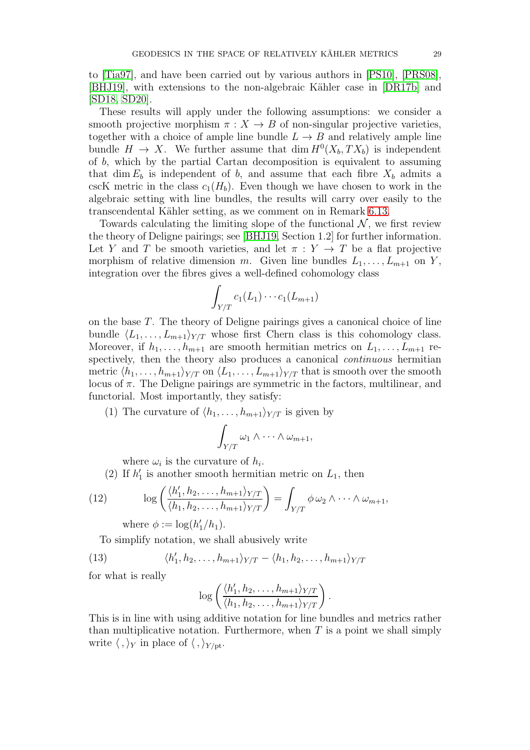to [Tia97], and have been carried out by various authors in [PS10], [PRS08], [BHJ19], with extensions to the non-algebraic Kähler case in [DR17b] and [SD18, SD20].

These results will apply under the following assumptions: we consider a smooth projective morphism $\pi : X \to B$ of non-singular projective varieties, together with a choice of ample line bundle $L \to B$ and relatively ample line bundle $H \to X$. We further assume that $\dim H^0(X_b, TX_b)$ is independent of $b$, which by the partial Cartan decomposition is equivalent to assuming that $\dim E_b$ is independent of $b$, and assume that each fibre $X_b$ admits a cscK metric in the class $c_1(H_b)$. Even though we have chosen to work in the algebraic setting with line bundles, the results will carry over easily to the transcendental Kähler setting, as we comment on in Remark 6.13.

Towards calculating the limiting slope of the functional $\mathcal{N}$, we first review the theory of Deligne pairings; see [BHJ19, Section 1.2] for further information. Let $Y$ and $T$ be smooth varieties, and let $\pi : Y \to T$ be a flat projective morphism of relative dimension $m$. Given line bundles $L_1, \ldots, L_{m+1}$ on $Y$, integration over the fibres gives a well-defined cohomology class

$$\int_{Y/T} c_1(L_1) \cdots c_1(L_{m+1})$$

on the base $T$. The theory of Deligne pairings gives a canonical choice of line bundle $\langle L_1, \ldots, L_{m+1} \rangle_{Y/T}$ whose first Chern class is this cohomology class. Moreover, if $h_1, \ldots, h_{m+1}$ are smooth hermitian metrics on $L_1, \ldots, L_{m+1}$ respectively, then the theory also produces a canonical *continuous* hermitian metric $\langle h_1, \ldots, h_{m+1} \rangle_{Y/T}$ on $\langle L_1, \ldots, L_{m+1} \rangle_{Y/T}$ that is smooth over the smooth locus of $\pi$. The Deligne pairings are symmetric in the factors, multilinear, and functorial. Most importantly, they satisfy:

(1) The curvature of $\langle h_1, \ldots, h_{m+1} \rangle_{Y/T}$ is given by

$$\int_{Y/T} \omega_1 \wedge \cdots \wedge \omega_{m+1},$$

where $\omega_i$ is the curvature of $h_i$.

(2) If $h_1'$ is another smooth hermitian metric on $L_1$, then

$$\log \left( \frac{\langle h_1', h_2, \ldots, h_{m+1} \rangle_{Y/T}}{\langle h_1, h_2, \ldots, h_{m+1} \rangle_{Y/T}} \right) = \int_{Y/T} \phi \, \omega_2 \wedge \cdots \wedge \omega_{m+1}, \tag{12}$$

where $\phi := \log(h_1'/h_1)$.

To simplify notation, we shall abusively write

$$\langle h_1', h_2, \ldots, h_{m+1} \rangle_{Y/T} - \langle h_1, h_2, \ldots, h_{m+1} \rangle_{Y/T} \tag{13}$$

for what is really

$$\log \left( \frac{\langle h_1', h_2, \ldots, h_{m+1} \rangle_{Y/T}}{\langle h_1, h_2, \ldots, h_{m+1} \rangle_{Y/T}} \right).$$

This is in line with using additive notation for line bundles and metrics rather than multiplicative notation. Furthermore, when $T$ is a point we shall simply write $\langle \, , \rangle_Y$ in place of $\langle \, , \rangle_{Y/\mathrm{pt}}$.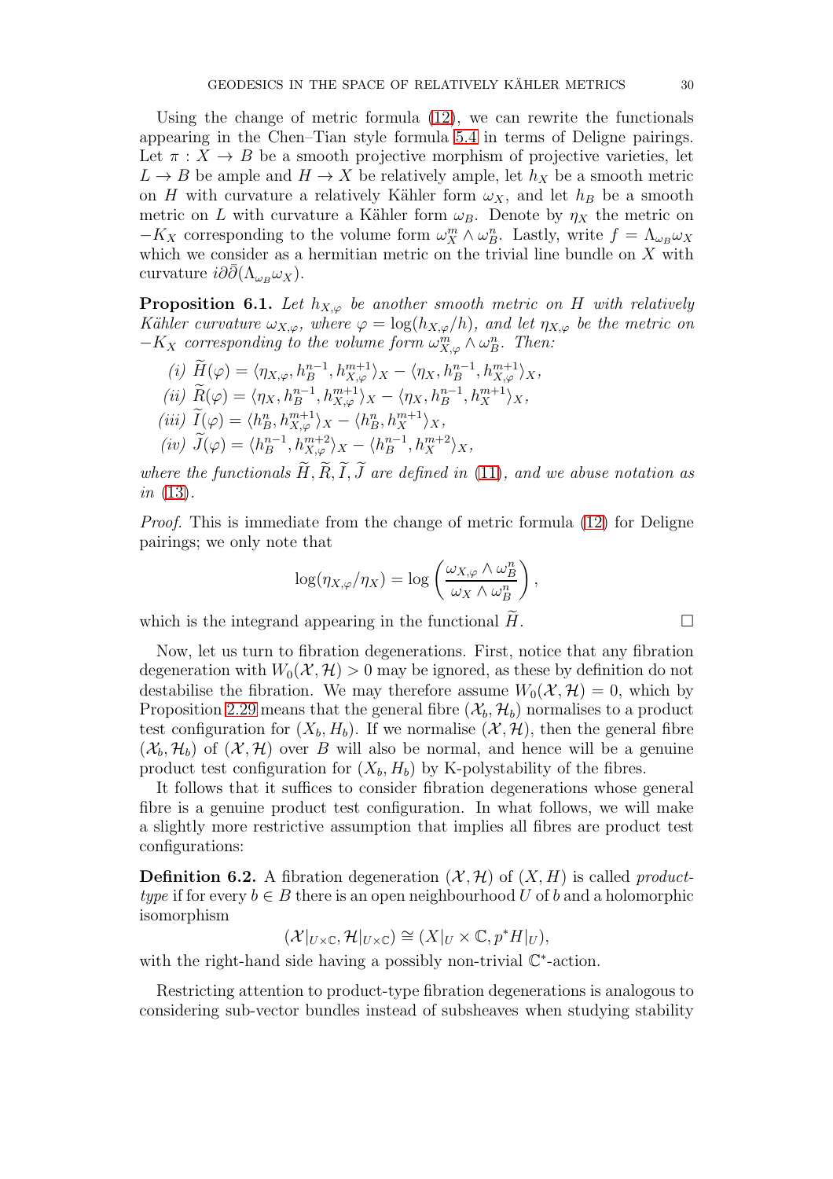Using the change of metric formula (12), we can rewrite the functionals appearing in the Chen–Tian style formula 5.4 in terms of Deligne pairings. Let $\pi : X \to B$ be a smooth projective morphism of projective varieties, let $L \to B$ be ample and $H \to X$ be relatively ample, let $h_X$ be a smooth metric on $H$ with curvature a relatively Kähler form $\omega_X$, and let $h_B$ be a smooth metric on $L$ with curvature a Kähler form $\omega_B$. Denote by $\eta_X$ the metric on $-K_X$ corresponding to the volume form $\omega_X^m \wedge \omega_B^n$. Lastly, write $f = \Lambda_{\omega_B}\omega_X$ which we consider as a hermitian metric on the trivial line bundle on $X$ with curvature $i\partial\bar{\partial}(\Lambda_{\omega_B}\omega_X)$.

**Proposition 6.1.** *Let $h_{X,\varphi}$ be another smooth metric on $H$ with relatively Kähler curvature $\omega_{X,\varphi}$, where $\varphi = \log(h_{X,\varphi}/h)$, and let $\eta_{X,\varphi}$ be the metric on $-K_X$ corresponding to the volume form $\omega_{X,\varphi}^m \wedge \omega_B^n$. Then:*

*(i)* $\widetilde{H}(\varphi) = \langle \eta_{X,\varphi}, h_B^{n-1}, h_{X,\varphi}^{m+1}\rangle_X - \langle \eta_X, h_B^{n-1}, h_{X,\varphi}^{m+1}\rangle_X$,

*(ii)* $\widetilde{R}(\varphi) = \langle \eta_X, h_B^{n-1}, h_{X,\varphi}^{m+1}\rangle_X - \langle \eta_X, h_B^{n-1}, h_X^{m+1}\rangle_X$,

*(iii)* $\widetilde{I}(\varphi) = \langle h_B^n, h_{X,\varphi}^{m+1}\rangle_X - \langle h_B^n, h_X^{m+1}\rangle_X$,

*(iv)* $\widetilde{J}(\varphi) = \langle h_B^{n-1}, h_{X,\varphi}^{m+2}\rangle_X - \langle h_B^{n-1}, h_X^{m+2}\rangle_X$,

*where the functionals $\widetilde{H}, \widetilde{R}, \widetilde{I}, \widetilde{J}$ are defined in (11), and we abuse notation as in (13).*

*Proof.* This is immediate from the change of metric formula (12) for Deligne pairings; we only note that

$$\log(\eta_{X,\varphi}/\eta_X) = \log\left(\frac{\omega_{X,\varphi} \wedge \omega_B^n}{\omega_X \wedge \omega_B^n}\right),$$

which is the integrand appearing in the functional $\widetilde{H}$. □

Now, let us turn to fibration degenerations. First, notice that any fibration degeneration with $W_0(\mathcal{X}, \mathcal{H}) > 0$ may be ignored, as these by definition do not destabilise the fibration. We may therefore assume $W_0(\mathcal{X}, \mathcal{H}) = 0$, which by Proposition 2.29 means that the general fibre $(\mathcal{X}_b, \mathcal{H}_b)$ normalises to a product test configuration for $(X_b, H_b)$. If we normalise $(\mathcal{X}, \mathcal{H})$, then the general fibre $(\mathcal{X}_b, \mathcal{H}_b)$ of $(\mathcal{X}, \mathcal{H})$ over $B$ will also be normal, and hence will be a genuine product test configuration for $(X_b, H_b)$ by K-polystability of the fibres.

It follows that it suffices to consider fibration degenerations whose general fibre is a genuine product test configuration. In what follows, we will make a slightly more restrictive assumption that implies all fibres are product test configurations:

**Definition 6.2.** A fibration degeneration $(\mathcal{X}, \mathcal{H})$ of $(X, H)$ is called *product-type* if for every $b \in B$ there is an open neighbourhood $U$ of $b$ and a holomorphic isomorphism

$$(\mathcal{X}|_{U\times\mathbb{C}}, \mathcal{H}|_{U\times\mathbb{C}}) \cong (X|_U \times \mathbb{C}, p^*H|_U),$$

with the right-hand side having a possibly non-trivial $\mathbb{C}^*$-action.

Restricting attention to product-type fibration degenerations is analogous to considering sub-vector bundles instead of subsheaves when studying stability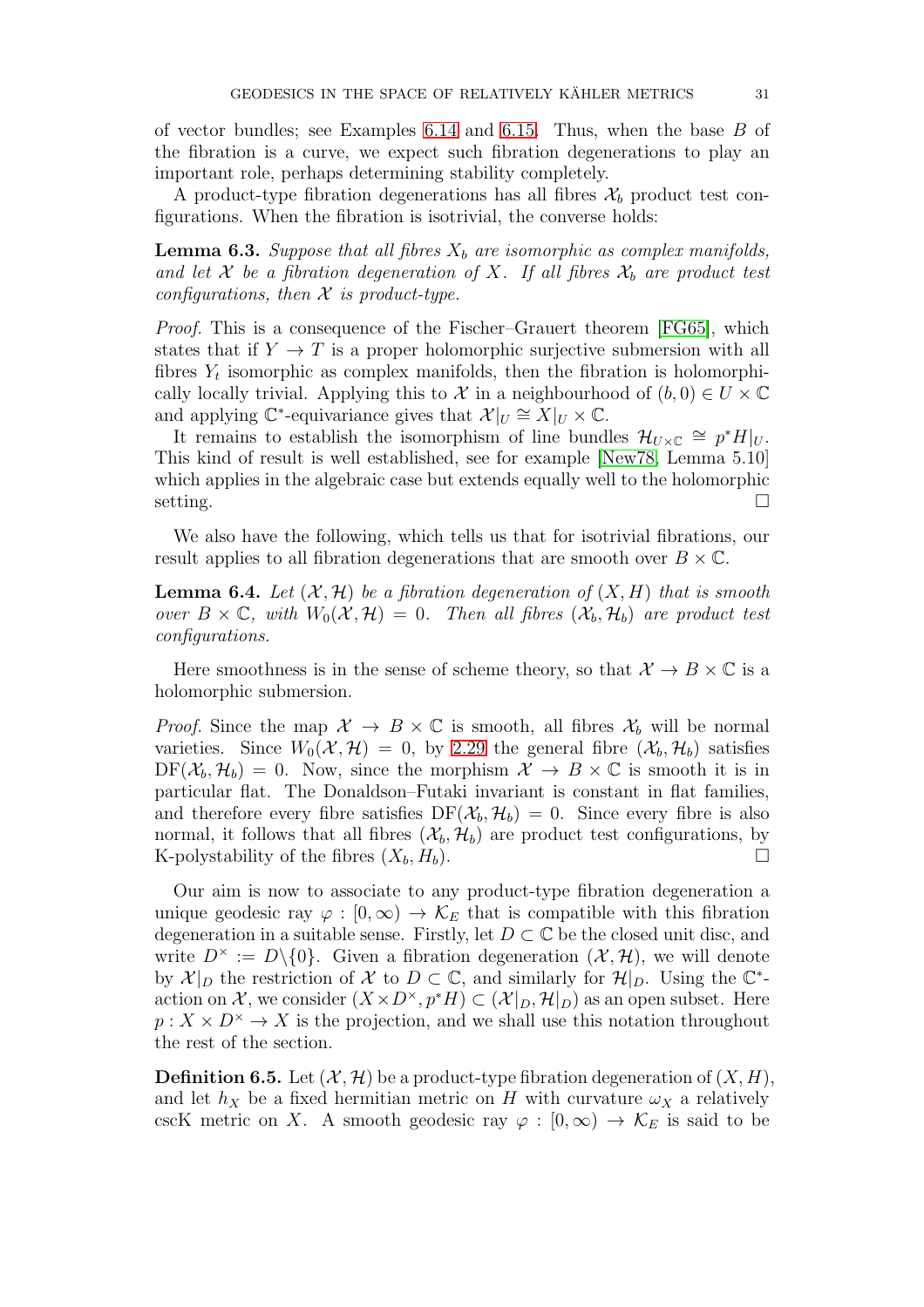of vector bundles; see Examples 6.14 and 6.15. Thus, when the base $B$ of the fibration is a curve, we expect such fibration degenerations to play an important role, perhaps determining stability completely.

A product-type fibration degenerations has all fibres $\mathcal{X}_b$ product test configurations. When the fibration is isotrivial, the converse holds:

**Lemma 6.3.** *Suppose that all fibres $X_b$ are isomorphic as complex manifolds, and let $\mathcal{X}$ be a fibration degeneration of $X$. If all fibres $\mathcal{X}_b$ are product test configurations, then $\mathcal{X}$ is product-type.*

*Proof.* This is a consequence of the Fischer–Grauert theorem [FG65], which states that if $Y \to T$ is a proper holomorphic surjective submersion with all fibres $Y_t$ isomorphic as complex manifolds, then the fibration is holomorphically locally trivial. Applying this to $\mathcal{X}$ in a neighbourhood of $(b, 0) \in U \times \mathbb{C}$ and applying $\mathbb{C}^*$-equivariance gives that $\mathcal{X}|_U \cong X|_U \times \mathbb{C}$.

It remains to establish the isomorphism of line bundles $\mathcal{H}_{U\times\mathbb{C}} \cong p^*H|_U$. This kind of result is well established, see for example [New78, Lemma 5.10] which applies in the algebraic case but extends equally well to the holomorphic setting. □

We also have the following, which tells us that for isotrivial fibrations, our result applies to all fibration degenerations that are smooth over $B \times \mathbb{C}$.

**Lemma 6.4.** *Let $(\mathcal{X}, \mathcal{H})$ be a fibration degeneration of $(X, H)$ that is smooth over $B \times \mathbb{C}$, with $W_0(\mathcal{X}, \mathcal{H}) = 0$. Then all fibres $(\mathcal{X}_b, \mathcal{H}_b)$ are product test configurations.*

Here smoothness is in the sense of scheme theory, so that $\mathcal{X} \to B \times \mathbb{C}$ is a holomorphic submersion.

*Proof.* Since the map $\mathcal{X} \to B \times \mathbb{C}$ is smooth, all fibres $\mathcal{X}_b$ will be normal varieties. Since $W_0(\mathcal{X}, \mathcal{H}) = 0$, by 2.29 the general fibre $(\mathcal{X}_b, \mathcal{H}_b)$ satisfies $\mathrm{DF}(\mathcal{X}_b, \mathcal{H}_b) = 0$. Now, since the morphism $\mathcal{X} \to B \times \mathbb{C}$ is smooth it is in particular flat. The Donaldson–Futaki invariant is constant in flat families, and therefore every fibre satisfies $\mathrm{DF}(\mathcal{X}_b, \mathcal{H}_b) = 0$. Since every fibre is also normal, it follows that all fibres $(\mathcal{X}_b, \mathcal{H}_b)$ are product test configurations, by K-polystability of the fibres $(X_b, H_b)$. □

Our aim is now to associate to any product-type fibration degeneration a unique geodesic ray $\varphi : [0, \infty) \to \mathcal{K}_E$ that is compatible with this fibration degeneration in a suitable sense. Firstly, let $D \subset \mathbb{C}$ be the closed unit disc, and write $D^\times := D \backslash \{0\}$. Given a fibration degeneration $(\mathcal{X}, \mathcal{H})$, we will denote by $\mathcal{X}|_D$ the restriction of $\mathcal{X}$ to $D \subset \mathbb{C}$, and similarly for $\mathcal{H}|_D$. Using the $\mathbb{C}^*$-action on $\mathcal{X}$, we consider $(X \times D^\times, p^*H) \subset (\mathcal{X}|_D, \mathcal{H}|_D)$ as an open subset. Here $p : X \times D^\times \to X$ is the projection, and we shall use this notation throughout the rest of the section.

**Definition 6.5.** Let $(\mathcal{X}, \mathcal{H})$ be a product-type fibration degeneration of $(X, H)$, and let $h_X$ be a fixed hermitian metric on $H$ with curvature $\omega_X$ a relatively cscK metric on $X$. A smooth geodesic ray $\varphi : [0, \infty) \to \mathcal{K}_E$ is said to be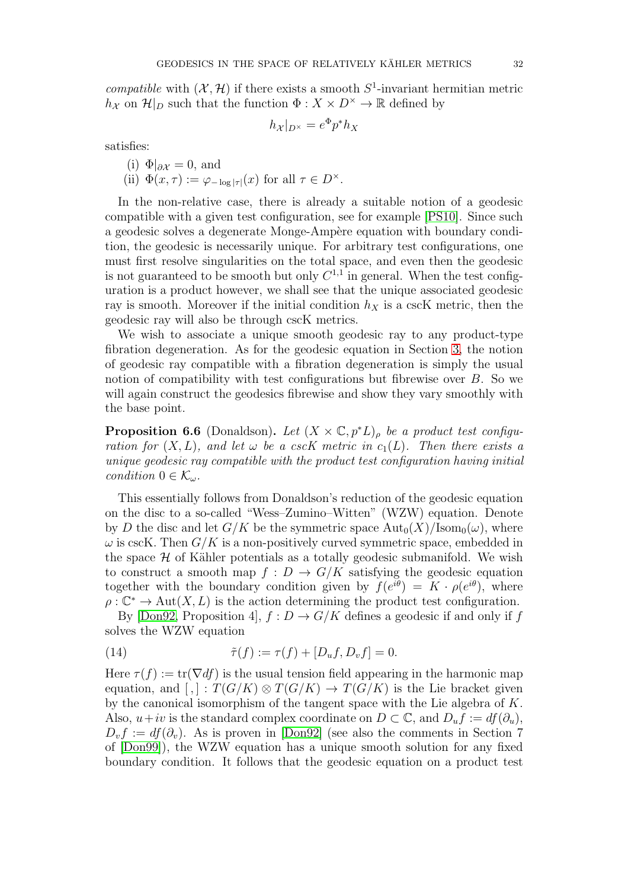*compatible* with $(\mathcal{X}, \mathcal{H})$ if there exists a smooth $S^1$-invariant hermitian metric $h_{\mathcal{X}}$ on $\mathcal{H}|_D$ such that the function $\Phi : X \times D^\times \to \mathbb{R}$ defined by

$$h_{\mathcal{X}}|_{D^\times} = e^\Phi p^* h_X$$

satisfies:

(i) $\Phi|_{\partial \mathcal{X}} = 0$, and
(ii) $\Phi(x, \tau) := \varphi_{-\log|\tau|}(x)$ for all $\tau \in D^\times$.

In the non-relative case, there is already a suitable notion of a geodesic compatible with a given test configuration, see for example [PS10]. Since such a geodesic solves a degenerate Monge-Ampère equation with boundary condition, the geodesic is necessarily unique. For arbitrary test configurations, one must first resolve singularities on the total space, and even then the geodesic is not guaranteed to be smooth but only $C^{1,1}$ in general. When the test configuration is a product however, we shall see that the unique associated geodesic ray is smooth. Moreover if the initial condition $h_X$ is a cscK metric, then the geodesic ray will also be through cscK metrics.

We wish to associate a unique smooth geodesic ray to any product-type fibration degeneration. As for the geodesic equation in Section 3, the notion of geodesic ray compatible with a fibration degeneration is simply the usual notion of compatibility with test configurations but fibrewise over $B$. So we will again construct the geodesics fibrewise and show they vary smoothly with the base point.

**Proposition 6.6** (Donaldson)**.** *Let $(X \times \mathbb{C}, p^*L)_\rho$ be a product test configuration for $(X, L)$, and let $\omega$ be a cscK metric in $c_1(L)$. Then there exists a unique geodesic ray compatible with the product test configuration having initial condition $0 \in \mathcal{K}_\omega$.*

This essentially follows from Donaldson's reduction of the geodesic equation on the disc to a so-called "Wess–Zumino–Witten" (WZW) equation. Denote by $D$ the disc and let $G/K$ be the symmetric space $\mathrm{Aut}_0(X)/\mathrm{Isom}_0(\omega)$, where $\omega$ is cscK. Then $G/K$ is a non-positively curved symmetric space, embedded in the space $\mathcal{H}$ of Kähler potentials as a totally geodesic submanifold. We wish to construct a smooth map $f : D \to G/K$ satisfying the geodesic equation together with the boundary condition given by $f(e^{i\theta}) = K \cdot \rho(e^{i\theta})$, where $\rho : \mathbb{C}^* \to \mathrm{Aut}(X, L)$ is the action determining the product test configuration.

By [Don92, Proposition 4], $f : D \to G/K$ defines a geodesic if and only if $f$ solves the WZW equation

$$\tilde{\tau}(f) := \tau(f) + [D_u f, D_v f] = 0. \tag{14}$$

Here $\tau(f) := \mathrm{tr}(\nabla df)$ is the usual tension field appearing in the harmonic map equation, and $[\,,] : T(G/K) \otimes T(G/K) \to T(G/K)$ is the Lie bracket given by the canonical isomorphism of the tangent space with the Lie algebra of $K$. Also, $u + iv$ is the standard complex coordinate on $D \subset \mathbb{C}$, and $D_u f := df(\partial_u)$, $D_v f := df(\partial_v)$. As is proven in [Don92] (see also the comments in Section 7 of [Don99]), the WZW equation has a unique smooth solution for any fixed boundary condition. It follows that the geodesic equation on a product test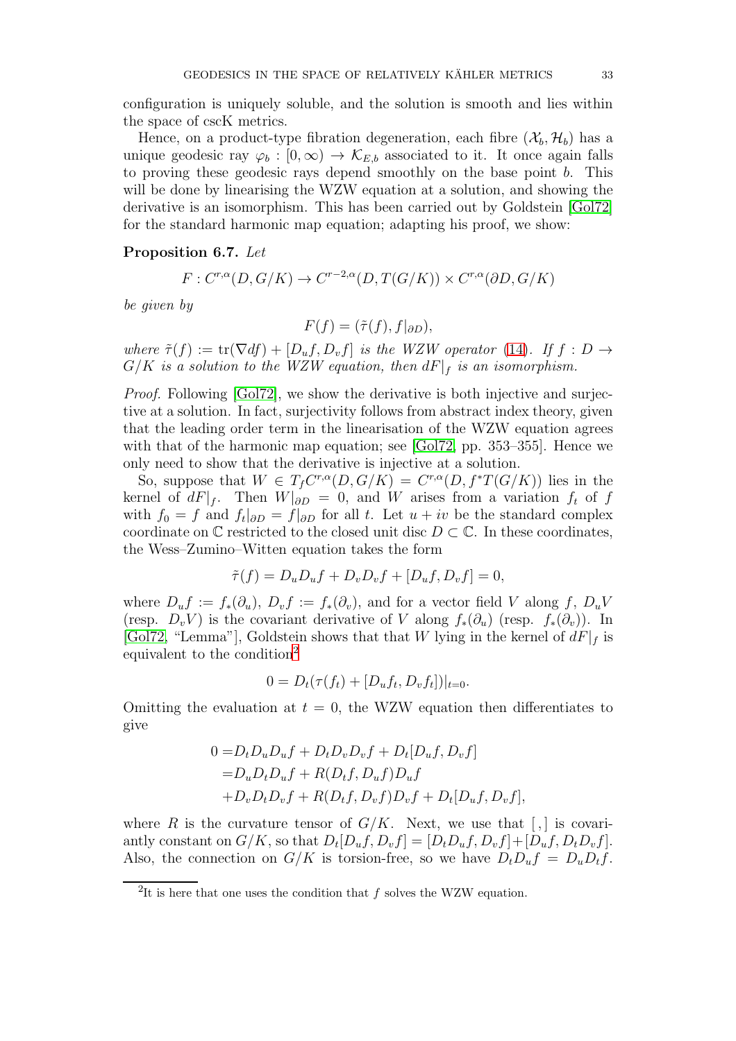configuration is uniquely soluble, and the solution is smooth and lies within the space of cscK metrics.

Hence, on a product-type fibration degeneration, each fibre $(\mathcal{X}_b, \mathcal{H}_b)$ has a unique geodesic ray $\varphi_b : [0,\infty) \to \mathcal{K}_{E,b}$ associated to it. It once again falls to proving these geodesic rays depend smoothly on the base point $b$. This will be done by linearising the WZW equation at a solution, and showing the derivative is an isomorphism. This has been carried out by Goldstein [Gol72] for the standard harmonic map equation; adapting his proof, we show:

**Proposition 6.7.** *Let*

$$F : C^{r,\alpha}(D, G/K) \to C^{r-2,\alpha}(D, T(G/K)) \times C^{r,\alpha}(\partial D, G/K)$$

*be given by*

$$F(f) = (\tilde{\tau}(f), f|_{\partial D}),$$

*where* $\tilde{\tau}(f) := \mathrm{tr}(\nabla df) + [D_u f, D_v f]$ *is the WZW operator* (14)*. If* $f : D \to G/K$ *is a solution to the WZW equation, then* $dF|_f$ *is an isomorphism.*

*Proof.* Following [Gol72], we show the derivative is both injective and surjective at a solution. In fact, surjectivity follows from abstract index theory, given that the leading order term in the linearisation of the WZW equation agrees with that of the harmonic map equation; see [Gol72, pp. 353–355]. Hence we only need to show that the derivative is injective at a solution.

So, suppose that $W \in T_f C^{r,\alpha}(D, G/K) = C^{r,\alpha}(D, f^*T(G/K))$ lies in the kernel of $dF|_f$. Then $W|_{\partial D} = 0$, and $W$ arises from a variation $f_t$ of $f$ with $f_0 = f$ and $f_t|_{\partial D} = f|_{\partial D}$ for all $t$. Let $u + iv$ be the standard complex coordinate on $\mathbb{C}$ restricted to the closed unit disc $D \subset \mathbb{C}$. In these coordinates, the Wess–Zumino–Witten equation takes the form

$$\tilde{\tau}(f) = D_u D_u f + D_v D_v f + [D_u f, D_v f] = 0,$$

where $D_u f := f_*(\partial_u)$, $D_v f := f_*(\partial_v)$, and for a vector field $V$ along $f$, $D_u V$ (resp. $D_v V$) is the covariant derivative of $V$ along $f_*(\partial_u)$ (resp. $f_*(\partial_v)$). In [Gol72, "Lemma"], Goldstein shows that that $W$ lying in the kernel of $dF|_f$ is equivalent to the condition[2]

$$0 = D_t(\tau(f_t) + [D_u f_t, D_v f_t])|_{t=0}.$$

Omitting the evaluation at $t = 0$, the WZW equation then differentiates to give

$$\begin{aligned}
0 =& D_t D_u D_u f + D_t D_v D_v f + D_t [D_u f, D_v f] \\
=& D_u D_t D_u f + R(D_t f, D_u f) D_u f \\
&+ D_v D_t D_v f + R(D_t f, D_v f) D_v f + D_t [D_u f, D_v f],
\end{aligned}$$

where $R$ is the curvature tensor of $G/K$. Next, we use that $[\,,]$ is covariantly constant on $G/K$, so that $D_t[D_u f, D_v f] = [D_t D_u f, D_v f] + [D_u f, D_t D_v f]$. Also, the connection on $G/K$ is torsion-free, so we have $D_t D_u f = D_u D_t f$.

[2] It is here that one uses the condition that $f$ solves the WZW equation.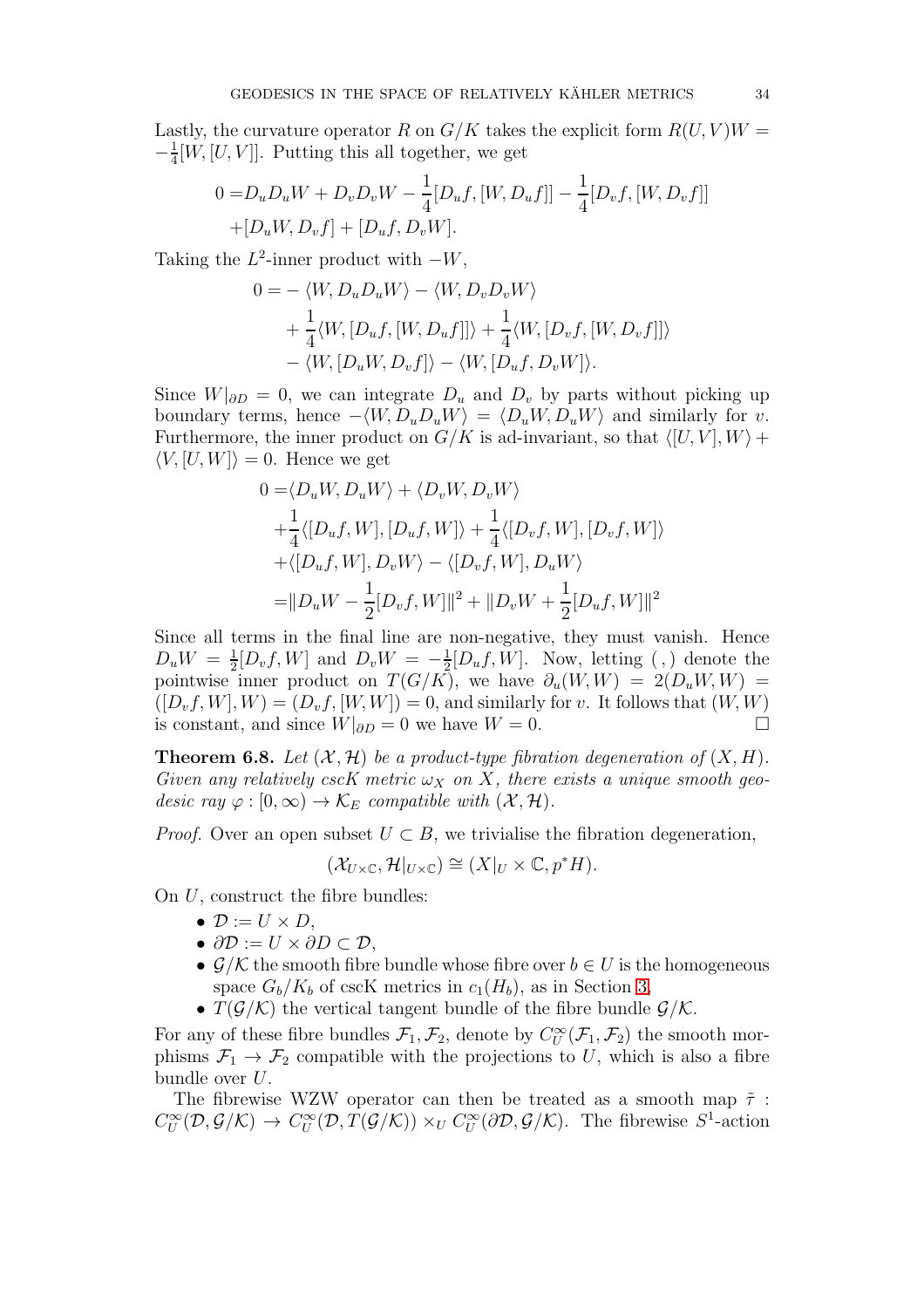Lastly, the curvature operator $R$ on $G/K$ takes the explicit form $R(U,V)W = -\frac{1}{4}[W,[U,V]]$. Putting this all together, we get

$$\begin{aligned}0 =& D_u D_u W + D_v D_v W - \frac{1}{4}[D_u f,[W,D_u f]] - \frac{1}{4}[D_v f,[W,D_v f]] \\ &+ [D_u W, D_v f] + [D_u f, D_v W].\end{aligned}$$

Taking the $L^2$-inner product with $-W$,

$$\begin{aligned}0 =& -\langle W, D_u D_u W\rangle - \langle W, D_v D_v W\rangle \\ &+ \frac{1}{4}\langle W,[D_u f,[W,D_u f]]\rangle + \frac{1}{4}\langle W,[D_v f,[W,D_v f]]\rangle \\ &- \langle W,[D_u W, D_v f]\rangle - \langle W,[D_u f, D_v W]\rangle.\end{aligned}$$

Since $W|_{\partial D} = 0$, we can integrate $D_u$ and $D_v$ by parts without picking up boundary terms, hence $-\langle W, D_u D_u W\rangle = \langle D_u W, D_u W\rangle$ and similarly for $v$. Furthermore, the inner product on $G/K$ is ad-invariant, so that $\langle [U,V],W\rangle + \langle V,[U,W]\rangle = 0$. Hence we get

$$\begin{aligned}0 =& \langle D_u W, D_u W\rangle + \langle D_v W, D_v W\rangle \\ &+ \frac{1}{4}\langle [D_u f, W],[D_u f, W]\rangle + \frac{1}{4}\langle [D_v f, W],[D_v f, W]\rangle \\ &+ \langle [D_u f, W], D_v W\rangle - \langle [D_v f, W], D_u W\rangle \\ =& \|D_u W - \frac{1}{2}[D_v f, W]\|^2 + \|D_v W + \frac{1}{2}[D_u f, W]\|^2\end{aligned}$$

Since all terms in the final line are non-negative, they must vanish. Hence $D_u W = \frac{1}{2}[D_v f, W]$ and $D_v W = -\frac{1}{2}[D_u f, W]$. Now, letting $(\,,)$ denote the pointwise inner product on $T(G/K)$, we have $\partial_u (W,W) = 2(D_u W, W) = ([D_v f, W], W) = (D_v f, [W,W]) = 0$, and similarly for $v$. It follows that $(W,W)$ is constant, and since $W|_{\partial D} = 0$ we have $W = 0$. □

**Theorem 6.8.** *Let $(\mathcal{X},\mathcal{H})$ be a product-type fibration degeneration of $(X,H)$. Given any relatively cscK metric $\omega_X$ on $X$, there exists a unique smooth geodesic ray $\varphi : [0,\infty) \to \mathcal{K}_E$ compatible with $(\mathcal{X},\mathcal{H})$.*

*Proof.* Over an open subset $U \subset B$, we trivialise the fibration degeneration,

$$(\mathcal{X}_{U\times\mathbb{C}}, \mathcal{H}|_{U\times\mathbb{C}}) \cong (X|_U \times \mathbb{C}, p^* H).$$

On $U$, construct the fibre bundles:

- $\mathcal{D} := U \times D$,
- $\partial\mathcal{D} := U \times \partial D \subset \mathcal{D}$,
- $\mathcal{G}/\mathcal{K}$ the smooth fibre bundle whose fibre over $b \in U$ is the homogeneous space $G_b/K_b$ of cscK metrics in $c_1(H_b)$, as in Section 3,
- $T(\mathcal{G}/\mathcal{K})$ the vertical tangent bundle of the fibre bundle $\mathcal{G}/\mathcal{K}$.

For any of these fibre bundles $\mathcal{F}_1, \mathcal{F}_2$, denote by $C^\infty_U(\mathcal{F}_1,\mathcal{F}_2)$ the smooth morphisms $\mathcal{F}_1 \to \mathcal{F}_2$ compatible with the projections to $U$, which is also a fibre bundle over $U$.

The fibrewise WZW operator can then be treated as a smooth map $\tilde{\tau} : C^\infty_U(\mathcal{D},\mathcal{G}/\mathcal{K}) \to C^\infty_U(\mathcal{D}, T(\mathcal{G}/\mathcal{K})) \times_U C^\infty_U(\partial\mathcal{D},\mathcal{G}/\mathcal{K})$. The fibrewise $S^1$-action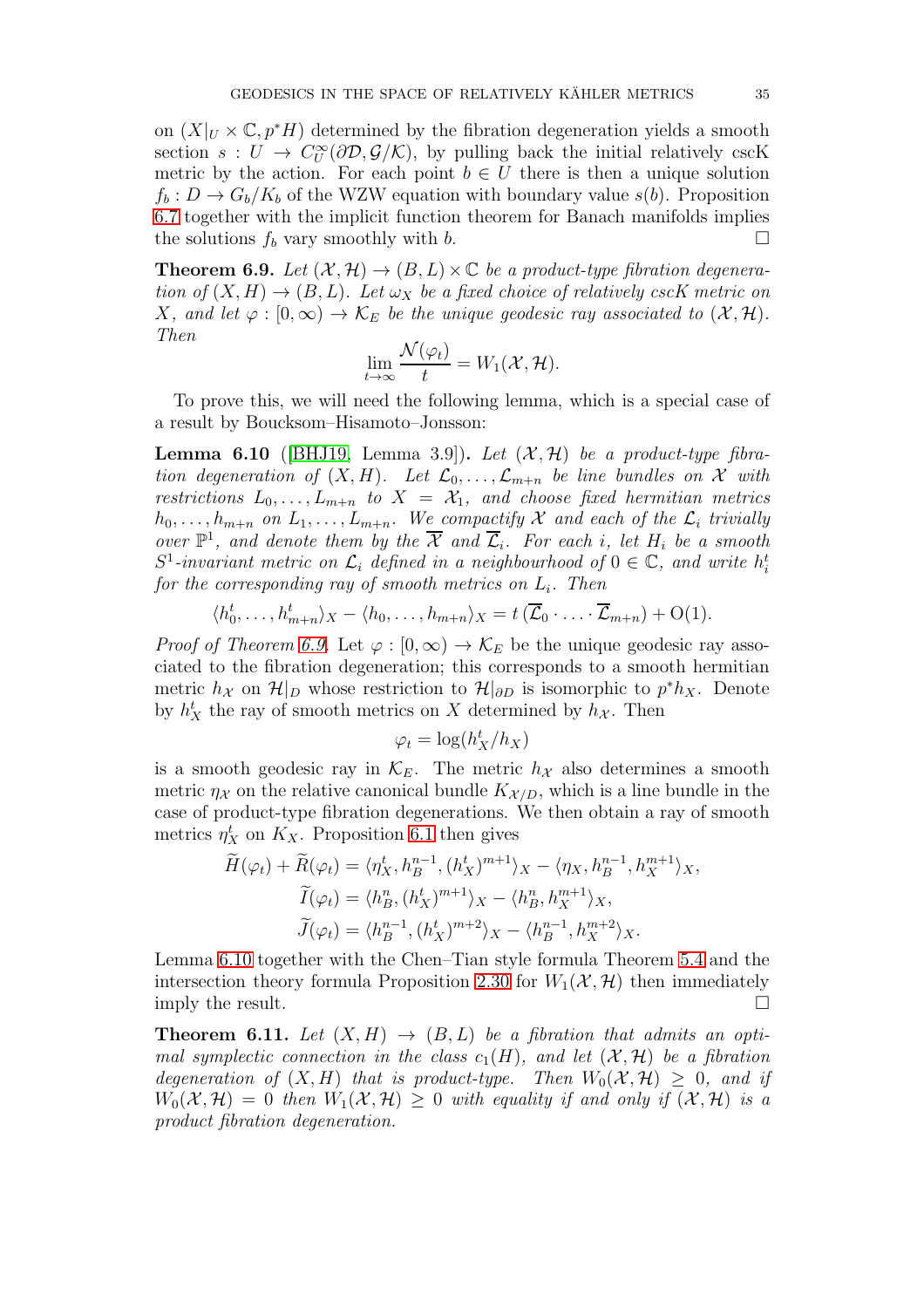on $(X|_U \times \mathbb{C}, p^*H)$ determined by the fibration degeneration yields a smooth section $s : U \to C^\infty_U(\partial\mathcal{D}, \mathcal{G}/\mathcal{K})$, by pulling back the initial relatively cscK metric by the action. For each point $b \in U$ there is then a unique solution $f_b : D \to G_b/K_b$ of the WZW equation with boundary value $s(b)$. Proposition 6.7 together with the implicit function theorem for Banach manifolds implies the solutions $f_b$ vary smoothly with $b$. □

**Theorem 6.9.** *Let $(\mathcal{X}, \mathcal{H}) \to (B, L) \times \mathbb{C}$ be a product-type fibration degeneration of $(X, H) \to (B, L)$. Let $\omega_X$ be a fixed choice of relatively cscK metric on $X$, and let $\varphi : [0, \infty) \to \mathcal{K}_E$ be the unique geodesic ray associated to $(\mathcal{X}, \mathcal{H})$. Then*

$$\lim_{t\to\infty} \frac{\mathcal{N}(\varphi_t)}{t} = W_1(\mathcal{X}, \mathcal{H}).$$

To prove this, we will need the following lemma, which is a special case of a result by Boucksom–Hisamoto–Jonsson:

**Lemma 6.10** ([BHJ19, Lemma 3.9])**.** *Let $(\mathcal{X}, \mathcal{H})$ be a product-type fibration degeneration of $(X, H)$. Let $\mathcal{L}_0, \dots, \mathcal{L}_{m+n}$ be line bundles on $\mathcal{X}$ with restrictions $L_0, \dots, L_{m+n}$ to $X = \mathcal{X}_1$, and choose fixed hermitian metrics $h_0, \dots, h_{m+n}$ on $L_1, \dots, L_{m+n}$. We compactify $\mathcal{X}$ and each of the $\mathcal{L}_i$ trivially over $\mathbb{P}^1$, and denote them by the $\overline{\mathcal{X}}$ and $\overline{\mathcal{L}}_i$. For each $i$, let $H_i$ be a smooth $S^1$-invariant metric on $\mathcal{L}_i$ defined in a neighbourhood of $0 \in \mathbb{C}$, and write $h_i^t$ for the corresponding ray of smooth metrics on $L_i$. Then*

$$\langle h_0^t, \dots, h_{m+n}^t \rangle_X - \langle h_0, \dots, h_{m+n} \rangle_X = t\,(\overline{\mathcal{L}}_0 \cdot \ldots \cdot \overline{\mathcal{L}}_{m+n}) + \mathrm{O}(1).$$

*Proof of Theorem 6.9.* Let $\varphi : [0, \infty) \to \mathcal{K}_E$ be the unique geodesic ray associated to the fibration degeneration; this corresponds to a smooth hermitian metric $h_{\mathcal{X}}$ on $\mathcal{H}|_D$ whose restriction to $\mathcal{H}|_{\partial D}$ is isomorphic to $p^*h_X$. Denote by $h_X^t$ the ray of smooth metrics on $X$ determined by $h_{\mathcal{X}}$. Then

$$\varphi_t = \log(h_X^t/h_X)$$

is a smooth geodesic ray in $\mathcal{K}_E$. The metric $h_{\mathcal{X}}$ also determines a smooth metric $\eta_{\mathcal{X}}$ on the relative canonical bundle $K_{\mathcal{X}/D}$, which is a line bundle in the case of product-type fibration degenerations. We then obtain a ray of smooth metrics $\eta_X^t$ on $K_X$. Proposition 6.1 then gives

$$\begin{aligned}
\widetilde{H}(\varphi_t) + \widetilde{R}(\varphi_t) &= \langle \eta_X^t, h_B^{n-1}, (h_X^t)^{m+1} \rangle_X - \langle \eta_X, h_B^{n-1}, h_X^{m+1} \rangle_X, \\
\widetilde{I}(\varphi_t) &= \langle h_B^n, (h_X^t)^{m+1} \rangle_X - \langle h_B^n, h_X^{m+1} \rangle_X, \\
\widetilde{J}(\varphi_t) &= \langle h_B^{n-1}, (h_X^t)^{m+2} \rangle_X - \langle h_B^{n-1}, h_X^{m+2} \rangle_X.
\end{aligned}$$

Lemma 6.10 together with the Chen–Tian style formula Theorem 5.4 and the intersection theory formula Proposition 2.30 for $W_1(\mathcal{X}, \mathcal{H})$ then immediately imply the result. □

**Theorem 6.11.** *Let $(X, H) \to (B, L)$ be a fibration that admits an optimal symplectic connection in the class $c_1(H)$, and let $(\mathcal{X}, \mathcal{H})$ be a fibration degeneration of $(X, H)$ that is product-type. Then $W_0(\mathcal{X}, \mathcal{H}) \geq 0$, and if $W_0(\mathcal{X}, \mathcal{H}) = 0$ then $W_1(\mathcal{X}, \mathcal{H}) \geq 0$ with equality if and only if $(\mathcal{X}, \mathcal{H})$ is a product fibration degeneration.*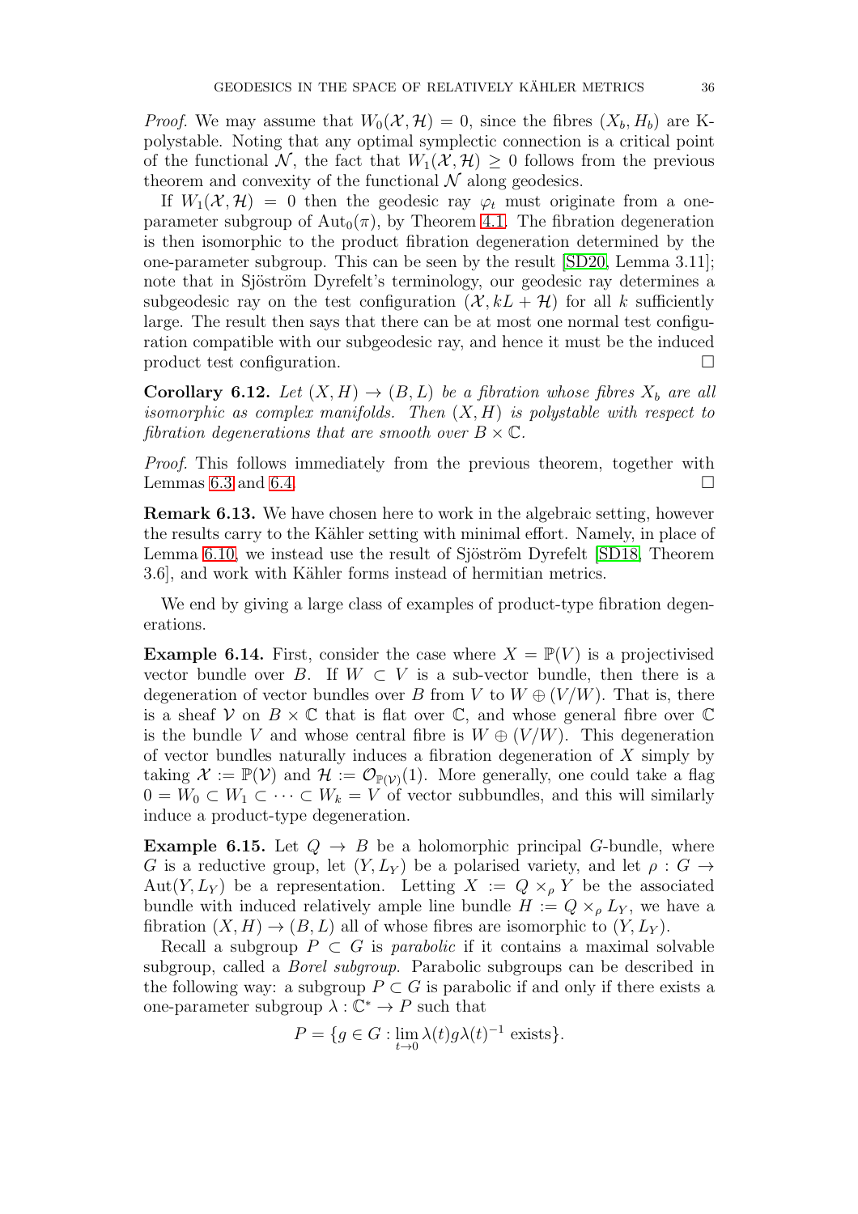*Proof.* We may assume that $W_0(\mathcal{X}, \mathcal{H}) = 0$, since the fibres $(X_b, H_b)$ are K-polystable. Noting that any optimal symplectic connection is a critical point of the functional $\mathcal{N}$, the fact that $W_1(\mathcal{X}, \mathcal{H}) \geq 0$ follows from the previous theorem and convexity of the functional $\mathcal{N}$ along geodesics.

If $W_1(\mathcal{X}, \mathcal{H}) = 0$ then the geodesic ray $\varphi_t$ must originate from a one-parameter subgroup of $\mathrm{Aut}_0(\pi)$, by Theorem 4.1. The fibration degeneration is then isomorphic to the product fibration degeneration determined by the one-parameter subgroup. This can be seen by the result [SD20, Lemma 3.11]; note that in Sjöström Dyrefelt's terminology, our geodesic ray determines a subgeodesic ray on the test configuration $(\mathcal{X}, kL + \mathcal{H})$ for all $k$ sufficiently large. The result then says that there can be at most one normal test configuration compatible with our subgeodesic ray, and hence it must be the induced product test configuration. $\square$

**Corollary 6.12.** *Let $(X, H) \to (B, L)$ be a fibration whose fibres $X_b$ are all isomorphic as complex manifolds. Then $(X, H)$ is polystable with respect to fibration degenerations that are smooth over $B \times \mathbb{C}$.*

*Proof.* This follows immediately from the previous theorem, together with Lemmas 6.3 and 6.4. $\square$

**Remark 6.13.** We have chosen here to work in the algebraic setting, however the results carry to the Kähler setting with minimal effort. Namely, in place of Lemma 6.10, we instead use the result of Sjöström Dyrefelt [SD18, Theorem 3.6], and work with Kähler forms instead of hermitian metrics.

We end by giving a large class of examples of product-type fibration degenerations.

**Example 6.14.** First, consider the case where $X = \mathbb{P}(V)$ is a projectivised vector bundle over $B$. If $W \subset V$ is a sub-vector bundle, then there is a degeneration of vector bundles over $B$ from $V$ to $W \oplus (V/W)$. That is, there is a sheaf $\mathcal{V}$ on $B \times \mathbb{C}$ that is flat over $\mathbb{C}$, and whose general fibre over $\mathbb{C}$ is the bundle $V$ and whose central fibre is $W \oplus (V/W)$. This degeneration of vector bundles naturally induces a fibration degeneration of $X$ simply by taking $\mathcal{X} := \mathbb{P}(\mathcal{V})$ and $\mathcal{H} := \mathcal{O}_{\mathbb{P}(\mathcal{V})}(1)$. More generally, one could take a flag $0 = W_0 \subset W_1 \subset \cdots \subset W_k = V$ of vector subbundles, and this will similarly induce a product-type degeneration.

**Example 6.15.** Let $Q \to B$ be a holomorphic principal $G$-bundle, where $G$ is a reductive group, let $(Y, L_Y)$ be a polarised variety, and let $\rho : G \to \mathrm{Aut}(Y, L_Y)$ be a representation. Letting $X := Q \times_\rho Y$ be the associated bundle with induced relatively ample line bundle $H := Q \times_\rho L_Y$, we have a fibration $(X, H) \to (B, L)$ all of whose fibres are isomorphic to $(Y, L_Y)$.

Recall a subgroup $P \subset G$ is *parabolic* if it contains a maximal solvable subgroup, called a *Borel subgroup*. Parabolic subgroups can be described in the following way: a subgroup $P \subset G$ is parabolic if and only if there exists a one-parameter subgroup $\lambda : \mathbb{C}^* \to P$ such that

$$P = \{g \in G : \lim_{t \to 0} \lambda(t) g \lambda(t)^{-1} \text{ exists}\}.$$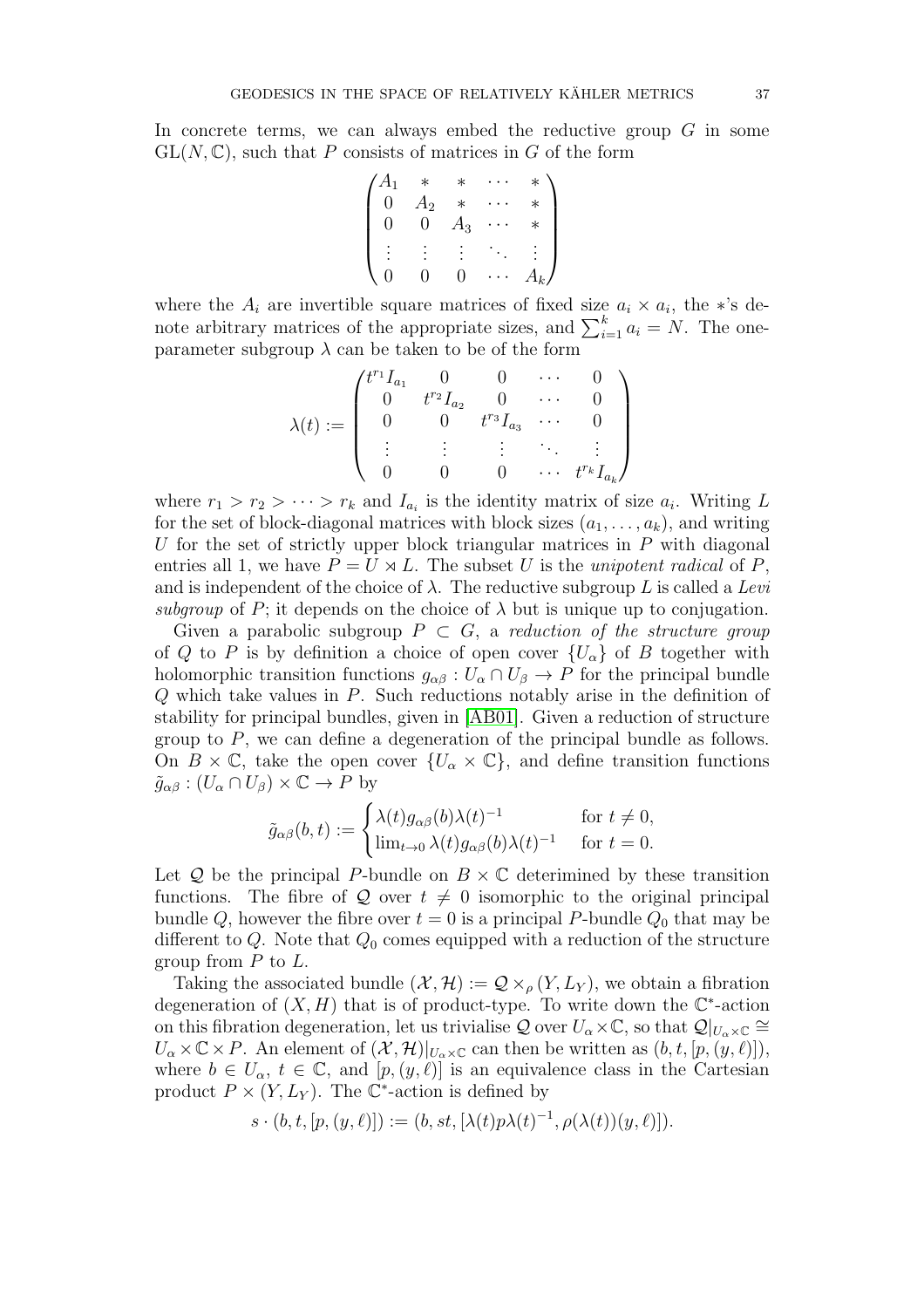In concrete terms, we can always embed the reductive group $G$ in some $\mathrm{GL}(N, \mathbb{C})$, such that $P$ consists of matrices in $G$ of the form

$$
\begin{pmatrix}
A_1 & * & * & \cdots & * \\
0 & A_2 & * & \cdots & * \\
0 & 0 & A_3 & \cdots & * \\
\vdots & \vdots & \vdots & \ddots & \vdots \\
0 & 0 & 0 & \cdots & A_k
\end{pmatrix}
$$

where the $A_i$ are invertible square matrices of fixed size $a_i \times a_i$, the $*$'s denote arbitrary matrices of the appropriate sizes, and $\sum_{i=1}^k a_i = N$. The one-parameter subgroup $\lambda$ can be taken to be of the form

$$
\lambda(t) := \begin{pmatrix}
t^{r_1} I_{a_1} & 0 & 0 & \cdots & 0 \\
0 & t^{r_2} I_{a_2} & 0 & \cdots & 0 \\
0 & 0 & t^{r_3} I_{a_3} & \cdots & 0 \\
\vdots & \vdots & \vdots & \ddots & \vdots \\
0 & 0 & 0 & \cdots & t^{r_k} I_{a_k}
\end{pmatrix}
$$

where $r_1 > r_2 > \cdots > r_k$ and $I_{a_i}$ is the identity matrix of size $a_i$. Writing $L$ for the set of block-diagonal matrices with block sizes $(a_1, \ldots, a_k)$, and writing $U$ for the set of strictly upper block triangular matrices in $P$ with diagonal entries all 1, we have $P = U \rtimes L$. The subset $U$ is the *unipotent radical* of $P$, and is independent of the choice of $\lambda$. The reductive subgroup $L$ is called a *Levi subgroup* of $P$; it depends on the choice of $\lambda$ but is unique up to conjugation.

Given a parabolic subgroup $P \subset G$, a *reduction of the structure group* of $Q$ to $P$ is by definition a choice of open cover $\{U_\alpha\}$ of $B$ together with holomorphic transition functions $g_{\alpha\beta} : U_\alpha \cap U_\beta \to P$ for the principal bundle $Q$ which take values in $P$. Such reductions notably arise in the definition of stability for principal bundles, given in [AB01]. Given a reduction of structure group to $P$, we can define a degeneration of the principal bundle as follows. On $B \times \mathbb{C}$, take the open cover $\{U_\alpha \times \mathbb{C}\}$, and define transition functions $\tilde{g}_{\alpha\beta} : (U_\alpha \cap U_\beta) \times \mathbb{C} \to P$ by

$$
\tilde{g}_{\alpha\beta}(b, t) := \begin{cases} \lambda(t) g_{\alpha\beta}(b) \lambda(t)^{-1} & \text{for } t \neq 0, \\ \lim_{t \to 0} \lambda(t) g_{\alpha\beta}(b) \lambda(t)^{-1} & \text{for } t = 0. \end{cases}
$$

Let $\mathcal{Q}$ be the principal $P$-bundle on $B \times \mathbb{C}$ deterimined by these transition functions. The fibre of $\mathcal{Q}$ over $t \neq 0$ isomorphic to the original principal bundle $Q$, however the fibre over $t = 0$ is a principal $P$-bundle $Q_0$ that may be different to $Q$. Note that $Q_0$ comes equipped with a reduction of the structure group from $P$ to $L$.

Taking the associated bundle $(\mathcal{X}, \mathcal{H}) := \mathcal{Q} \times_\rho (Y, L_Y)$, we obtain a fibration degeneration of $(X, H)$ that is of product-type. To write down the $\mathbb{C}^*$-action on this fibration degeneration, let us trivialise $\mathcal{Q}$ over $U_\alpha \times \mathbb{C}$, so that $\mathcal{Q}|_{U_\alpha \times \mathbb{C}} \cong U_\alpha \times \mathbb{C} \times P$. An element of $(\mathcal{X}, \mathcal{H})|_{U_\alpha \times \mathbb{C}}$ can then be written as $(b, t, [p, (y, \ell)])$, where $b \in U_\alpha$, $t \in \mathbb{C}$, and $[p, (y, \ell)]$ is an equivalence class in the Cartesian product $P \times (Y, L_Y)$. The $\mathbb{C}^*$-action is defined by

$$
s \cdot (b, t, [p, (y, \ell)]) := (b, st, [\lambda(t) p \lambda(t)^{-1}, \rho(\lambda(t))(y, \ell)]).
$$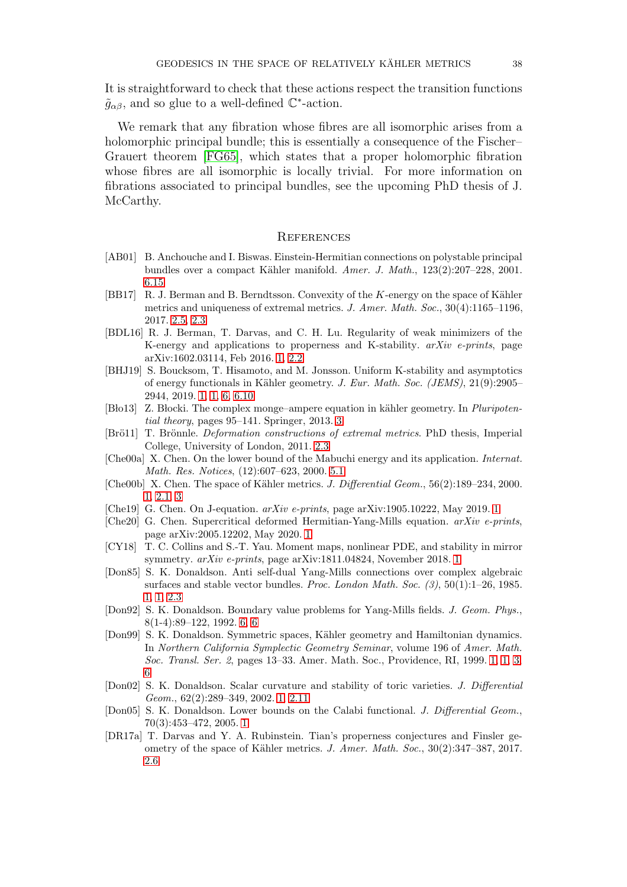It is straightforward to check that these actions respect the transition functions $\tilde{g}_{\alpha\beta}$, and so glue to a well-defined $\mathbb{C}^*$-action.

We remark that any fibration whose fibres are all isomorphic arises from a holomorphic principal bundle; this is essentially a consequence of the Fischer–Grauert theorem [FG65], which states that a proper holomorphic fibration whose fibres are all isomorphic is locally trivial. For more information on fibrations associated to principal bundles, see the upcoming PhD thesis of J. McCarthy.

## References

- [AB01] B. Anchouche and I. Biswas. Einstein-Hermitian connections on polystable principal bundles over a compact Kähler manifold. *Amer. J. Math.*, 123(2):207–228, 2001. 6.15
- [BB17] R. J. Berman and B. Berndtsson. Convexity of the $K$-energy on the space of Kähler metrics and uniqueness of extremal metrics. *J. Amer. Math. Soc.*, 30(4):1165–1196, 2017. 2.5, 2.3
- [BDL16] R. J. Berman, T. Darvas, and C. H. Lu. Regularity of weak minimizers of the K-energy and applications to properness and K-stability. *arXiv e-prints*, page arXiv:1602.03114, Feb 2016. 1, 2.2
- [BHJ19] S. Boucksom, T. Hisamoto, and M. Jonsson. Uniform K-stability and asymptotics of energy functionals in Kähler geometry. *J. Eur. Math. Soc. (JEMS)*, 21(9):2905–2944, 2019. 1, 1, 6, 6.10
- [Bło13] Z. Błocki. The complex monge–ampere equation in kähler geometry. In *Pluripotential theory*, pages 95–141. Springer, 2013. 3
- [Brö11] T. Brönnle. *Deformation constructions of extremal metrics*. PhD thesis, Imperial College, University of London, 2011. 2.3
- [Che00a] X. Chen. On the lower bound of the Mabuchi energy and its application. *Internat. Math. Res. Notices*, (12):607–623, 2000. 5.1
- [Che00b] X. Chen. The space of Kähler metrics. *J. Differential Geom.*, 56(2):189–234, 2000. 1, 2.1, 3
- [Che19] G. Chen. On J-equation. *arXiv e-prints*, page arXiv:1905.10222, May 2019. 1
- [Che20] G. Chen. Supercritical deformed Hermitian-Yang-Mills equation. *arXiv e-prints*, page arXiv:2005.12202, May 2020. 1
- [CY18] T. C. Collins and S.-T. Yau. Moment maps, nonlinear PDE, and stability in mirror symmetry. *arXiv e-prints*, page arXiv:1811.04824, November 2018. 1
- [Don85] S. K. Donaldson. Anti self-dual Yang-Mills connections over complex algebraic surfaces and stable vector bundles. *Proc. London Math. Soc. (3)*, 50(1):1–26, 1985. 1, 1, 2.3
- [Don92] S. K. Donaldson. Boundary value problems for Yang-Mills fields. *J. Geom. Phys.*, 8(1-4):89–122, 1992. 6, 6
- [Don99] S. K. Donaldson. Symmetric spaces, Kähler geometry and Hamiltonian dynamics. In *Northern California Symplectic Geometry Seminar*, volume 196 of *Amer. Math. Soc. Transl. Ser. 2*, pages 13–33. Amer. Math. Soc., Providence, RI, 1999. 1, 1, 3, 6
- [Don02] S. K. Donaldson. Scalar curvature and stability of toric varieties. *J. Differential Geom.*, 62(2):289–349, 2002. 1, 2.11
- [Don05] S. K. Donaldson. Lower bounds on the Calabi functional. *J. Differential Geom.*, 70(3):453–472, 2005. 1
- [DR17a] T. Darvas and Y. A. Rubinstein. Tian's properness conjectures and Finsler geometry of the space of Kähler metrics. *J. Amer. Math. Soc.*, 30(2):347–387, 2017. 2.6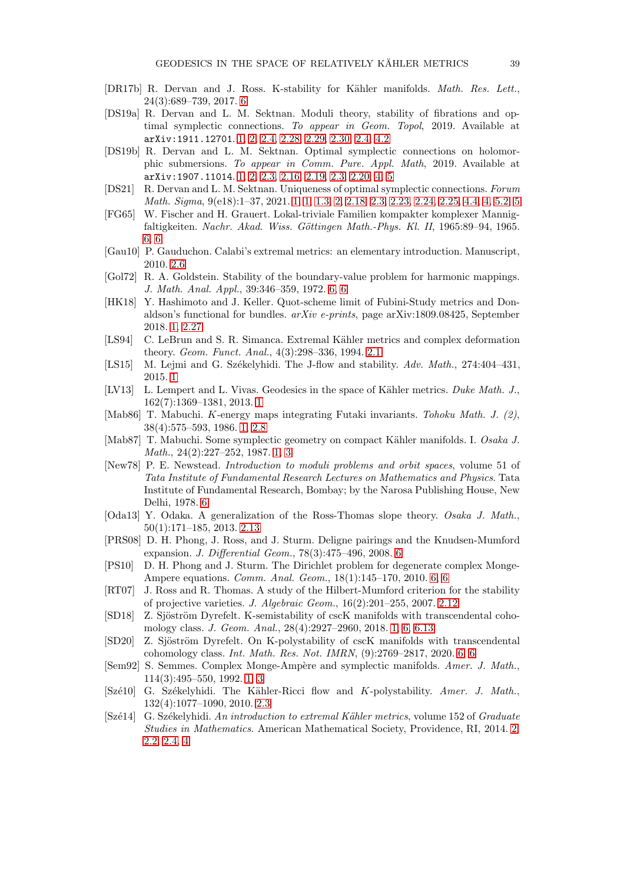[DR17b] R. Dervan and J. Ross. K-stability for Kähler manifolds. *Math. Res. Lett.*, 24(3):689–739, 2017. 6

[DS19a] R. Dervan and L. M. Sektnan. Moduli theory, stability of fibrations and optimal symplectic connections. *To appear in Geom. Topol*, 2019. Available at `arXiv:1911.12701`. 1, 2, 2.4, 2.28, 2.29, 2.30, 2.4, 4.2

[DS19b] R. Dervan and L. M. Sektnan. Optimal symplectic connections on holomorphic submersions. *To appear in Comm. Pure. Appl. Math*, 2019. Available at `arXiv:1907.11014`. 1, 2, 2.3, 2.16, 2.19, 2.3, 2.20, 4, 5

[DS21] R. Dervan and L. M. Sektnan. Uniqueness of optimal symplectic connections. *Forum Math. Sigma*, 9(e18):1–37, 2021. 1, 1, 1.3, 2, 2.18, 2.3, 2.23, 2.24, 2.25, 4.4, 4, 5.2, 5

[FG65] W. Fischer and H. Grauert. Lokal-triviale Familien kompakter komplexer Mannigfaltigkeiten. *Nachr. Akad. Wiss. Göttingen Math.-Phys. Kl. II*, 1965:89–94, 1965. 6, 6

[Gau10] P. Gauduchon. Calabi's extremal metrics: an elementary introduction. Manuscript, 2010. 2.6

[Gol72] R. A. Goldstein. Stability of the boundary-value problem for harmonic mappings. *J. Math. Anal. Appl.*, 39:346–359, 1972. 6, 6

[HK18] Y. Hashimoto and J. Keller. Quot-scheme limit of Fubini-Study metrics and Donaldson's functional for bundles. *arXiv e-prints*, page arXiv:1809.08425, September 2018. 1, 2.27

[LS94] C. LeBrun and S. R. Simanca. Extremal Kähler metrics and complex deformation theory. *Geom. Funct. Anal.*, 4(3):298–336, 1994. 2.1

[LS15] M. Lejmi and G. Székelyhidi. The J-flow and stability. *Adv. Math.*, 274:404–431, 2015. 1

[LV13] L. Lempert and L. Vivas. Geodesics in the space of Kähler metrics. *Duke Math. J.*, 162(7):1369–1381, 2013. 1

[Mab86] T. Mabuchi. $K$-energy maps integrating Futaki invariants. *Tohoku Math. J. (2)*, 38(4):575–593, 1986. 1, 2.8

[Mab87] T. Mabuchi. Some symplectic geometry on compact Kähler manifolds. I. *Osaka J. Math.*, 24(2):227–252, 1987. 1, 3

[New78] P. E. Newstead. *Introduction to moduli problems and orbit spaces*, volume 51 of *Tata Institute of Fundamental Research Lectures on Mathematics and Physics*. Tata Institute of Fundamental Research, Bombay; by the Narosa Publishing House, New Delhi, 1978. 6

[Oda13] Y. Odaka. A generalization of the Ross-Thomas slope theory. *Osaka J. Math.*, 50(1):171–185, 2013. 2.13

[PRS08] D. H. Phong, J. Ross, and J. Sturm. Deligne pairings and the Knudsen-Mumford expansion. *J. Differential Geom.*, 78(3):475–496, 2008. 6

[PS10] D. H. Phong and J. Sturm. The Dirichlet problem for degenerate complex Monge-Ampere equations. *Comm. Anal. Geom.*, 18(1):145–170, 2010. 6, 6

[RT07] J. Ross and R. Thomas. A study of the Hilbert-Mumford criterion for the stability of projective varieties. *J. Algebraic Geom.*, 16(2):201–255, 2007. 2.12

[SD18] Z. Sjöström Dyrefelt. K-semistability of cscK manifolds with transcendental cohomology class. *J. Geom. Anal.*, 28(4):2927–2960, 2018. 1, 6, 6.13

[SD20] Z. Sjöström Dyrefelt. On K-polystability of cscK manifolds with transcendental cohomology class. *Int. Math. Res. Not. IMRN*, (9):2769–2817, 2020. 6, 6

[Sem92] S. Semmes. Complex Monge-Ampère and symplectic manifolds. *Amer. J. Math.*, 114(3):495–550, 1992. 1, 3

[Szé10] G. Székelyhidi. The Kähler-Ricci flow and $K$-polystability. *Amer. J. Math.*, 132(4):1077–1090, 2010. 2.3

[Szé14] G. Székelyhidi. *An introduction to extremal Kähler metrics*, volume 152 of *Graduate Studies in Mathematics*. American Mathematical Society, Providence, RI, 2014. 2, 2.2, 2.4, 4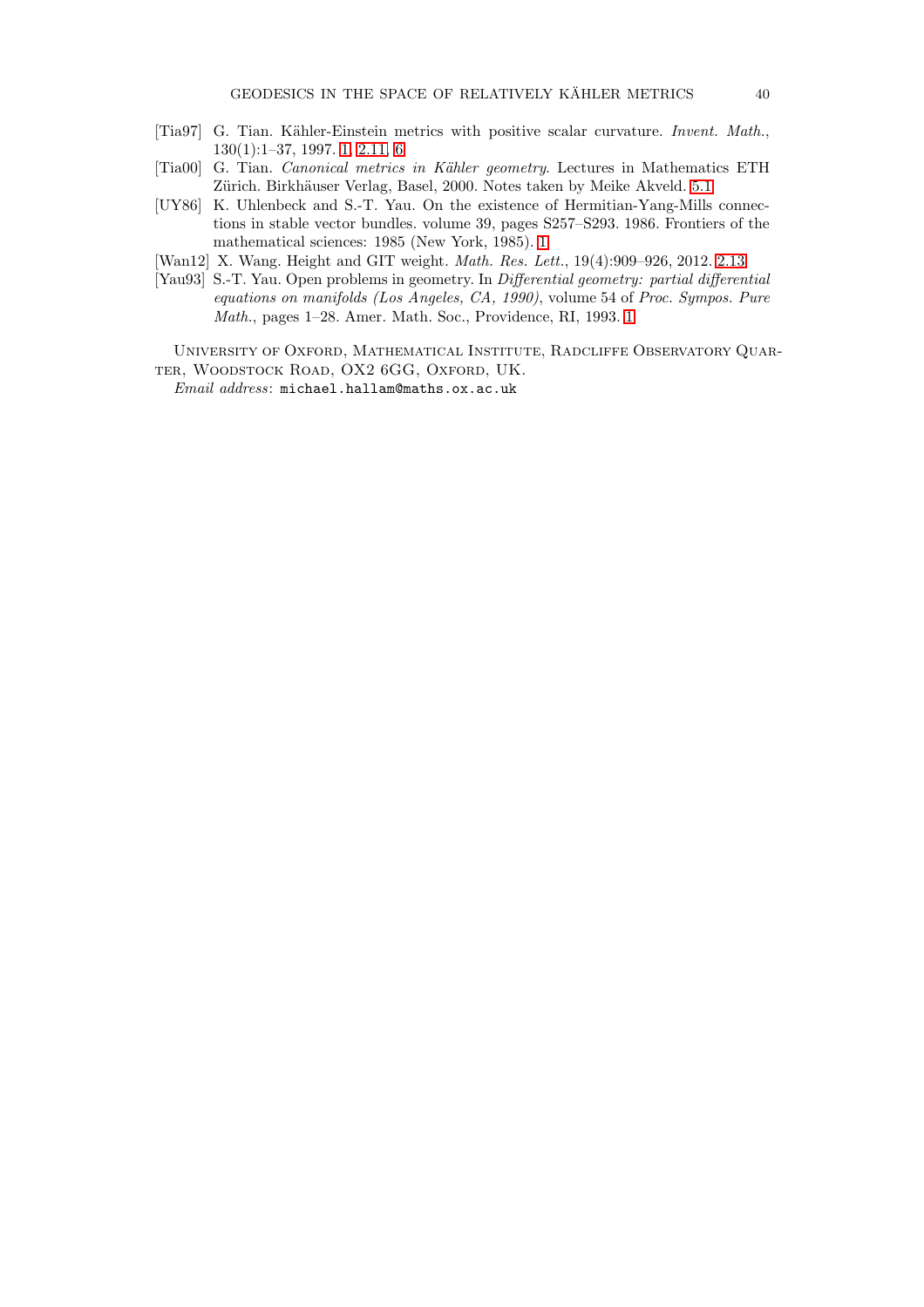[Tia97] G. Tian. Kähler-Einstein metrics with positive scalar curvature. *Invent. Math.*, 130(1):1–37, 1997. 1, 2.11, 6

[Tia00] G. Tian. *Canonical metrics in Kähler geometry*. Lectures in Mathematics ETH Zürich. Birkhäuser Verlag, Basel, 2000. Notes taken by Meike Akveld. 5.1

[UY86] K. Uhlenbeck and S.-T. Yau. On the existence of Hermitian-Yang-Mills connections in stable vector bundles. volume 39, pages S257–S293. 1986. Frontiers of the mathematical sciences: 1985 (New York, 1985). 1

[Wan12] X. Wang. Height and GIT weight. *Math. Res. Lett.*, 19(4):909–926, 2012. 2.13

[Yau93] S.-T. Yau. Open problems in geometry. In *Differential geometry: partial differential equations on manifolds (Los Angeles, CA, 1990)*, volume 54 of *Proc. Sympos. Pure Math.*, pages 1–28. Amer. Math. Soc., Providence, RI, 1993. 1

University of Oxford, Mathematical Institute, Radcliffe Observatory Quarter, Woodstock Road, OX2 6GG, Oxford, UK.

*Email address*: `michael.hallam@maths.ox.ac.uk`